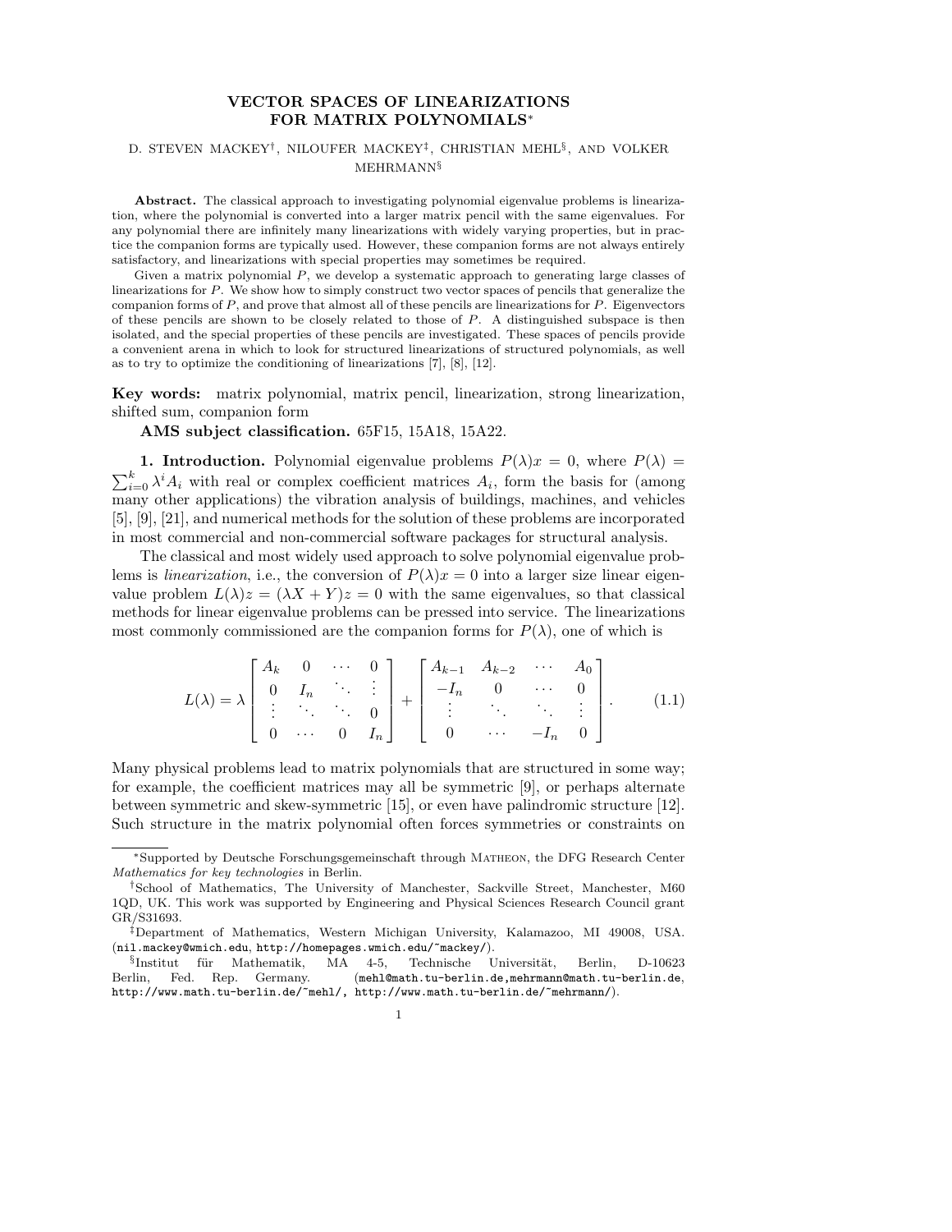# VECTOR SPACES OF LINEARIZATIONS FOR MATRIX POLYNOMIALS*

D. STEVEN MACKEY[†], NILOUFER MACKEY[‡], CHRISTIAN MEHL[§], AND VOLKER MEHRMANN[§]

**Abstract.** The classical approach to investigating polynomial eigenvalue problems is linearization, where the polynomial is converted into a larger matrix pencil with the same eigenvalues. For any polynomial there are infinitely many linearizations with widely varying properties, but in practice the companion forms are typically used. However, these companion forms are not always entirely satisfactory, and linearizations with special properties may sometimes be required.

Given a matrix polynomial $P$, we develop a systematic approach to generating large classes of linearizations for $P$. We show how to simply construct two vector spaces of pencils that generalize the companion forms of $P$, and prove that almost all of these pencils are linearizations for $P$. Eigenvectors of these pencils are shown to be closely related to those of $P$. A distinguished subspace is then isolated, and the special properties of these pencils are investigated. These spaces of pencils provide a convenient arena in which to look for structured linearizations of structured polynomials, as well as to try to optimize the conditioning of linearizations [7], [8], [12].

**Key words:** matrix polynomial, matrix pencil, linearization, strong linearization, shifted sum, companion form

**AMS subject classification.** 65F15, 15A18, 15A22.

## 1. Introduction.

Polynomial eigenvalue problems $P(\lambda)x = 0$, where $P(\lambda) = \sum_{i=0}^{k} \lambda^i A_i$ with real or complex coefficient matrices $A_i$, form the basis for (among many other applications) the vibration analysis of buildings, machines, and vehicles [5], [9], [21], and numerical methods for the solution of these problems are incorporated in most commercial and non-commercial software packages for structural analysis.

The classical and most widely used approach to solve polynomial eigenvalue problems is *linearization*, i.e., the conversion of $P(\lambda)x = 0$ into a larger size linear eigenvalue problem $L(\lambda)z = (\lambda X + Y)z = 0$ with the same eigenvalues, so that classical methods for linear eigenvalue problems can be pressed into service. The linearizations most commonly commissioned are the companion forms for $P(\lambda)$, one of which is

$$L(\lambda) = \lambda \begin{bmatrix} A_k & 0 & \cdots & 0 \\ 0 & I_n & \ddots & \vdots \\ \vdots & \ddots & \ddots & 0 \\ 0 & \cdots & 0 & I_n \end{bmatrix} + \begin{bmatrix} A_{k-1} & A_{k-2} & \cdots & A_0 \\ -I_n & 0 & \cdots & 0 \\ \vdots & \ddots & \ddots & \vdots \\ 0 & \cdots & -I_n & 0 \end{bmatrix}. \tag{1.1}$$

Many physical problems lead to matrix polynomials that are structured in some way; for example, the coefficient matrices may all be symmetric [9], or perhaps alternate between symmetric and skew-symmetric [15], or even have palindromic structure [12]. Such structure in the matrix polynomial often forces symmetries or constraints on

---

*Supported by Deutsche Forschungsgemeinschaft through MATHEON, the DFG Research Center *Mathematics for key technologies* in Berlin.

[†]School of Mathematics, The University of Manchester, Sackville Street, Manchester, M60 1QD, UK. This work was supported by Engineering and Physical Sciences Research Council grant GR/S31693.

[‡]Department of Mathematics, Western Michigan University, Kalamazoo, MI 49008, USA. (nil.mackey@wmich.edu, http://homepages.wmich.edu/~mackey/).

[§]Institut für Mathematik, MA 4-5, Technische Universität, Berlin, D-10623 Berlin, Fed. Rep. Germany. (mehl@math.tu-berlin.de,mehrmann@math.tu-berlin.de, http://www.math.tu-berlin.de/~mehl/, http://www.math.tu-berlin.de/~mehrmann/).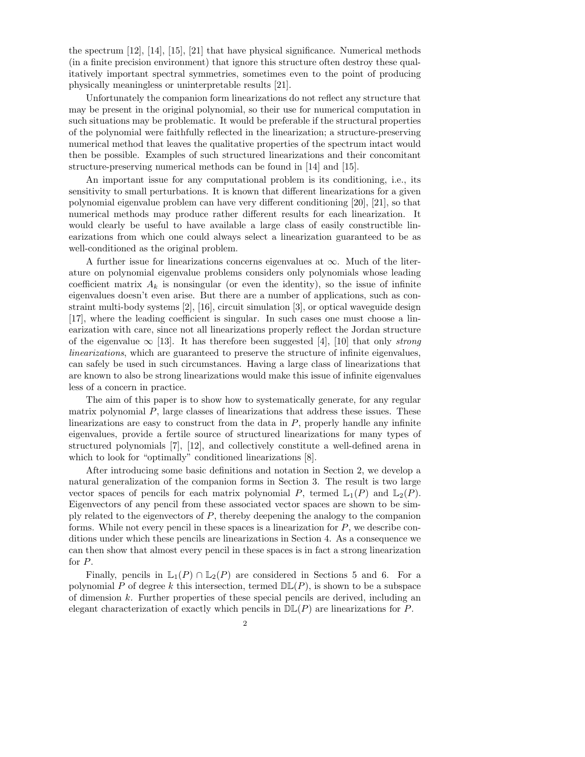the spectrum [12], [14], [15], [21] that have physical significance. Numerical methods (in a finite precision environment) that ignore this structure often destroy these qualitatively important spectral symmetries, sometimes even to the point of producing physically meaningless or uninterpretable results [21].

Unfortunately the companion form linearizations do not reflect any structure that may be present in the original polynomial, so their use for numerical computation in such situations may be problematic. It would be preferable if the structural properties of the polynomial were faithfully reflected in the linearization; a structure-preserving numerical method that leaves the qualitative properties of the spectrum intact would then be possible. Examples of such structured linearizations and their concomitant structure-preserving numerical methods can be found in [14] and [15].

An important issue for any computational problem is its conditioning, i.e., its sensitivity to small perturbations. It is known that different linearizations for a given polynomial eigenvalue problem can have very different conditioning [20], [21], so that numerical methods may produce rather different results for each linearization. It would clearly be useful to have available a large class of easily constructible linearizations from which one could always select a linearization guaranteed to be as well-conditioned as the original problem.

A further issue for linearizations concerns eigenvalues at $\infty$. Much of the literature on polynomial eigenvalue problems considers only polynomials whose leading coefficient matrix $A_k$ is nonsingular (or even the identity), so the issue of infinite eigenvalues doesn't even arise. But there are a number of applications, such as constraint multi-body systems [2], [16], circuit simulation [3], or optical waveguide design [17], where the leading coefficient is singular. In such cases one must choose a linearization with care, since not all linearizations properly reflect the Jordan structure of the eigenvalue $\infty$ [13]. It has therefore been suggested [4], [10] that only *strong linearizations*, which are guaranteed to preserve the structure of infinite eigenvalues, can safely be used in such circumstances. Having a large class of linearizations that are known to also be strong linearizations would make this issue of infinite eigenvalues less of a concern in practice.

The aim of this paper is to show how to systematically generate, for any regular matrix polynomial $P$, large classes of linearizations that address these issues. These linearizations are easy to construct from the data in $P$, properly handle any infinite eigenvalues, provide a fertile source of structured linearizations for many types of structured polynomials [7], [12], and collectively constitute a well-defined arena in which to look for "optimally" conditioned linearizations [8].

After introducing some basic definitions and notation in Section 2, we develop a natural generalization of the companion forms in Section 3. The result is two large vector spaces of pencils for each matrix polynomial $P$, termed $\mathbb{L}_1(P)$ and $\mathbb{L}_2(P)$. Eigenvectors of any pencil from these associated vector spaces are shown to be simply related to the eigenvectors of $P$, thereby deepening the analogy to the companion forms. While not every pencil in these spaces is a linearization for $P$, we describe conditions under which these pencils are linearizations in Section 4. As a consequence we can then show that almost every pencil in these spaces is in fact a strong linearization for $P$.

Finally, pencils in $\mathbb{L}_1(P) \cap \mathbb{L}_2(P)$ are considered in Sections 5 and 6. For a polynomial $P$ of degree $k$ this intersection, termed $\mathbb{DL}(P)$, is shown to be a subspace of dimension $k$. Further properties of these special pencils are derived, including an elegant characterization of exactly which pencils in $\mathbb{DL}(P)$ are linearizations for $P$.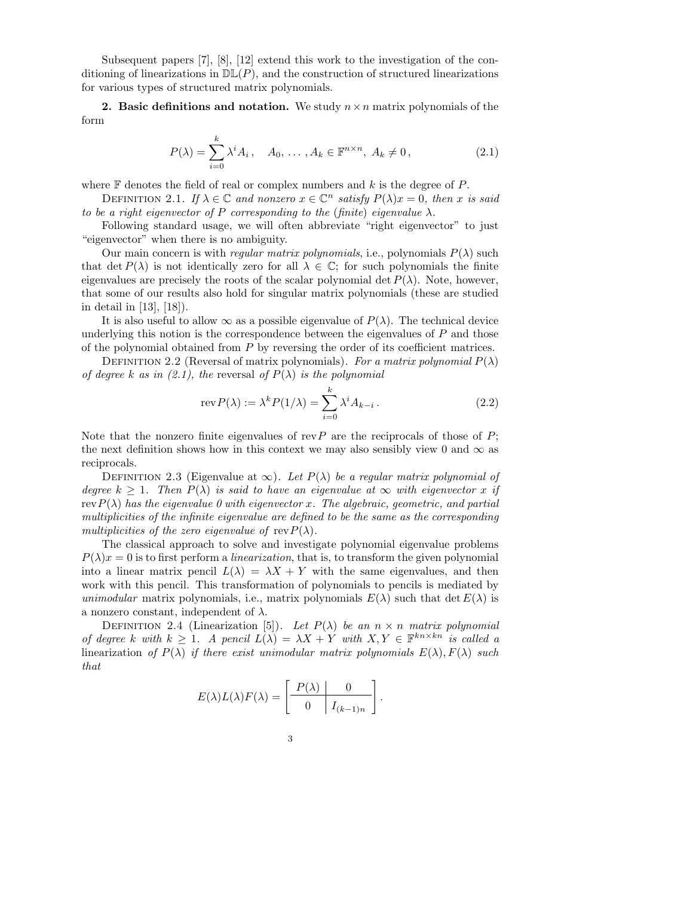Subsequent papers [7], [8], [12] extend this work to the investigation of the conditioning of linearizations in $\mathbb{DL}(P)$, and the construction of structured linearizations for various types of structured matrix polynomials.

**2. Basic definitions and notation.** We study $n \times n$ matrix polynomials of the form

$$P(\lambda) = \sum_{i=0}^{k} \lambda^i A_i\,, \quad A_0,\, \ldots\,, A_k \in \mathbb{F}^{n\times n},\ A_k \neq 0\,, \tag{2.1}$$

where $\mathbb{F}$ denotes the field of real or complex numbers and $k$ is the degree of $P$.

Definition 2.1. *If $\lambda \in \mathbb{C}$ and nonzero $x \in \mathbb{C}^n$ satisfy $P(\lambda)x = 0$, then $x$ is said to be a right eigenvector of $P$ corresponding to the (finite) eigenvalue $\lambda$.*

Following standard usage, we will often abbreviate "right eigenvector" to just "eigenvector" when there is no ambiguity.

Our main concern is with *regular matrix polynomials*, i.e., polynomials $P(\lambda)$ such that $\det P(\lambda)$ is not identically zero for all $\lambda \in \mathbb{C}$; for such polynomials the finite eigenvalues are precisely the roots of the scalar polynomial $\det P(\lambda)$. Note, however, that some of our results also hold for singular matrix polynomials (these are studied in detail in [13], [18]).

It is also useful to allow $\infty$ as a possible eigenvalue of $P(\lambda)$. The technical device underlying this notion is the correspondence between the eigenvalues of $P$ and those of the polynomial obtained from $P$ by reversing the order of its coefficient matrices.

Definition 2.2 (Reversal of matrix polynomials). *For a matrix polynomial $P(\lambda)$ of degree $k$ as in (2.1), the* reversal *of $P(\lambda)$ is the polynomial*

$$\operatorname{rev} P(\lambda) := \lambda^k P(1/\lambda) = \sum_{i=0}^{k} \lambda^i A_{k-i}\,. \tag{2.2}$$

Note that the nonzero finite eigenvalues of $\operatorname{rev} P$ are the reciprocals of those of $P$; the next definition shows how in this context we may also sensibly view 0 and $\infty$ as reciprocals.

Definition 2.3 (Eigenvalue at $\infty$). *Let $P(\lambda)$ be a regular matrix polynomial of degree $k \geq 1$. Then $P(\lambda)$ is said to have an eigenvalue at $\infty$ with eigenvector $x$ if $\operatorname{rev} P(\lambda)$ has the eigenvalue 0 with eigenvector $x$. The algebraic, geometric, and partial multiplicities of the infinite eigenvalue are defined to be the same as the corresponding multiplicities of the zero eigenvalue of $\operatorname{rev} P(\lambda)$.*

The classical approach to solve and investigate polynomial eigenvalue problems $P(\lambda)x = 0$ is to first perform a *linearization*, that is, to transform the given polynomial into a linear matrix pencil $L(\lambda) = \lambda X + Y$ with the same eigenvalues, and then work with this pencil. This transformation of polynomials to pencils is mediated by *unimodular* matrix polynomials, i.e., matrix polynomials $E(\lambda)$ such that $\det E(\lambda)$ is a nonzero constant, independent of $\lambda$.

Definition 2.4 (Linearization [5]). *Let $P(\lambda)$ be an $n \times n$ matrix polynomial of degree $k$ with $k \geq 1$. A pencil $L(\lambda) = \lambda X + Y$ with $X, Y \in \mathbb{F}^{kn\times kn}$ is called a* linearization *of $P(\lambda)$ if there exist unimodular matrix polynomials $E(\lambda), F(\lambda)$ such that*

$$E(\lambda)L(\lambda)F(\lambda) = \left[\begin{array}{c|c} P(\lambda) & 0 \\ \hline 0 & I_{(k-1)n} \end{array}\right].$$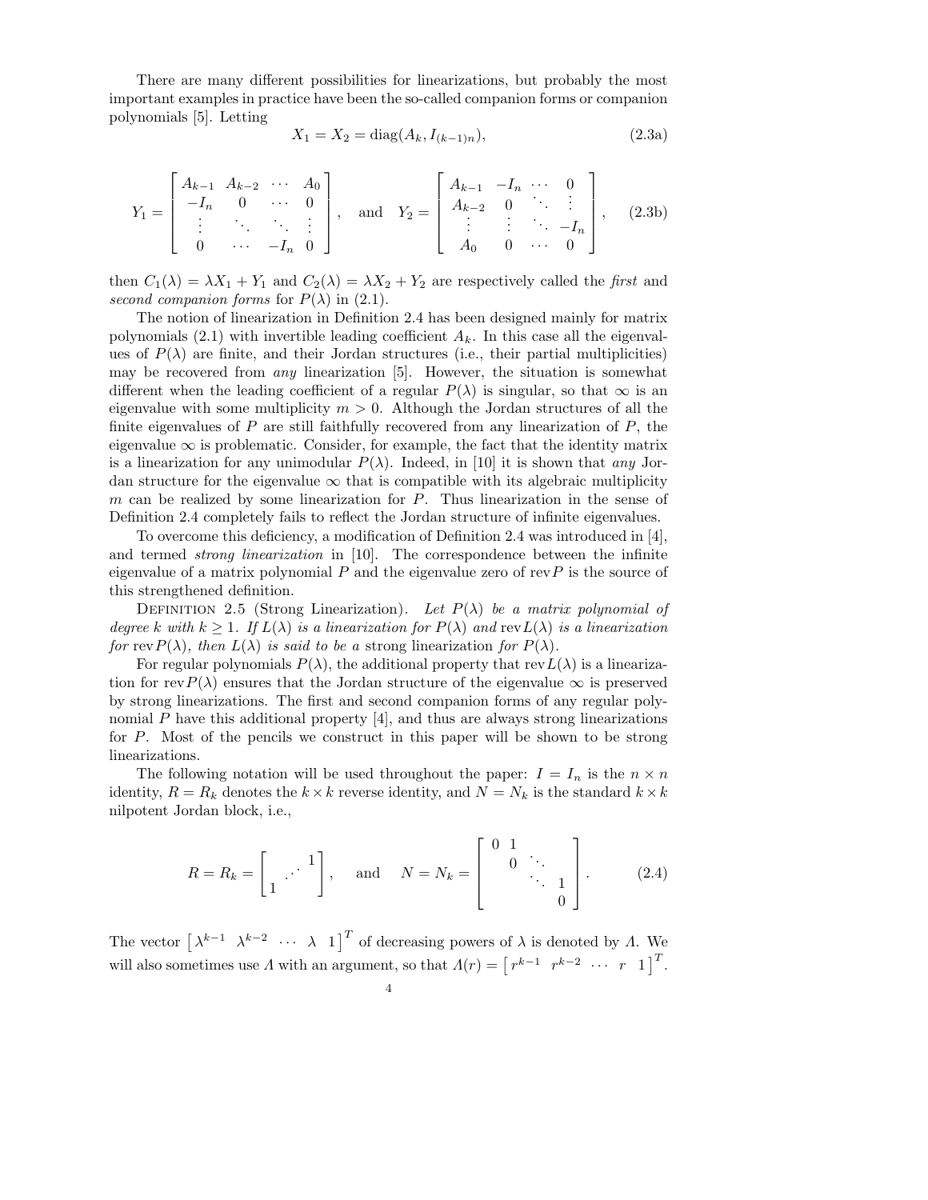There are many different possibilities for linearizations, but probably the most important examples in practice have been the so-called companion forms or companion polynomials [5]. Letting

$$X_1 = X_2 = \operatorname{diag}(A_k, I_{(k-1)n}), \tag{2.3a}$$

$$Y_1 = \begin{bmatrix} A_{k-1} & A_{k-2} & \cdots & A_0 \\ -I_n & 0 & \cdots & 0 \\ \vdots & \ddots & \ddots & \vdots \\ 0 & \cdots & -I_n & 0 \end{bmatrix}, \quad \text{and} \quad Y_2 = \begin{bmatrix} A_{k-1} & -I_n & \cdots & 0 \\ A_{k-2} & 0 & \ddots & \vdots \\ \vdots & \vdots & \ddots & -I_n \\ A_0 & 0 & \cdots & 0 \end{bmatrix}, \tag{2.3b}$$

then $C_1(\lambda) = \lambda X_1 + Y_1$ and $C_2(\lambda) = \lambda X_2 + Y_2$ are respectively called the *first* and *second companion forms* for $P(\lambda)$ in (2.1).

The notion of linearization in Definition 2.4 has been designed mainly for matrix polynomials (2.1) with invertible leading coefficient $A_k$. In this case all the eigenvalues of $P(\lambda)$ are finite, and their Jordan structures (i.e., their partial multiplicities) may be recovered from *any* linearization [5]. However, the situation is somewhat different when the leading coefficient of a regular $P(\lambda)$ is singular, so that $\infty$ is an eigenvalue with some multiplicity $m > 0$. Although the Jordan structures of all the finite eigenvalues of $P$ are still faithfully recovered from any linearization of $P$, the eigenvalue $\infty$ is problematic. Consider, for example, the fact that the identity matrix is a linearization for any unimodular $P(\lambda)$. Indeed, in [10] it is shown that *any* Jordan structure for the eigenvalue $\infty$ that is compatible with its algebraic multiplicity $m$ can be realized by some linearization for $P$. Thus linearization in the sense of Definition 2.4 completely fails to reflect the Jordan structure of infinite eigenvalues.

To overcome this deficiency, a modification of Definition 2.4 was introduced in [4], and termed *strong linearization* in [10]. The correspondence between the infinite eigenvalue of a matrix polynomial $P$ and the eigenvalue zero of $\operatorname{rev} P$ is the source of this strengthened definition.

Definition 2.5 (Strong Linearization). *Let $P(\lambda)$ be a matrix polynomial of degree $k$ with $k \geq 1$. If $L(\lambda)$ is a linearization for $P(\lambda)$ and $\operatorname{rev} L(\lambda)$ is a linearization for $\operatorname{rev} P(\lambda)$, then $L(\lambda)$ is said to be a* strong linearization *for $P(\lambda)$.*

For regular polynomials $P(\lambda)$, the additional property that $\operatorname{rev} L(\lambda)$ is a linearization for $\operatorname{rev} P(\lambda)$ ensures that the Jordan structure of the eigenvalue $\infty$ is preserved by strong linearizations. The first and second companion forms of any regular polynomial $P$ have this additional property [4], and thus are always strong linearizations for $P$. Most of the pencils we construct in this paper will be shown to be strong linearizations.

The following notation will be used throughout the paper: $I = I_n$ is the $n \times n$ identity, $R = R_k$ denotes the $k \times k$ reverse identity, and $N = N_k$ is the standard $k \times k$ nilpotent Jordan block, i.e.,

$$R = R_k = \begin{bmatrix} & & 1 \\ & \cdot^{\cdot^{\cdot}} & \\ 1 & & \end{bmatrix}, \quad \text{and} \quad N = N_k = \begin{bmatrix} 0 & 1 & & \\ & 0 & \ddots & \\ & & \ddots & 1 \\ & & & 0 \end{bmatrix}. \tag{2.4}$$

The vector $\begin{bmatrix} \lambda^{k-1} & \lambda^{k-2} & \cdots & \lambda & 1 \end{bmatrix}^T$ of decreasing powers of $\lambda$ is denoted by $\Lambda$. We will also sometimes use $\Lambda$ with an argument, so that $\Lambda(r) = \begin{bmatrix} r^{k-1} & r^{k-2} & \cdots & r & 1 \end{bmatrix}^T$.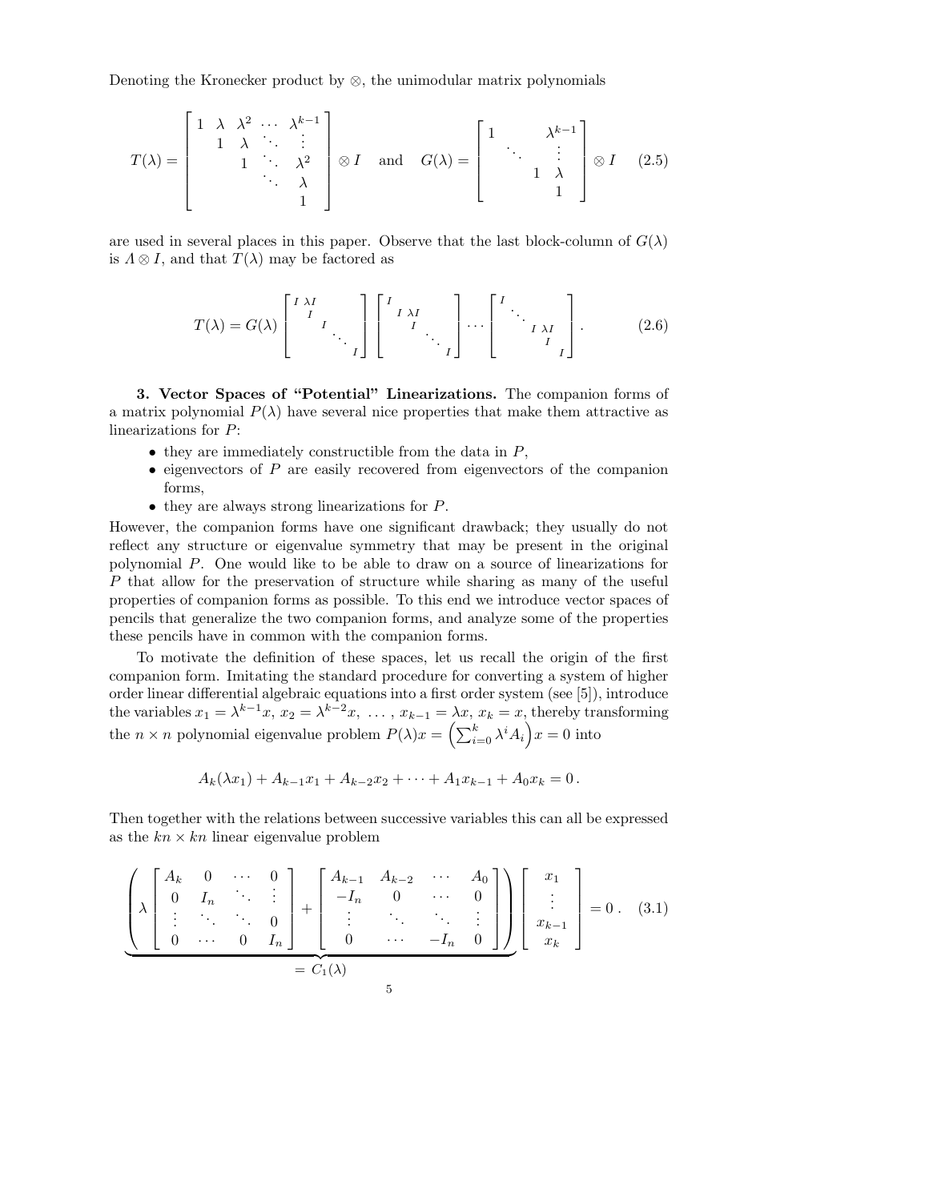Denoting the Kronecker product by $\otimes$, the unimodular matrix polynomials

$$T(\lambda) = \begin{bmatrix} 1 & \lambda & \lambda^2 & \cdots & \lambda^{k-1} \\ & 1 & \lambda & \ddots & \vdots \\ & & 1 & \ddots & \lambda^2 \\ & & & \ddots & \lambda \\ & & & & 1 \end{bmatrix} \otimes I \quad \text{and} \quad G(\lambda) = \begin{bmatrix} 1 & & & \lambda^{k-1} \\ & \ddots & & \vdots \\ & & 1 & \lambda \\ & & & 1 \end{bmatrix} \otimes I \tag{2.5}$$

are used in several places in this paper. Observe that the last block-column of $G(\lambda)$ is $\Lambda \otimes I$, and that $T(\lambda)$ may be factored as

$$T(\lambda) = G(\lambda) \begin{bmatrix} I & \lambda I & & & \\ & I & & & \\ & & I & & \\ & & & \ddots & \\ & & & & I \end{bmatrix} \begin{bmatrix} I & & & & \\ & I & \lambda I & & \\ & & I & & \\ & & & \ddots & \\ & & & & I \end{bmatrix} \cdots \begin{bmatrix} I & & & & \\ & \ddots & & & \\ & & I & \lambda I & \\ & & & I & \\ & & & & I \end{bmatrix}. \tag{2.6}$$

**3. Vector Spaces of "Potential" Linearizations.** The companion forms of a matrix polynomial $P(\lambda)$ have several nice properties that make them attractive as linearizations for $P$:

- they are immediately constructible from the data in $P$,
- eigenvectors of $P$ are easily recovered from eigenvectors of the companion forms,
- they are always strong linearizations for $P$.

However, the companion forms have one significant drawback; they usually do not reflect any structure or eigenvalue symmetry that may be present in the original polynomial $P$. One would like to be able to draw on a source of linearizations for $P$ that allow for the preservation of structure while sharing as many of the useful properties of companion forms as possible. To this end we introduce vector spaces of pencils that generalize the two companion forms, and analyze some of the properties these pencils have in common with the companion forms.

To motivate the definition of these spaces, let us recall the origin of the first companion form. Imitating the standard procedure for converting a system of higher order linear differential algebraic equations into a first order system (see [5]), introduce the variables $x_1 = \lambda^{k-1}x$, $x_2 = \lambda^{k-2}x$, $\ldots$ , $x_{k-1} = \lambda x$, $x_k = x$, thereby transforming the $n \times n$ polynomial eigenvalue problem $P(\lambda)x = \left(\sum_{i=0}^{k} \lambda^i A_i\right)x = 0$ into

$$A_k(\lambda x_1) + A_{k-1}x_1 + A_{k-2}x_2 + \cdots + A_1 x_{k-1} + A_0 x_k = 0\,.$$

Then together with the relations between successive variables this can all be expressed as the $kn \times kn$ linear eigenvalue problem

$$\underbrace{\left( \lambda \begin{bmatrix} A_k & 0 & \cdots & 0 \\ 0 & I_n & \ddots & \vdots \\ \vdots & \ddots & \ddots & 0 \\ 0 & \cdots & 0 & I_n \end{bmatrix} + \begin{bmatrix} A_{k-1} & A_{k-2} & \cdots & A_0 \\ -I_n & 0 & \cdots & 0 \\ \vdots & \ddots & \ddots & \vdots \\ 0 & \cdots & -I_n & 0 \end{bmatrix} \right)}_{=\, C_1(\lambda)} \begin{bmatrix} x_1 \\ \vdots \\ x_{k-1} \\ x_k \end{bmatrix} = 0\,. \tag{3.1}$$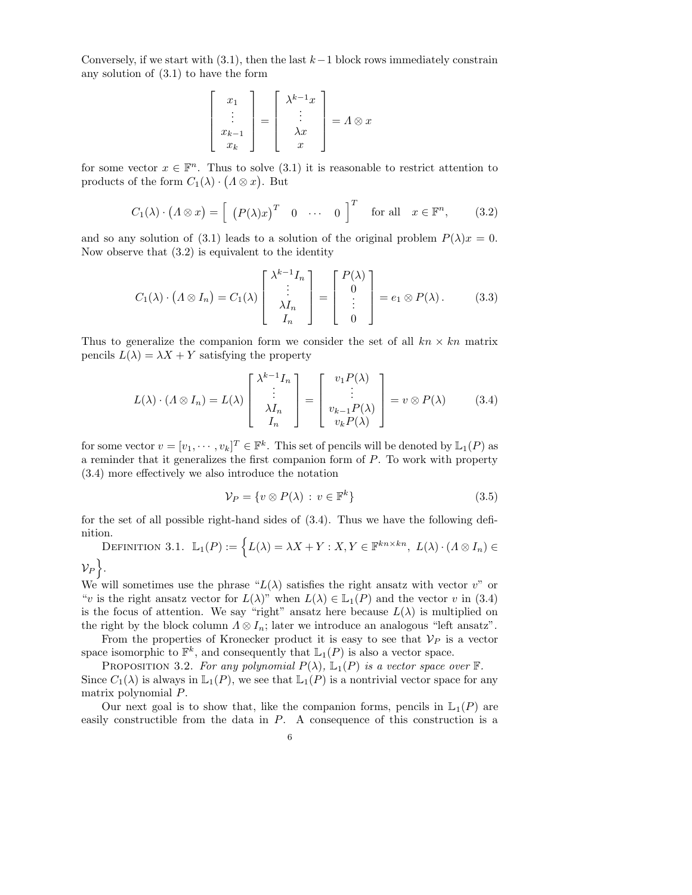Conversely, if we start with (3.1), then the last $k-1$ block rows immediately constrain any solution of (3.1) to have the form

$$\begin{bmatrix} x_1 \\ \vdots \\ x_{k-1} \\ x_k \end{bmatrix} = \begin{bmatrix} \lambda^{k-1}x \\ \vdots \\ \lambda x \\ x \end{bmatrix} = \Lambda \otimes x$$

for some vector $x \in \mathbb{F}^n$. Thus to solve (3.1) it is reasonable to restrict attention to products of the form $C_1(\lambda) \cdot (\Lambda \otimes x)$. But

$$C_1(\lambda) \cdot (\Lambda \otimes x) = \begin{bmatrix} (P(\lambda)x)^T & 0 & \cdots & 0 \end{bmatrix}^T \quad \text{for all} \quad x \in \mathbb{F}^n, \tag{3.2}$$

and so any solution of (3.1) leads to a solution of the original problem $P(\lambda)x = 0$. Now observe that (3.2) is equivalent to the identity

$$C_1(\lambda) \cdot (\Lambda \otimes I_n) = C_1(\lambda) \begin{bmatrix} \lambda^{k-1}I_n \\ \vdots \\ \lambda I_n \\ I_n \end{bmatrix} = \begin{bmatrix} P(\lambda) \\ 0 \\ \vdots \\ 0 \end{bmatrix} = e_1 \otimes P(\lambda)\,. \tag{3.3}$$

Thus to generalize the companion form we consider the set of all $kn \times kn$ matrix pencils $L(\lambda) = \lambda X + Y$ satisfying the property

$$L(\lambda) \cdot (\Lambda \otimes I_n) = L(\lambda) \begin{bmatrix} \lambda^{k-1}I_n \\ \vdots \\ \lambda I_n \\ I_n \end{bmatrix} = \begin{bmatrix} v_1 P(\lambda) \\ \vdots \\ v_{k-1}P(\lambda) \\ v_k P(\lambda) \end{bmatrix} = v \otimes P(\lambda) \tag{3.4}$$

for some vector $v = [v_1, \cdots, v_k]^T \in \mathbb{F}^k$. This set of pencils will be denoted by $\mathbb{L}_1(P)$ as a reminder that it generalizes the first companion form of $P$. To work with property (3.4) more effectively we also introduce the notation

$$\mathcal{V}_P = \{v \otimes P(\lambda) \,:\, v \in \mathbb{F}^k\} \tag{3.5}$$

for the set of all possible right-hand sides of (3.4). Thus we have the following definition.

Definition 3.1. $\mathbb{L}_1(P) := \Big\{ L(\lambda) = \lambda X + Y : X, Y \in \mathbb{F}^{kn \times kn},\ L(\lambda) \cdot (\Lambda \otimes I_n) \in \mathcal{V}_P \Big\}$.

We will sometimes use the phrase "$L(\lambda)$ satisfies the right ansatz with vector $v$" or "$v$ is the right ansatz vector for $L(\lambda)$" when $L(\lambda) \in \mathbb{L}_1(P)$ and the vector $v$ in (3.4) is the focus of attention. We say "right" ansatz here because $L(\lambda)$ is multiplied on the right by the block column $\Lambda \otimes I_n$; later we introduce an analogous "left ansatz".

From the properties of Kronecker product it is easy to see that $\mathcal{V}_P$ is a vector space isomorphic to $\mathbb{F}^k$, and consequently that $\mathbb{L}_1(P)$ is also a vector space.

Proposition 3.2. *For any polynomial $P(\lambda)$, $\mathbb{L}_1(P)$ is a vector space over $\mathbb{F}$.*

Since $C_1(\lambda)$ is always in $\mathbb{L}_1(P)$, we see that $\mathbb{L}_1(P)$ is a nontrivial vector space for any matrix polynomial $P$.

Our next goal is to show that, like the companion forms, pencils in $\mathbb{L}_1(P)$ are easily constructible from the data in $P$. A consequence of this construction is a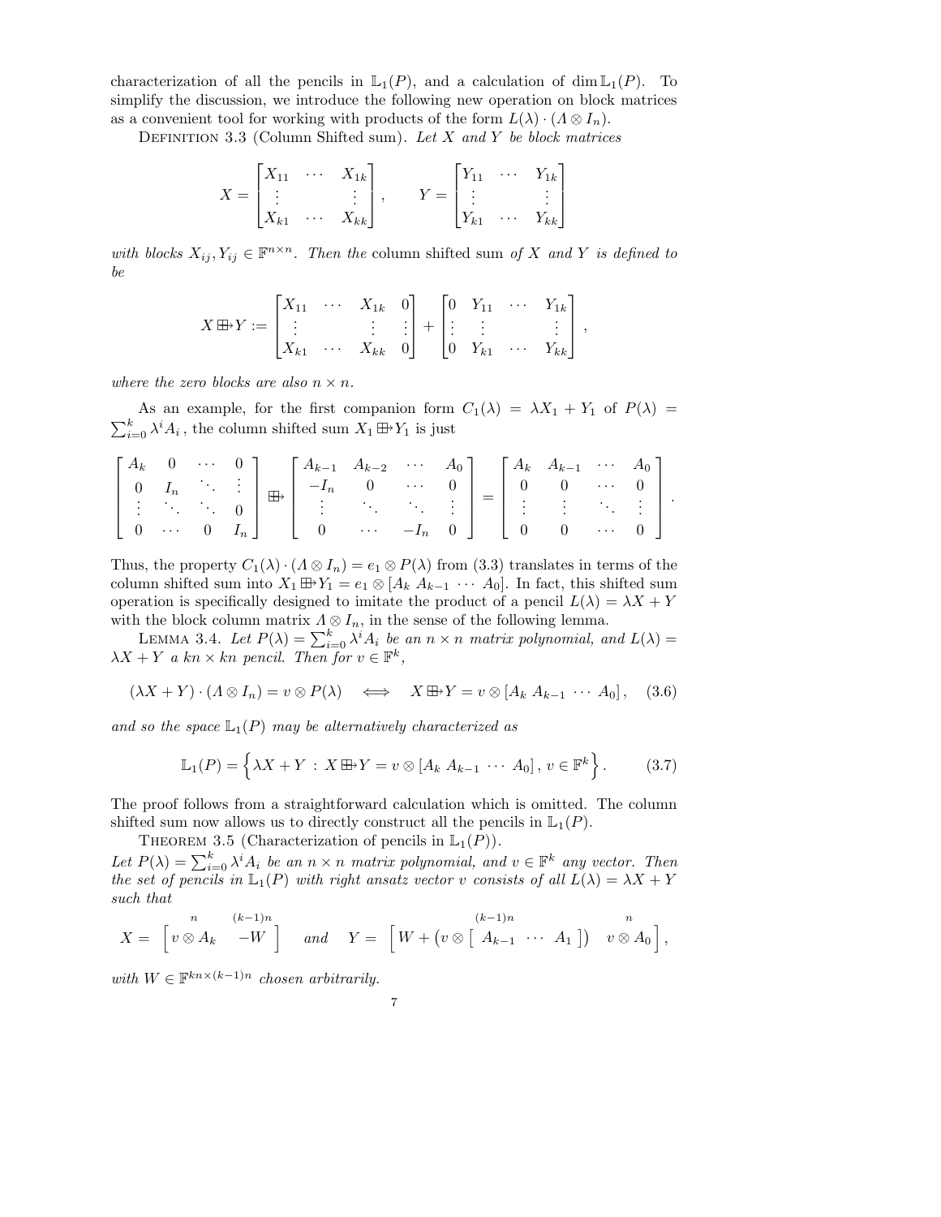characterization of all the pencils in $\mathbb{L}_1(P)$, and a calculation of $\dim \mathbb{L}_1(P)$. To simplify the discussion, we introduce the following new operation on block matrices as a convenient tool for working with products of the form $L(\lambda) \cdot (\Lambda \otimes I_n)$.

Definition 3.3 (Column Shifted sum). *Let $X$ and $Y$ be block matrices*

$$X = \begin{bmatrix} X_{11} & \cdots & X_{1k} \\ \vdots & & \vdots \\ X_{k1} & \cdots & X_{kk} \end{bmatrix}, \qquad Y = \begin{bmatrix} Y_{11} & \cdots & Y_{1k} \\ \vdots & & \vdots \\ Y_{k1} & \cdots & Y_{kk} \end{bmatrix}$$

*with blocks $X_{ij}, Y_{ij} \in \mathbb{F}^{n\times n}$. Then the* column shifted sum *of $X$ and $Y$ is defined to be*

$$X \boxplus\!\!\rightarrow Y := \begin{bmatrix} X_{11} & \cdots & X_{1k} & 0 \\ \vdots & & \vdots & \vdots \\ X_{k1} & \cdots & X_{kk} & 0 \end{bmatrix} + \begin{bmatrix} 0 & Y_{11} & \cdots & Y_{1k} \\ \vdots & \vdots & & \vdots \\ 0 & Y_{k1} & \cdots & Y_{kk} \end{bmatrix},$$

*where the zero blocks are also $n \times n$.*

As an example, for the first companion form $C_1(\lambda) = \lambda X_1 + Y_1$ of $P(\lambda) = \sum_{i=0}^{k} \lambda^i A_i$, the column shifted sum $X_1 \boxplus\!\!\rightarrow Y_1$ is just

$$\begin{bmatrix} A_k & 0 & \cdots & 0 \\ 0 & I_n & \ddots & \vdots \\ \vdots & \ddots & \ddots & 0 \\ 0 & \cdots & 0 & I_n \end{bmatrix} \boxplus\!\!\rightarrow \begin{bmatrix} A_{k-1} & A_{k-2} & \cdots & A_0 \\ -I_n & 0 & \cdots & 0 \\ \vdots & \ddots & \ddots & \vdots \\ 0 & \cdots & -I_n & 0 \end{bmatrix} = \begin{bmatrix} A_k & A_{k-1} & \cdots & A_0 \\ 0 & 0 & \cdots & 0 \\ \vdots & \vdots & \ddots & \vdots \\ 0 & 0 & \cdots & 0 \end{bmatrix}.$$

Thus, the property $C_1(\lambda) \cdot (\Lambda \otimes I_n) = e_1 \otimes P(\lambda)$ from (3.3) translates in terms of the column shifted sum into $X_1 \boxplus\!\!\rightarrow Y_1 = e_1 \otimes [A_k \; A_{k-1} \; \cdots \; A_0]$. In fact, this shifted sum operation is specifically designed to imitate the product of a pencil $L(\lambda) = \lambda X + Y$ with the block column matrix $\Lambda \otimes I_n$, in the sense of the following lemma.

Lemma 3.4. *Let $P(\lambda) = \sum_{i=0}^{k} \lambda^i A_i$ be an $n \times n$ matrix polynomial, and $L(\lambda) = \lambda X + Y$ a $kn \times kn$ pencil. Then for $v \in \mathbb{F}^k$,*

$$(\lambda X + Y) \cdot (\Lambda \otimes I_n) = v \otimes P(\lambda) \iff X \boxplus\!\!\rightarrow Y = v \otimes [A_k \; A_{k-1} \; \cdots \; A_0], \quad (3.6)$$

*and so the space $\mathbb{L}_1(P)$ may be alternatively characterized as*

$$\mathbb{L}_1(P) = \Big\{ \lambda X + Y \,:\, X \boxplus\!\!\rightarrow Y = v \otimes [A_k \; A_{k-1} \; \cdots \; A_0], \, v \in \mathbb{F}^k \Big\}. \quad (3.7)$$

The proof follows from a straightforward calculation which is omitted. The column shifted sum now allows us to directly construct all the pencils in $\mathbb{L}_1(P)$.

Theorem 3.5 (Characterization of pencils in $\mathbb{L}_1(P)$).
*Let $P(\lambda) = \sum_{i=0}^{k} \lambda^i A_i$ be an $n \times n$ matrix polynomial, and $v \in \mathbb{F}^k$ any vector. Then the set of pencils in $\mathbb{L}_1(P)$ with right ansatz vector $v$ consists of all $L(\lambda) = \lambda X + Y$ such that*

$$X = \Big[ \overset{n}{v \otimes A_k} \quad \overset{(k-1)n}{-W} \Big] \quad \text{and} \quad Y = \Big[ W + \big(v \otimes \overset{(k-1)n}{[\, A_{k-1} \; \cdots \; A_1 \,]}\big) \quad \overset{n}{v \otimes A_0} \Big],$$

*with $W \in \mathbb{F}^{kn \times (k-1)n}$ chosen arbitrarily.*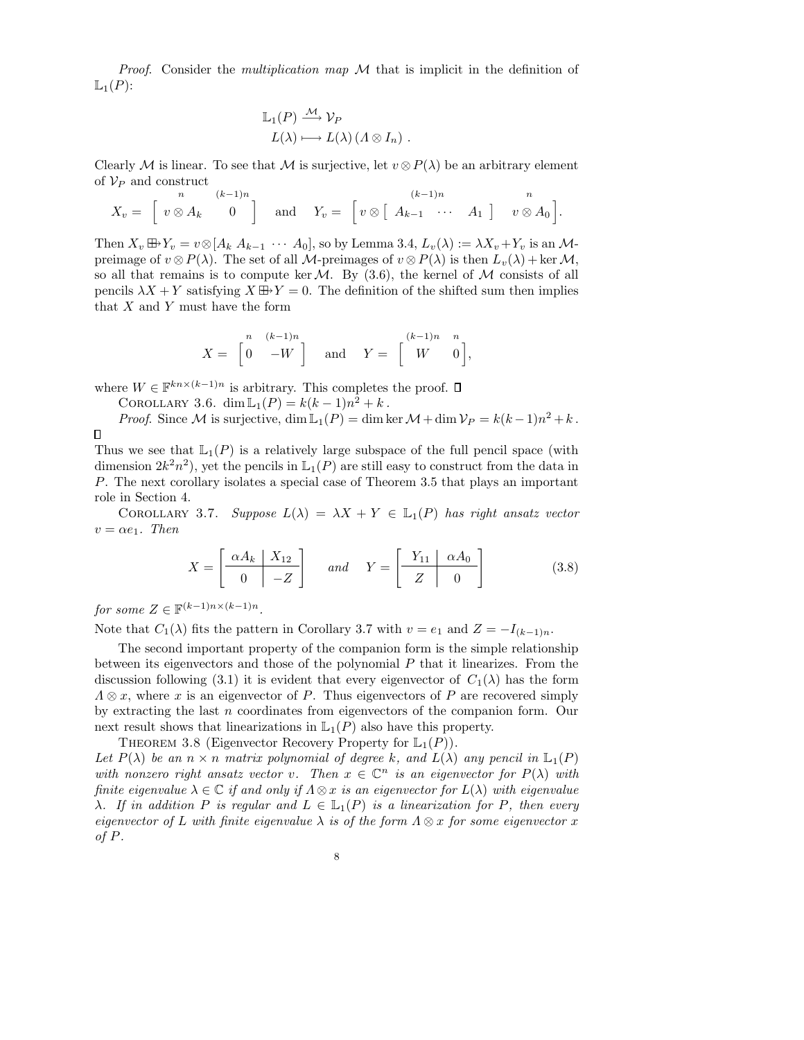*Proof*. Consider the *multiplication map* $\mathcal{M}$ that is implicit in the definition of $\mathbb{L}_1(P)$:

$$\begin{aligned} \mathbb{L}_1(P) &\xrightarrow{\mathcal{M}} \mathcal{V}_P \\ L(\lambda) &\longmapsto L(\lambda)\,(\Lambda \otimes I_n)\ . \end{aligned}$$

Clearly $\mathcal{M}$ is linear. To see that $\mathcal{M}$ is surjective, let $v \otimes P(\lambda)$ be an arbitrary element of $\mathcal{V}_P$ and construct

$$X_v = \begin{bmatrix} \overset{n}{v \otimes A_k} & \overset{(k-1)n}{0} \end{bmatrix} \quad \text{and} \quad Y_v = \begin{bmatrix} v \otimes \overset{(k-1)n}{\begin{bmatrix} A_{k-1} & \cdots & A_1 \end{bmatrix}} & \overset{n}{v \otimes A_0} \end{bmatrix}.$$

Then $X_v \boxplus\!\!\rightarrow Y_v = v \otimes [A_k\ A_{k-1}\ \cdots\ A_0]$, so by Lemma 3.4, $L_v(\lambda) := \lambda X_v + Y_v$ is an $\mathcal{M}$-preimage of $v \otimes P(\lambda)$. The set of all $\mathcal{M}$-preimages of $v \otimes P(\lambda)$ is then $L_v(\lambda) + \ker \mathcal{M}$, so all that remains is to compute $\ker \mathcal{M}$. By (3.6), the kernel of $\mathcal{M}$ consists of all pencils $\lambda X + Y$ satisfying $X \boxplus\!\!\rightarrow Y = 0$. The definition of the shifted sum then implies that $X$ and $Y$ must have the form

$$X = \begin{bmatrix} \overset{n}{0} & \overset{(k-1)n}{-W} \end{bmatrix} \quad \text{and} \quad Y = \begin{bmatrix} \overset{(k-1)n}{W} & \overset{n}{0} \end{bmatrix},$$

where $W \in \mathbb{F}^{kn \times (k-1)n}$ is arbitrary. This completes the proof. ∎

COROLLARY 3.6. $\dim \mathbb{L}_1(P) = k(k-1)n^2 + k$.

*Proof*. Since $\mathcal{M}$ is surjective, $\dim \mathbb{L}_1(P) = \dim \ker \mathcal{M} + \dim \mathcal{V}_P = k(k-1)n^2 + k$. ∎

Thus we see that $\mathbb{L}_1(P)$ is a relatively large subspace of the full pencil space (with dimension $2k^2n^2$), yet the pencils in $\mathbb{L}_1(P)$ are still easy to construct from the data in $P$. The next corollary isolates a special case of Theorem 3.5 that plays an important role in Section 4.

COROLLARY 3.7. *Suppose $L(\lambda) = \lambda X + Y \in \mathbb{L}_1(P)$ has right ansatz vector $v = \alpha e_1$. Then*

$$X = \left[\begin{array}{c|c} \alpha A_k & X_{12} \\ \hline 0 & -Z \end{array}\right] \quad \text{and} \quad Y = \left[\begin{array}{c|c} Y_{11} & \alpha A_0 \\ \hline Z & 0 \end{array}\right] \tag{3.8}$$

*for some $Z \in \mathbb{F}^{(k-1)n \times (k-1)n}$.*

Note that $C_1(\lambda)$ fits the pattern in Corollary 3.7 with $v = e_1$ and $Z = -I_{(k-1)n}$.

The second important property of the companion form is the simple relationship between its eigenvectors and those of the polynomial $P$ that it linearizes. From the discussion following (3.1) it is evident that every eigenvector of $C_1(\lambda)$ has the form $\Lambda \otimes x$, where $x$ is an eigenvector of $P$. Thus eigenvectors of $P$ are recovered simply by extracting the last $n$ coordinates from eigenvectors of the companion form. Our next result shows that linearizations in $\mathbb{L}_1(P)$ also have this property.

THEOREM 3.8 (Eigenvector Recovery Property for $\mathbb{L}_1(P)$).
*Let $P(\lambda)$ be an $n \times n$ matrix polynomial of degree $k$, and $L(\lambda)$ any pencil in $\mathbb{L}_1(P)$ with nonzero right ansatz vector $v$. Then $x \in \mathbb{C}^n$ is an eigenvector for $P(\lambda)$ with finite eigenvalue $\lambda \in \mathbb{C}$ if and only if $\Lambda \otimes x$ is an eigenvector for $L(\lambda)$ with eigenvalue $\lambda$. If in addition $P$ is regular and $L \in \mathbb{L}_1(P)$ is a linearization for $P$, then every eigenvector of $L$ with finite eigenvalue $\lambda$ is of the form $\Lambda \otimes x$ for some eigenvector $x$ of $P$.*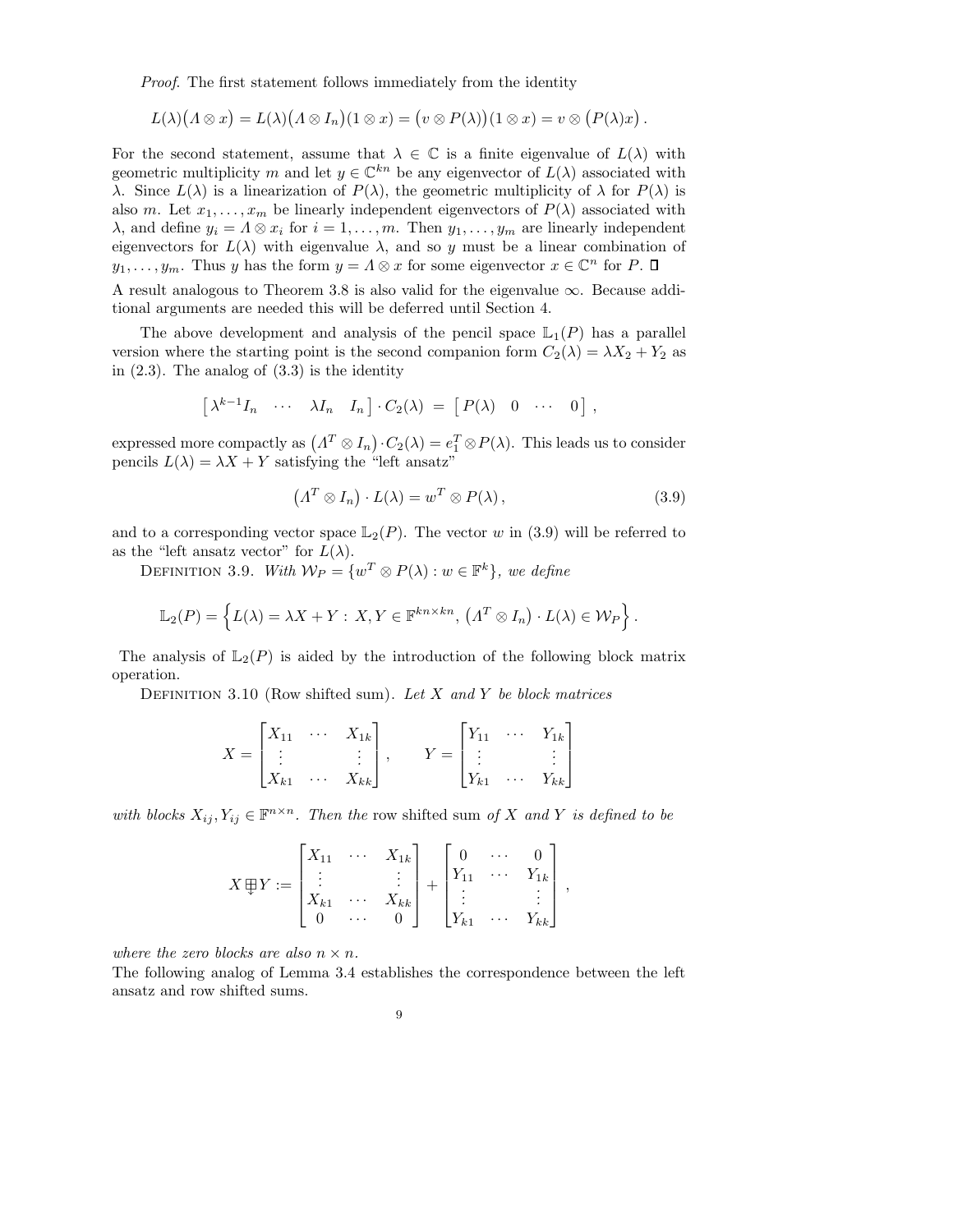*Proof.* The first statement follows immediately from the identity

$$L(\lambda)\big(\Lambda \otimes x\big) = L(\lambda)\big(\Lambda \otimes I_n\big)(1 \otimes x) = \big(v \otimes P(\lambda)\big)(1 \otimes x) = v \otimes \big(P(\lambda)x\big).$$

For the second statement, assume that $\lambda \in \mathbb{C}$ is a finite eigenvalue of $L(\lambda)$ with geometric multiplicity $m$ and let $y \in \mathbb{C}^{kn}$ be any eigenvector of $L(\lambda)$ associated with $\lambda$. Since $L(\lambda)$ is a linearization of $P(\lambda)$, the geometric multiplicity of $\lambda$ for $P(\lambda)$ is also $m$. Let $x_1, \ldots, x_m$ be linearly independent eigenvectors of $P(\lambda)$ associated with $\lambda$, and define $y_i = \Lambda \otimes x_i$ for $i = 1, \ldots, m$. Then $y_1, \ldots, y_m$ are linearly independent eigenvectors for $L(\lambda)$ with eigenvalue $\lambda$, and so $y$ must be a linear combination of $y_1, \ldots, y_m$. Thus $y$ has the form $y = \Lambda \otimes x$ for some eigenvector $x \in \mathbb{C}^n$ for $P$. ∎

A result analogous to Theorem 3.8 is also valid for the eigenvalue $\infty$. Because additional arguments are needed this will be deferred until Section 4.

The above development and analysis of the pencil space $\mathbb{L}_1(P)$ has a parallel version where the starting point is the second companion form $C_2(\lambda) = \lambda X_2 + Y_2$ as in (2.3). The analog of (3.3) is the identity

$$\begin{bmatrix} \lambda^{k-1} I_n & \cdots & \lambda I_n & I_n \end{bmatrix} \cdot C_2(\lambda) \;=\; \begin{bmatrix} P(\lambda) & 0 & \cdots & 0 \end{bmatrix},$$

expressed more compactly as $\big(\Lambda^T \otimes I_n\big) \cdot C_2(\lambda) = e_1^T \otimes P(\lambda)$. This leads us to consider pencils $L(\lambda) = \lambda X + Y$ satisfying the "left ansatz"

$$\big(\Lambda^T \otimes I_n\big) \cdot L(\lambda) = w^T \otimes P(\lambda), \tag{3.9}$$

and to a corresponding vector space $\mathbb{L}_2(P)$. The vector $w$ in (3.9) will be referred to as the "left ansatz vector" for $L(\lambda)$.

Definition 3.9. *With $\mathcal{W}_P = \{w^T \otimes P(\lambda) : w \in \mathbb{F}^k\}$, we define*

$$\mathbb{L}_2(P) = \Big\{ L(\lambda) = \lambda X + Y : \; X, Y \in \mathbb{F}^{kn \times kn}, \; \big(\Lambda^T \otimes I_n\big) \cdot L(\lambda) \in \mathcal{W}_P \Big\}.$$

The analysis of $\mathbb{L}_2(P)$ is aided by the introduction of the following block matrix operation.

Definition 3.10 (Row shifted sum). *Let $X$ and $Y$ be block matrices*

$$X = \begin{bmatrix} X_{11} & \cdots & X_{1k} \\ \vdots & & \vdots \\ X_{k1} & \cdots & X_{kk} \end{bmatrix}, \qquad Y = \begin{bmatrix} Y_{11} & \cdots & Y_{1k} \\ \vdots & & \vdots \\ Y_{k1} & \cdots & Y_{kk} \end{bmatrix}$$

*with blocks $X_{ij}, Y_{ij} \in \mathbb{F}^{n \times n}$. Then the* row shifted sum *of $X$ and $Y$ is defined to be*

$$X \,\underset{\downarrow}{\boxplus}\, Y := \begin{bmatrix} X_{11} & \cdots & X_{1k} \\ \vdots & & \vdots \\ X_{k1} & \cdots & X_{kk} \\ 0 & \cdots & 0 \end{bmatrix} + \begin{bmatrix} 0 & \cdots & 0 \\ Y_{11} & \cdots & Y_{1k} \\ \vdots & & \vdots \\ Y_{k1} & \cdots & Y_{kk} \end{bmatrix},$$

*where the zero blocks are also $n \times n$.*

The following analog of Lemma 3.4 establishes the correspondence between the left ansatz and row shifted sums.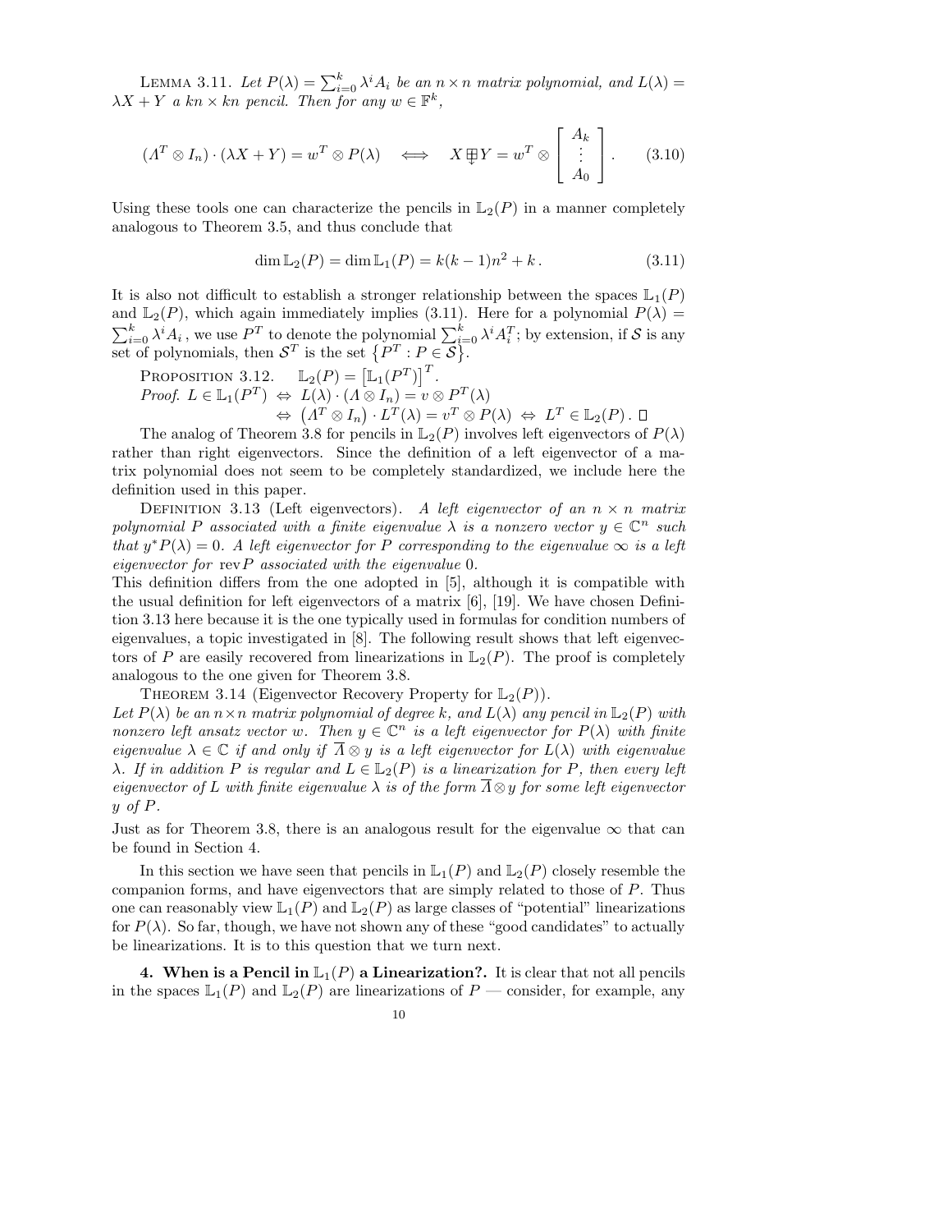LEMMA 3.11. *Let $P(\lambda) = \sum_{i=0}^{k} \lambda^i A_i$ be an $n \times n$ matrix polynomial, and $L(\lambda) = \lambda X + Y$ a $kn \times kn$ pencil. Then for any $w \in \mathbb{F}^k$,*

$$(\Lambda^T \otimes I_n) \cdot (\lambda X + Y) = w^T \otimes P(\lambda) \quad \Longleftrightarrow \quad X \boxplus\!\!\!\!\!\downarrow Y = w^T \otimes \begin{bmatrix} A_k \\ \vdots \\ A_0 \end{bmatrix}. \qquad (3.10)$$

Using these tools one can characterize the pencils in $\mathbb{L}_2(P)$ in a manner completely analogous to Theorem 3.5, and thus conclude that

$$\dim \mathbb{L}_2(P) = \dim \mathbb{L}_1(P) = k(k-1)n^2 + k\,. \qquad (3.11)$$

It is also not difficult to establish a stronger relationship between the spaces $\mathbb{L}_1(P)$ and $\mathbb{L}_2(P)$, which again immediately implies (3.11). Here for a polynomial $P(\lambda) = \sum_{i=0}^{k} \lambda^i A_i$, we use $P^T$ to denote the polynomial $\sum_{i=0}^{k} \lambda^i A_i^T$; by extension, if $\mathcal{S}$ is any set of polynomials, then $\mathcal{S}^T$ is the set $\{P^T : P \in \mathcal{S}\}$.

PROPOSITION 3.12. $\mathbb{L}_2(P) = \left[\mathbb{L}_1(P^T)\right]^T$.

*Proof.* $L \in \mathbb{L}_1(P^T) \Leftrightarrow L(\lambda) \cdot (\Lambda \otimes I_n) = v \otimes P^T(\lambda)$
$\Leftrightarrow \left(\Lambda^T \otimes I_n\right) \cdot L^T(\lambda) = v^T \otimes P(\lambda) \Leftrightarrow L^T \in \mathbb{L}_2(P)$. $\square$

The analog of Theorem 3.8 for pencils in $\mathbb{L}_2(P)$ involves left eigenvectors of $P(\lambda)$ rather than right eigenvectors. Since the definition of a left eigenvector of a matrix polynomial does not seem to be completely standardized, we include here the definition used in this paper.

DEFINITION 3.13 (Left eigenvectors). *A left eigenvector of an $n \times n$ matrix polynomial $P$ associated with a finite eigenvalue $\lambda$ is a nonzero vector $y \in \mathbb{C}^n$ such that $y^* P(\lambda) = 0$. A left eigenvector for $P$ corresponding to the eigenvalue $\infty$ is a left eigenvector for $\operatorname{rev} P$ associated with the eigenvalue 0.*

This definition differs from the one adopted in [5], although it is compatible with the usual definition for left eigenvectors of a matrix [6], [19]. We have chosen Definition 3.13 here because it is the one typically used in formulas for condition numbers of eigenvalues, a topic investigated in [8]. The following result shows that left eigenvectors of $P$ are easily recovered from linearizations in $\mathbb{L}_2(P)$. The proof is completely analogous to the one given for Theorem 3.8.

THEOREM 3.14 (Eigenvector Recovery Property for $\mathbb{L}_2(P)$).
*Let $P(\lambda)$ be an $n \times n$ matrix polynomial of degree $k$, and $L(\lambda)$ any pencil in $\mathbb{L}_2(P)$ with nonzero left ansatz vector $w$. Then $y \in \mathbb{C}^n$ is a left eigenvector for $P(\lambda)$ with finite eigenvalue $\lambda \in \mathbb{C}$ if and only if $\overline{\Lambda} \otimes y$ is a left eigenvector for $L(\lambda)$ with eigenvalue $\lambda$. If in addition $P$ is regular and $L \in \mathbb{L}_2(P)$ is a linearization for $P$, then every left eigenvector of $L$ with finite eigenvalue $\lambda$ is of the form $\overline{\Lambda} \otimes y$ for some left eigenvector $y$ of $P$.*

Just as for Theorem 3.8, there is an analogous result for the eigenvalue $\infty$ that can be found in Section 4.

In this section we have seen that pencils in $\mathbb{L}_1(P)$ and $\mathbb{L}_2(P)$ closely resemble the companion forms, and have eigenvectors that are simply related to those of $P$. Thus one can reasonably view $\mathbb{L}_1(P)$ and $\mathbb{L}_2(P)$ as large classes of "potential" linearizations for $P(\lambda)$. So far, though, we have not shown any of these "good candidates" to actually be linearizations. It is to this question that we turn next.

## 4. When is a Pencil in $\mathbb{L}_1(P)$ a Linearization?.

It is clear that not all pencils in the spaces $\mathbb{L}_1(P)$ and $\mathbb{L}_2(P)$ are linearizations of $P$ — consider, for example, any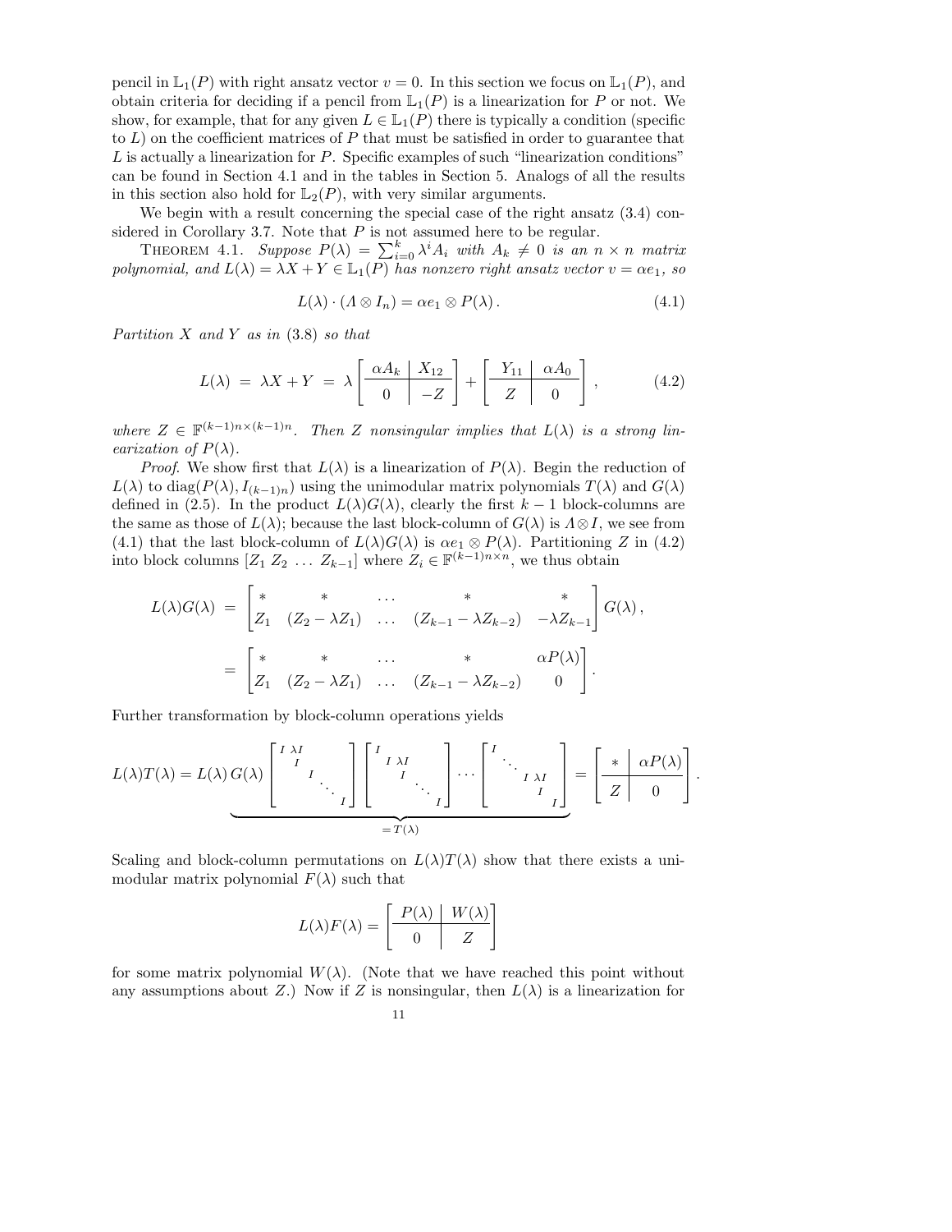pencil in $\mathbb{L}_1(P)$ with right ansatz vector $v = 0$. In this section we focus on $\mathbb{L}_1(P)$, and obtain criteria for deciding if a pencil from $\mathbb{L}_1(P)$ is a linearization for $P$ or not. We show, for example, that for any given $L \in \mathbb{L}_1(P)$ there is typically a condition (specific to $L$) on the coefficient matrices of $P$ that must be satisfied in order to guarantee that $L$ is actually a linearization for $P$. Specific examples of such "linearization conditions" can be found in Section 4.1 and in the tables in Section 5. Analogs of all the results in this section also hold for $\mathbb{L}_2(P)$, with very similar arguments.

We begin with a result concerning the special case of the right ansatz (3.4) considered in Corollary 3.7. Note that $P$ is not assumed here to be regular.

THEOREM 4.1. *Suppose $P(\lambda) = \sum_{i=0}^{k} \lambda^i A_i$ with $A_k \neq 0$ is an $n \times n$ matrix polynomial, and $L(\lambda) = \lambda X + Y \in \mathbb{L}_1(P)$ has nonzero right ansatz vector $v = \alpha e_1$, so*

$$L(\lambda) \cdot (\Lambda \otimes I_n) = \alpha e_1 \otimes P(\lambda)\,. \tag{4.1}$$

*Partition $X$ and $Y$ as in (3.8) so that*

$$L(\lambda) \;=\; \lambda X + Y \;=\; \lambda \left[\begin{array}{c|c} \alpha A_k & X_{12} \\ \hline 0 & -Z \end{array}\right] + \left[\begin{array}{c|c} Y_{11} & \alpha A_0 \\ \hline Z & 0 \end{array}\right], \tag{4.2}$$

*where $Z \in \mathbb{F}^{(k-1)n \times (k-1)n}$. Then $Z$ nonsingular implies that $L(\lambda)$ is a strong linearization of $P(\lambda)$.*

*Proof.* We show first that $L(\lambda)$ is a linearization of $P(\lambda)$. Begin the reduction of $L(\lambda)$ to $\mathrm{diag}(P(\lambda), I_{(k-1)n})$ using the unimodular matrix polynomials $T(\lambda)$ and $G(\lambda)$ defined in (2.5). In the product $L(\lambda)G(\lambda)$, clearly the first $k-1$ block-columns are the same as those of $L(\lambda)$; because the last block-column of $G(\lambda)$ is $\Lambda \otimes I$, we see from (4.1) that the last block-column of $L(\lambda)G(\lambda)$ is $\alpha e_1 \otimes P(\lambda)$. Partitioning $Z$ in (4.2) into block columns $[Z_1\ Z_2\ \ldots\ Z_{k-1}]$ where $Z_i \in \mathbb{F}^{(k-1)n \times n}$, we thus obtain

$$\begin{aligned} L(\lambda)G(\lambda) \;&=\; \begin{bmatrix} * & * & \ldots & * & * \\ Z_1 & (Z_2 - \lambda Z_1) & \ldots & (Z_{k-1} - \lambda Z_{k-2}) & -\lambda Z_{k-1} \end{bmatrix} G(\lambda)\,, \\ &=\; \begin{bmatrix} * & * & \ldots & * & \alpha P(\lambda) \\ Z_1 & (Z_2 - \lambda Z_1) & \ldots & (Z_{k-1} - \lambda Z_{k-2}) & 0 \end{bmatrix}. \end{aligned}$$

Further transformation by block-column operations yields

$$L(\lambda)T(\lambda) = L(\lambda)\, \underbrace{G(\lambda) \begin{bmatrix} I & \lambda I & & & \\ & I & & & \\ & & I & & \\ & & & \ddots & \\ & & & & I \end{bmatrix} \begin{bmatrix} I & & & & \\ & I & \lambda I & & \\ & & I & & \\ & & & \ddots & \\ & & & & I \end{bmatrix} \cdots \begin{bmatrix} I & & & & \\ & \ddots & & & \\ & & I & \lambda I & \\ & & & I & \\ & & & & I \end{bmatrix}}_{=T(\lambda)} = \left[\begin{array}{c|c} * & \alpha P(\lambda) \\ \hline Z & 0 \end{array}\right].$$

Scaling and block-column permutations on $L(\lambda)T(\lambda)$ show that there exists a unimodular matrix polynomial $F(\lambda)$ such that

$$L(\lambda)F(\lambda) = \left[\begin{array}{c|c} P(\lambda) & W(\lambda) \\ \hline 0 & Z \end{array}\right]$$

for some matrix polynomial $W(\lambda)$. (Note that we have reached this point without any assumptions about $Z$.) Now if $Z$ is nonsingular, then $L(\lambda)$ is a linearization for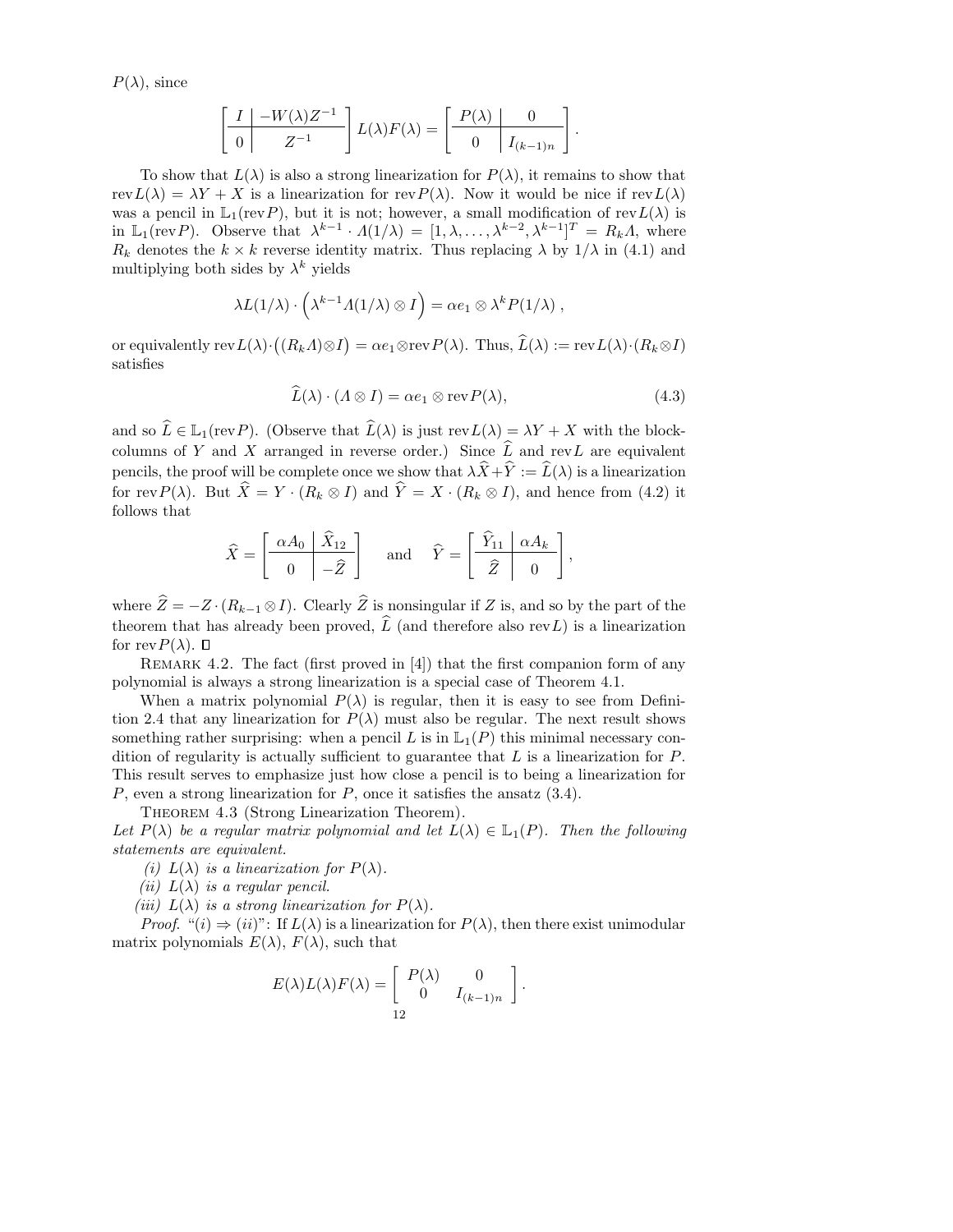$P(\lambda)$, since

$$\left[\begin{array}{c|c} I & -W(\lambda)Z^{-1} \\ \hline 0 & Z^{-1} \end{array}\right] L(\lambda)F(\lambda) = \left[\begin{array}{c|c} P(\lambda) & 0 \\ \hline 0 & I_{(k-1)n} \end{array}\right].$$

To show that $L(\lambda)$ is also a strong linearization for $P(\lambda)$, it remains to show that $\operatorname{rev}L(\lambda) = \lambda Y + X$ is a linearization for $\operatorname{rev}P(\lambda)$. Now it would be nice if $\operatorname{rev}L(\lambda)$ was a pencil in $\mathbb{L}_1(\operatorname{rev}P)$, but it is not; however, a small modification of $\operatorname{rev}L(\lambda)$ is in $\mathbb{L}_1(\operatorname{rev}P)$. Observe that $\lambda^{k-1} \cdot \Lambda(1/\lambda) = [1, \lambda, \ldots, \lambda^{k-2}, \lambda^{k-1}]^T = R_k \Lambda$, where $R_k$ denotes the $k \times k$ reverse identity matrix. Thus replacing $\lambda$ by $1/\lambda$ in (4.1) and multiplying both sides by $\lambda^k$ yields

$$\lambda L(1/\lambda) \cdot \left(\lambda^{k-1}\Lambda(1/\lambda) \otimes I\right) = \alpha e_1 \otimes \lambda^k P(1/\lambda)\,,$$

or equivalently $\operatorname{rev}L(\lambda) \cdot \big((R_k\Lambda) \otimes I\big) = \alpha e_1 \otimes \operatorname{rev}P(\lambda)$. Thus, $\widehat{L}(\lambda) := \operatorname{rev}L(\lambda) \cdot (R_k \otimes I)$ satisfies

$$\widehat{L}(\lambda) \cdot (\Lambda \otimes I) = \alpha e_1 \otimes \operatorname{rev}P(\lambda), \tag{4.3}$$

and so $\widehat{L} \in \mathbb{L}_1(\operatorname{rev}P)$. (Observe that $\widehat{L}(\lambda)$ is just $\operatorname{rev}L(\lambda) = \lambda Y + X$ with the block-columns of $Y$ and $X$ arranged in reverse order.) Since $\widehat{L}$ and $\operatorname{rev}L$ are equivalent pencils, the proof will be complete once we show that $\lambda\widehat{X} + \widehat{Y} := \widehat{L}(\lambda)$ is a linearization for $\operatorname{rev}P(\lambda)$. But $\widehat{X} = Y \cdot (R_k \otimes I)$ and $\widehat{Y} = X \cdot (R_k \otimes I)$, and hence from (4.2) it follows that

$$\widehat{X} = \left[\begin{array}{c|c} \alpha A_0 & \widehat{X}_{12} \\ \hline 0 & -\widehat{Z} \end{array}\right] \quad \text{and} \quad \widehat{Y} = \left[\begin{array}{c|c} \widehat{Y}_{11} & \alpha A_k \\ \hline \widehat{Z} & 0 \end{array}\right],$$

where $\widehat{Z} = -Z \cdot (R_{k-1} \otimes I)$. Clearly $\widehat{Z}$ is nonsingular if $Z$ is, and so by the part of the theorem that has already been proved, $\widehat{L}$ (and therefore also $\operatorname{rev}L$) is a linearization for $\operatorname{rev}P(\lambda)$. □

REMARK 4.2. The fact (first proved in [4]) that the first companion form of any polynomial is always a strong linearization is a special case of Theorem 4.1.

When a matrix polynomial $P(\lambda)$ is regular, then it is easy to see from Definition 2.4 that any linearization for $P(\lambda)$ must also be regular. The next result shows something rather surprising: when a pencil $L$ is in $\mathbb{L}_1(P)$ this minimal necessary condition of regularity is actually sufficient to guarantee that $L$ is a linearization for $P$. This result serves to emphasize just how close a pencil is to being a linearization for $P$, even a strong linearization for $P$, once it satisfies the ansatz (3.4).

THEOREM 4.3 (Strong Linearization Theorem).
*Let $P(\lambda)$ be a regular matrix polynomial and let $L(\lambda) \in \mathbb{L}_1(P)$. Then the following statements are equivalent.*

*(i) $L(\lambda)$ is a linearization for $P(\lambda)$.*

*(ii) $L(\lambda)$ is a regular pencil.*

*(iii) $L(\lambda)$ is a strong linearization for $P(\lambda)$.*

*Proof.* "$(i) \Rightarrow (ii)$": If $L(\lambda)$ is a linearization for $P(\lambda)$, then there exist unimodular matrix polynomials $E(\lambda)$, $F(\lambda)$, such that

$$E(\lambda)L(\lambda)F(\lambda) = \begin{bmatrix} P(\lambda) & 0 \\ 0 & I_{(k-1)n} \end{bmatrix}.$$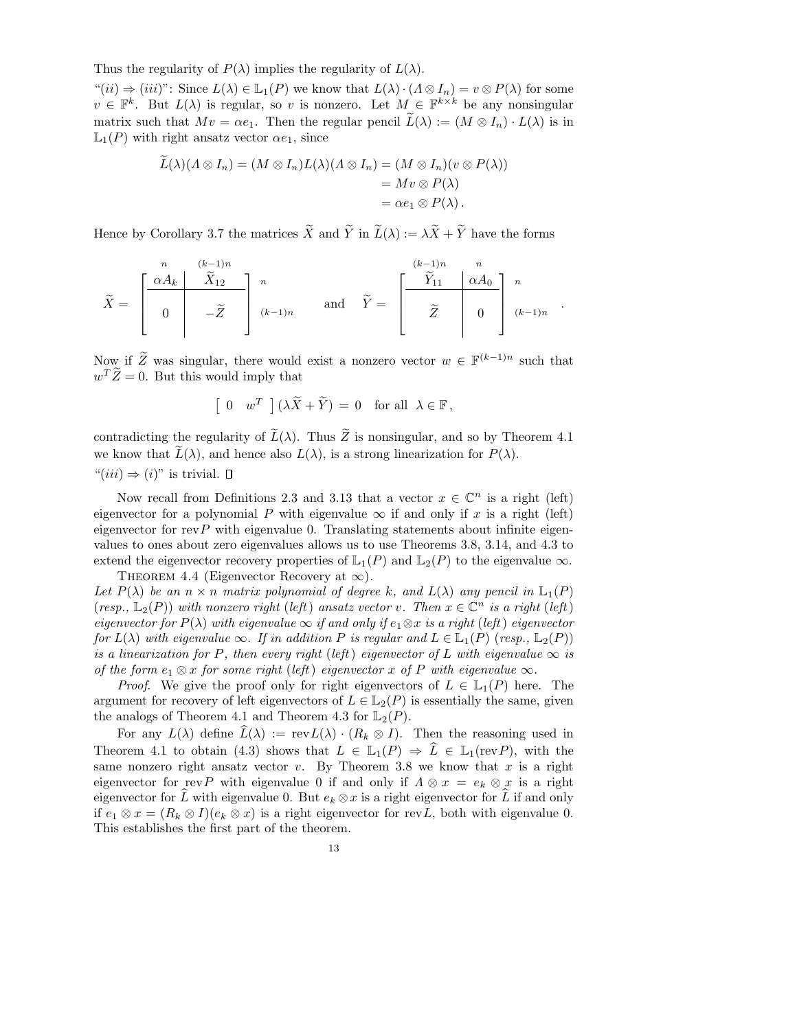Thus the regularity of $P(\lambda)$ implies the regularity of $L(\lambda)$.

"$(ii) \Rightarrow (iii)$": Since $L(\lambda) \in \mathbb{L}_1(P)$ we know that $L(\lambda) \cdot (\Lambda \otimes I_n) = v \otimes P(\lambda)$ for some $v \in \mathbb{F}^k$. But $L(\lambda)$ is regular, so $v$ is nonzero. Let $M \in \mathbb{F}^{k \times k}$ be any nonsingular matrix such that $Mv = \alpha e_1$. Then the regular pencil $\widetilde{L}(\lambda) := (M \otimes I_n) \cdot L(\lambda)$ is in $\mathbb{L}_1(P)$ with right ansatz vector $\alpha e_1$, since

$$
\begin{aligned}
\widetilde{L}(\lambda)(\Lambda \otimes I_n) = (M \otimes I_n) L(\lambda)(\Lambda \otimes I_n) &= (M \otimes I_n)(v \otimes P(\lambda)) \\
&= Mv \otimes P(\lambda) \\
&= \alpha e_1 \otimes P(\lambda) .
\end{aligned}
$$

Hence by Corollary 3.7 the matrices $\widetilde{X}$ and $\widetilde{Y}$ in $\widetilde{L}(\lambda) := \lambda \widetilde{X} + \widetilde{Y}$ have the forms

$$
\widetilde{X} = \begin{array}{c} \begin{array}{cc} \scriptstyle n & \scriptstyle (k-1)n \end{array} \\ \left[ \begin{array}{c|c} \alpha A_k & \widetilde{X}_{12} \\ \hline 0 & -\widetilde{Z} \end{array} \right] \end{array} \begin{array}{l} \scriptstyle n \\ \scriptstyle (k-1)n \end{array}
\quad \text{and} \quad
\widetilde{Y} = \begin{array}{c} \begin{array}{cc} \scriptstyle (k-1)n & \scriptstyle n \end{array} \\ \left[ \begin{array}{c|c} \widetilde{Y}_{11} & \alpha A_0 \\ \hline \widetilde{Z} & 0 \end{array} \right] \end{array} \begin{array}{l} \scriptstyle n \\ \scriptstyle (k-1)n \end{array} .
$$

Now if $\widetilde{Z}$ was singular, there would exist a nonzero vector $w \in \mathbb{F}^{(k-1)n}$ such that $w^T \widetilde{Z} = 0$. But this would imply that

$$
\left[ \begin{array}{cc} 0 & w^T \end{array} \right] (\lambda \widetilde{X} + \widetilde{Y}) = 0 \quad \text{for all } \lambda \in \mathbb{F},
$$

contradicting the regularity of $\widetilde{L}(\lambda)$. Thus $\widetilde{Z}$ is nonsingular, and so by Theorem 4.1 we know that $\widetilde{L}(\lambda)$, and hence also $L(\lambda)$, is a strong linearization for $P(\lambda)$.

"$(iii) \Rightarrow (i)$" is trivial. ∎

Now recall from Definitions 2.3 and 3.13 that a vector $x \in \mathbb{C}^n$ is a right (left) eigenvector for a polynomial $P$ with eigenvalue $\infty$ if and only if $x$ is a right (left) eigenvector for $\mathrm{rev} P$ with eigenvalue 0. Translating statements about infinite eigenvalues to ones about zero eigenvalues allows us to use Theorems 3.8, 3.14, and 4.3 to extend the eigenvector recovery properties of $\mathbb{L}_1(P)$ and $\mathbb{L}_2(P)$ to the eigenvalue $\infty$.

THEOREM 4.4 (Eigenvector Recovery at $\infty$).
*Let $P(\lambda)$ be an $n \times n$ matrix polynomial of degree $k$, and $L(\lambda)$ any pencil in $\mathbb{L}_1(P)$ (resp., $\mathbb{L}_2(P)$) with nonzero right (left) ansatz vector $v$. Then $x \in \mathbb{C}^n$ is a right (left) eigenvector for $P(\lambda)$ with eigenvalue $\infty$ if and only if $e_1 \otimes x$ is a right (left) eigenvector for $L(\lambda)$ with eigenvalue $\infty$. If in addition $P$ is regular and $L \in \mathbb{L}_1(P)$ (resp., $\mathbb{L}_2(P)$) is a linearization for $P$, then every right (left) eigenvector of $L$ with eigenvalue $\infty$ is of the form $e_1 \otimes x$ for some right (left) eigenvector $x$ of $P$ with eigenvalue $\infty$.*

*Proof.* We give the proof only for right eigenvectors of $L \in \mathbb{L}_1(P)$ here. The argument for recovery of left eigenvectors of $L \in \mathbb{L}_2(P)$ is essentially the same, given the analogs of Theorem 4.1 and Theorem 4.3 for $\mathbb{L}_2(P)$.

For any $L(\lambda)$ define $\widehat{L}(\lambda) := \mathrm{rev} L(\lambda) \cdot (R_k \otimes I)$. Then the reasoning used in Theorem 4.1 to obtain (4.3) shows that $L \in \mathbb{L}_1(P) \Rightarrow \widehat{L} \in \mathbb{L}_1(\mathrm{rev} P)$, with the same nonzero right ansatz vector $v$. By Theorem 3.8 we know that $x$ is a right eigenvector for $\mathrm{rev} P$ with eigenvalue 0 if and only if $\Lambda \otimes x = e_k \otimes x$ is a right eigenvector for $\widehat{L}$ with eigenvalue 0. But $e_k \otimes x$ is a right eigenvector for $\widehat{L}$ if and only if $e_1 \otimes x = (R_k \otimes I)(e_k \otimes x)$ is a right eigenvector for $\mathrm{rev} L$, both with eigenvalue 0. This establishes the first part of the theorem.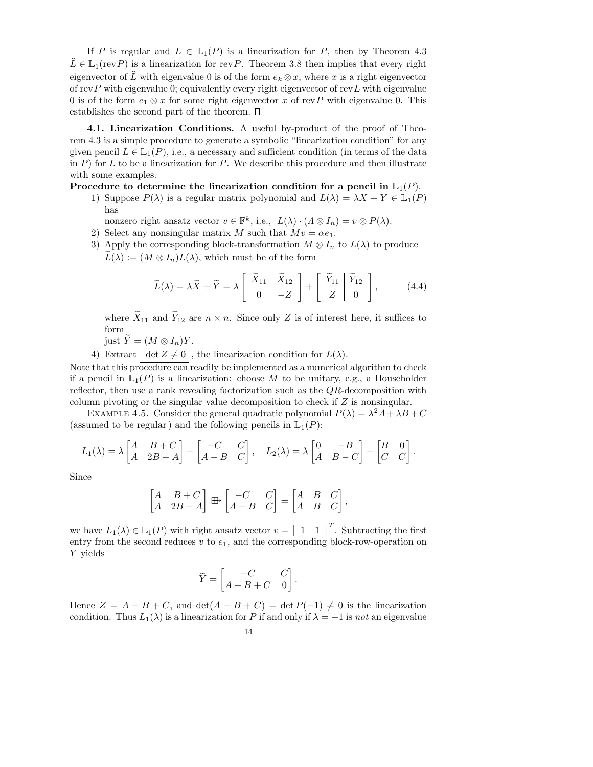If $P$ is regular and $L \in \mathbb{L}_1(P)$ is a linearization for $P$, then by Theorem 4.3 $\widehat{L} \in \mathbb{L}_1(\text{rev}P)$ is a linearization for $\text{rev}P$. Theorem 3.8 then implies that every right eigenvector of $\widehat{L}$ with eigenvalue 0 is of the form $e_k \otimes x$, where $x$ is a right eigenvector of $\text{rev}P$ with eigenvalue 0; equivalently every right eigenvector of $\text{rev}L$ with eigenvalue 0 is of the form $e_1 \otimes x$ for some right eigenvector $x$ of $\text{rev}P$ with eigenvalue 0. This establishes the second part of the theorem. $\square$

**4.1. Linearization Conditions.** A useful by-product of the proof of Theorem 4.3 is a simple procedure to generate a symbolic "linearization condition" for any given pencil $L \in \mathbb{L}_1(P)$, i.e., a necessary and sufficient condition (in terms of the data in $P$) for $L$ to be a linearization for $P$. We describe this procedure and then illustrate with some examples.

**Procedure to determine the linearization condition for a pencil in $\mathbb{L}_1(P)$.**

1) Suppose $P(\lambda)$ is a regular matrix polynomial and $L(\lambda) = \lambda X + Y \in \mathbb{L}_1(P)$ has
   nonzero right ansatz vector $v \in \mathbb{F}^k$, i.e., $L(\lambda) \cdot (\Lambda \otimes I_n) = v \otimes P(\lambda)$.
2) Select any nonsingular matrix $M$ such that $Mv = \alpha e_1$.
3) Apply the corresponding block-transformation $M \otimes I_n$ to $L(\lambda)$ to produce $\widetilde{L}(\lambda) := (M \otimes I_n)L(\lambda)$, which must be of the form

$$\widetilde{L}(\lambda) = \lambda \widetilde{X} + \widetilde{Y} = \lambda \left[\begin{array}{c|c} \widetilde{X}_{11} & \widetilde{X}_{12} \\ \hline 0 & -Z \end{array}\right] + \left[\begin{array}{c|c} \widetilde{Y}_{11} & \widetilde{Y}_{12} \\ \hline Z & 0 \end{array}\right], \tag{4.4}$$

   where $\widetilde{X}_{11}$ and $\widetilde{Y}_{12}$ are $n \times n$. Since only $Z$ is of interest here, it suffices to form
   just $\widetilde{Y} = (M \otimes I_n)Y$.
4) Extract $\boxed{\det Z \neq 0}$, the linearization condition for $L(\lambda)$.

Note that this procedure can readily be implemented as a numerical algorithm to check if a pencil in $\mathbb{L}_1(P)$ is a linearization: choose $M$ to be unitary, e.g., a Householder reflector, then use a rank revealing factorization such as the $QR$-decomposition with column pivoting or the singular value decomposition to check if $Z$ is nonsingular.

Example 4.5. Consider the general quadratic polynomial $P(\lambda) = \lambda^2 A + \lambda B + C$ (assumed to be regular) and the following pencils in $\mathbb{L}_1(P)$:

$$L_1(\lambda) = \lambda \begin{bmatrix} A & B+C \\ A & 2B-A \end{bmatrix} + \begin{bmatrix} -C & C \\ A-B & C \end{bmatrix}, \quad L_2(\lambda) = \lambda \begin{bmatrix} 0 & -B \\ A & B-C \end{bmatrix} + \begin{bmatrix} B & 0 \\ C & C \end{bmatrix}.$$

Since

$$\begin{bmatrix} A & B+C \\ A & 2B-A \end{bmatrix} \boxplus\!\!\rightarrow \begin{bmatrix} -C & C \\ A-B & C \end{bmatrix} = \begin{bmatrix} A & B & C \\ A & B & C \end{bmatrix},$$

we have $L_1(\lambda) \in \mathbb{L}_1(P)$ with right ansatz vector $v = \begin{bmatrix} 1 & 1 \end{bmatrix}^T$. Subtracting the first entry from the second reduces $v$ to $e_1$, and the corresponding block-row-operation on $Y$ yields

$$\widetilde{Y} = \begin{bmatrix} -C & C \\ A-B+C & 0 \end{bmatrix}.$$

Hence $Z = A - B + C$, and $\det(A - B + C) = \det P(-1) \neq 0$ is the linearization condition. Thus $L_1(\lambda)$ is a linearization for $P$ if and only if $\lambda = -1$ is *not* an eigenvalue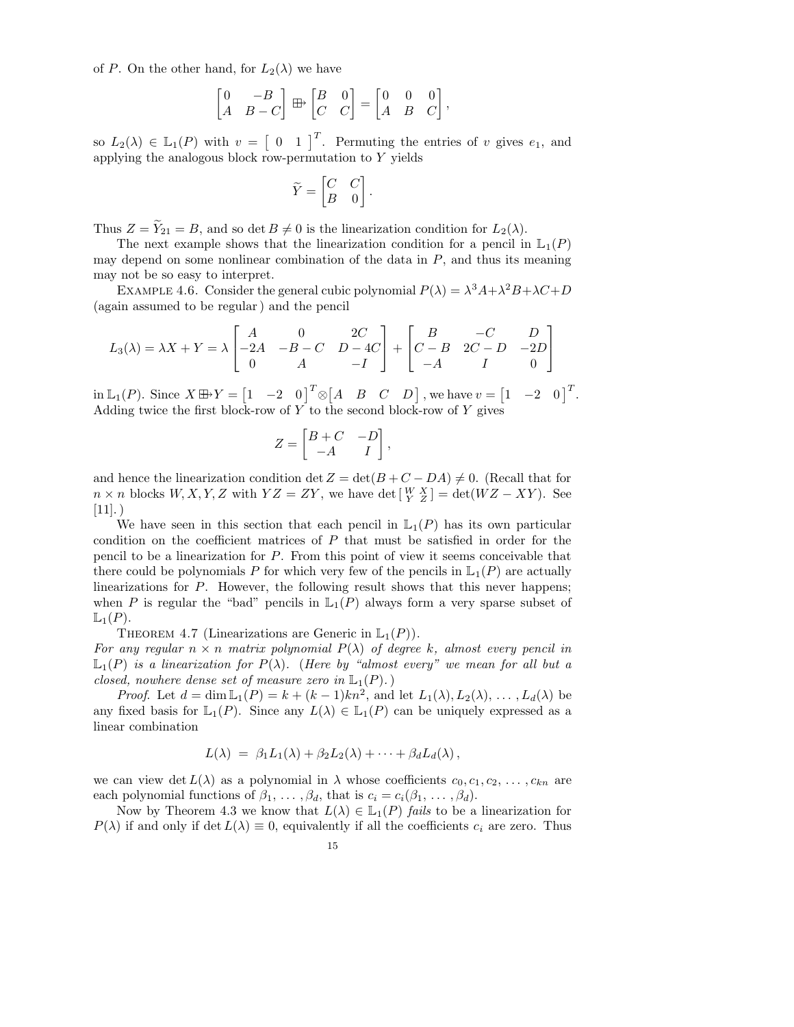of $P$. On the other hand, for $L_2(\lambda)$ we have

$$\begin{bmatrix} 0 & -B \\ A & B-C \end{bmatrix} \boxplus\!\!\rightarrow \begin{bmatrix} B & 0 \\ C & C \end{bmatrix} = \begin{bmatrix} 0 & 0 & 0 \\ A & B & C \end{bmatrix},$$

so $L_2(\lambda) \in \mathbb{L}_1(P)$ with $v = \begin{bmatrix} 0 & 1 \end{bmatrix}^T$. Permuting the entries of $v$ gives $e_1$, and applying the analogous block row-permutation to $Y$ yields

$$\widetilde{Y} = \begin{bmatrix} C & C \\ B & 0 \end{bmatrix}.$$

Thus $Z = \widetilde{Y}_{21} = B$, and so $\det B \neq 0$ is the linearization condition for $L_2(\lambda)$.

The next example shows that the linearization condition for a pencil in $\mathbb{L}_1(P)$ may depend on some nonlinear combination of the data in $P$, and thus its meaning may not be so easy to interpret.

Example 4.6. Consider the general cubic polynomial $P(\lambda) = \lambda^3 A + \lambda^2 B + \lambda C + D$ (again assumed to be regular) and the pencil

$$L_3(\lambda) = \lambda X + Y = \lambda \begin{bmatrix} A & 0 & 2C \\ -2A & -B-C & D-4C \\ 0 & A & -I \end{bmatrix} + \begin{bmatrix} B & -C & D \\ C-B & 2C-D & -2D \\ -A & I & 0 \end{bmatrix}$$

in $\mathbb{L}_1(P)$. Since $X \boxplus\!\!\rightarrow Y = \begin{bmatrix} 1 & -2 & 0 \end{bmatrix}^T \otimes \begin{bmatrix} A & B & C & D \end{bmatrix}$, we have $v = \begin{bmatrix} 1 & -2 & 0 \end{bmatrix}^T$. Adding twice the first block-row of $Y$ to the second block-row of $Y$ gives

$$Z = \begin{bmatrix} B+C & -D \\ -A & I \end{bmatrix},$$

and hence the linearization condition $\det Z = \det(B + C - DA) \neq 0$. (Recall that for $n \times n$ blocks $W, X, Y, Z$ with $YZ = ZY$, we have $\det \left[\begin{smallmatrix} W & X \\ Y & Z \end{smallmatrix}\right] = \det(WZ - XY)$. See [11].)

We have seen in this section that each pencil in $\mathbb{L}_1(P)$ has its own particular condition on the coefficient matrices of $P$ that must be satisfied in order for the pencil to be a linearization for $P$. From this point of view it seems conceivable that there could be polynomials $P$ for which very few of the pencils in $\mathbb{L}_1(P)$ are actually linearizations for $P$. However, the following result shows that this never happens; when $P$ is regular the "bad" pencils in $\mathbb{L}_1(P)$ always form a very sparse subset of $\mathbb{L}_1(P)$.

Theorem 4.7 (Linearizations are Generic in $\mathbb{L}_1(P)$).
*For any regular $n \times n$ matrix polynomial $P(\lambda)$ of degree $k$, almost every pencil in $\mathbb{L}_1(P)$ is a linearization for $P(\lambda)$. (Here by "almost every" we mean for all but a closed, nowhere dense set of measure zero in $\mathbb{L}_1(P)$.)*

*Proof.* Let $d = \dim \mathbb{L}_1(P) = k + (k-1)kn^2$, and let $L_1(\lambda), L_2(\lambda), \ldots, L_d(\lambda)$ be any fixed basis for $\mathbb{L}_1(P)$. Since any $L(\lambda) \in \mathbb{L}_1(P)$ can be uniquely expressed as a linear combination

$$L(\lambda) \;=\; \beta_1 L_1(\lambda) + \beta_2 L_2(\lambda) + \cdots + \beta_d L_d(\lambda),$$

we can view $\det L(\lambda)$ as a polynomial in $\lambda$ whose coefficients $c_0, c_1, c_2, \ldots, c_{kn}$ are each polynomial functions of $\beta_1, \ldots, \beta_d$, that is $c_i = c_i(\beta_1, \ldots, \beta_d)$.

Now by Theorem 4.3 we know that $L(\lambda) \in \mathbb{L}_1(P)$ *fails* to be a linearization for $P(\lambda)$ if and only if $\det L(\lambda) \equiv 0$, equivalently if all the coefficients $c_i$ are zero. Thus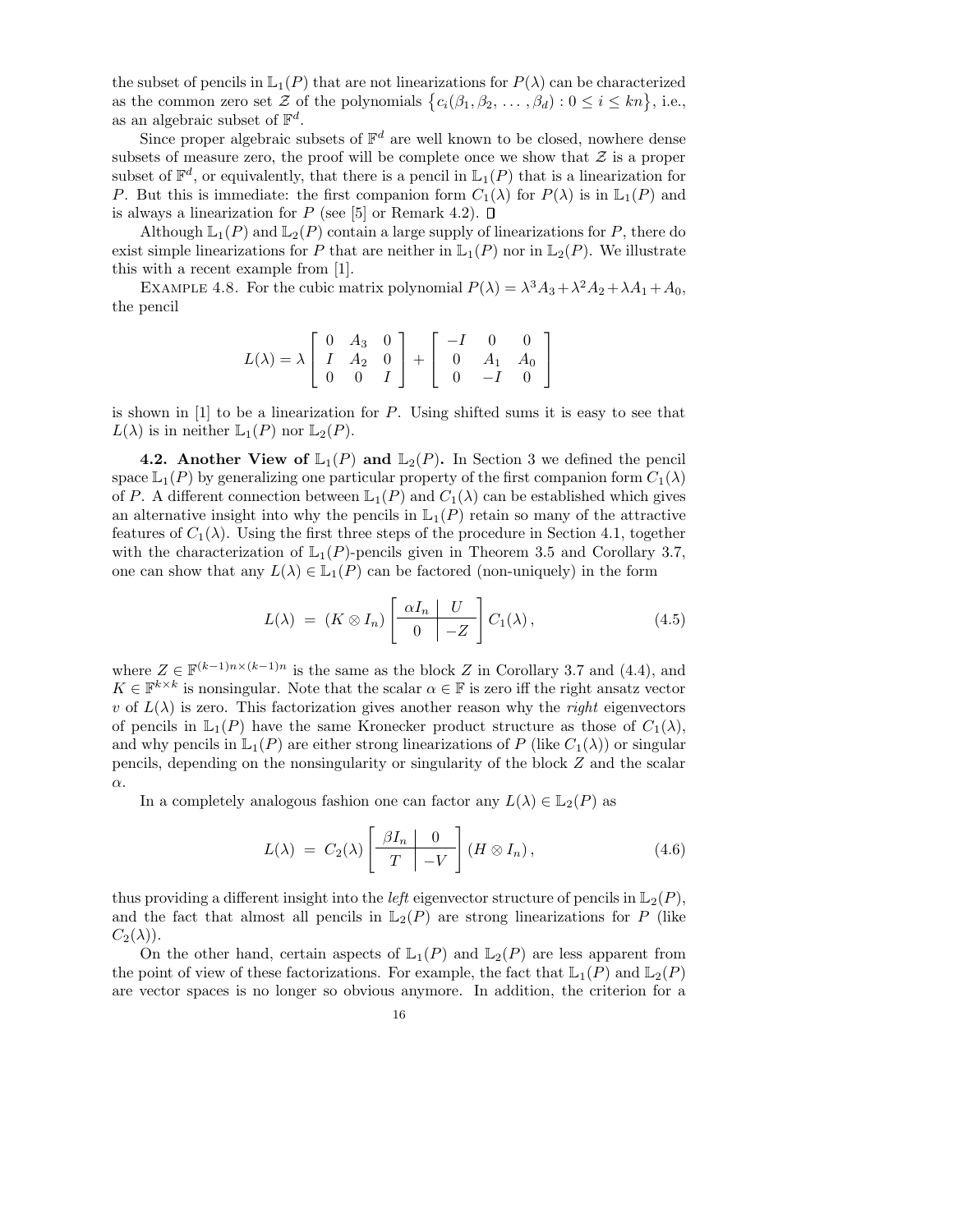the subset of pencils in $\mathbb{L}_1(P)$ that are not linearizations for $P(\lambda)$ can be characterized as the common zero set $\mathcal{Z}$ of the polynomials $\{c_i(\beta_1, \beta_2, \ldots, \beta_d) : 0 \leq i \leq kn\}$, i.e., as an algebraic subset of $\mathbb{F}^d$.

Since proper algebraic subsets of $\mathbb{F}^d$ are well known to be closed, nowhere dense subsets of measure zero, the proof will be complete once we show that $\mathcal{Z}$ is a proper subset of $\mathbb{F}^d$, or equivalently, that there is a pencil in $\mathbb{L}_1(P)$ that is a linearization for $P$. But this is immediate: the first companion form $C_1(\lambda)$ for $P(\lambda)$ is in $\mathbb{L}_1(P)$ and is always a linearization for $P$ (see [5] or Remark 4.2). $\square$

Although $\mathbb{L}_1(P)$ and $\mathbb{L}_2(P)$ contain a large supply of linearizations for $P$, there do exist simple linearizations for $P$ that are neither in $\mathbb{L}_1(P)$ nor in $\mathbb{L}_2(P)$. We illustrate this with a recent example from [1].

Example 4.8. For the cubic matrix polynomial $P(\lambda) = \lambda^3 A_3 + \lambda^2 A_2 + \lambda A_1 + A_0$, the pencil

$$L(\lambda) = \lambda \begin{bmatrix} 0 & A_3 & 0 \\ I & A_2 & 0 \\ 0 & 0 & I \end{bmatrix} + \begin{bmatrix} -I & 0 & 0 \\ 0 & A_1 & A_0 \\ 0 & -I & 0 \end{bmatrix}$$

is shown in [1] to be a linearization for $P$. Using shifted sums it is easy to see that $L(\lambda)$ is in neither $\mathbb{L}_1(P)$ nor $\mathbb{L}_2(P)$.

### 4.2. Another View of $\mathbb{L}_1(P)$ and $\mathbb{L}_2(P)$.

In Section 3 we defined the pencil space $\mathbb{L}_1(P)$ by generalizing one particular property of the first companion form $C_1(\lambda)$ of $P$. A different connection between $\mathbb{L}_1(P)$ and $C_1(\lambda)$ can be established which gives an alternative insight into why the pencils in $\mathbb{L}_1(P)$ retain so many of the attractive features of $C_1(\lambda)$. Using the first three steps of the procedure in Section 4.1, together with the characterization of $\mathbb{L}_1(P)$-pencils given in Theorem 3.5 and Corollary 3.7, one can show that any $L(\lambda) \in \mathbb{L}_1(P)$ can be factored (non-uniquely) in the form

$$L(\lambda) \;=\; (K \otimes I_n) \left[\begin{array}{c|c} \alpha I_n & U \\ \hline 0 & -Z \end{array}\right] C_1(\lambda)\,, \tag{4.5}$$

where $Z \in \mathbb{F}^{(k-1)n \times (k-1)n}$ is the same as the block $Z$ in Corollary 3.7 and (4.4), and $K \in \mathbb{F}^{k \times k}$ is nonsingular. Note that the scalar $\alpha \in \mathbb{F}$ is zero iff the right ansatz vector $v$ of $L(\lambda)$ is zero. This factorization gives another reason why the *right* eigenvectors of pencils in $\mathbb{L}_1(P)$ have the same Kronecker product structure as those of $C_1(\lambda)$, and why pencils in $\mathbb{L}_1(P)$ are either strong linearizations of $P$ (like $C_1(\lambda)$) or singular pencils, depending on the nonsingularity or singularity of the block $Z$ and the scalar $\alpha$.

In a completely analogous fashion one can factor any $L(\lambda) \in \mathbb{L}_2(P)$ as

$$L(\lambda) \;=\; C_2(\lambda) \left[\begin{array}{c|c} \beta I_n & 0 \\ \hline T & -V \end{array}\right] (H \otimes I_n)\,, \tag{4.6}$$

thus providing a different insight into the *left* eigenvector structure of pencils in $\mathbb{L}_2(P)$, and the fact that almost all pencils in $\mathbb{L}_2(P)$ are strong linearizations for $P$ (like $C_2(\lambda)$).

On the other hand, certain aspects of $\mathbb{L}_1(P)$ and $\mathbb{L}_2(P)$ are less apparent from the point of view of these factorizations. For example, the fact that $\mathbb{L}_1(P)$ and $\mathbb{L}_2(P)$ are vector spaces is no longer so obvious anymore. In addition, the criterion for a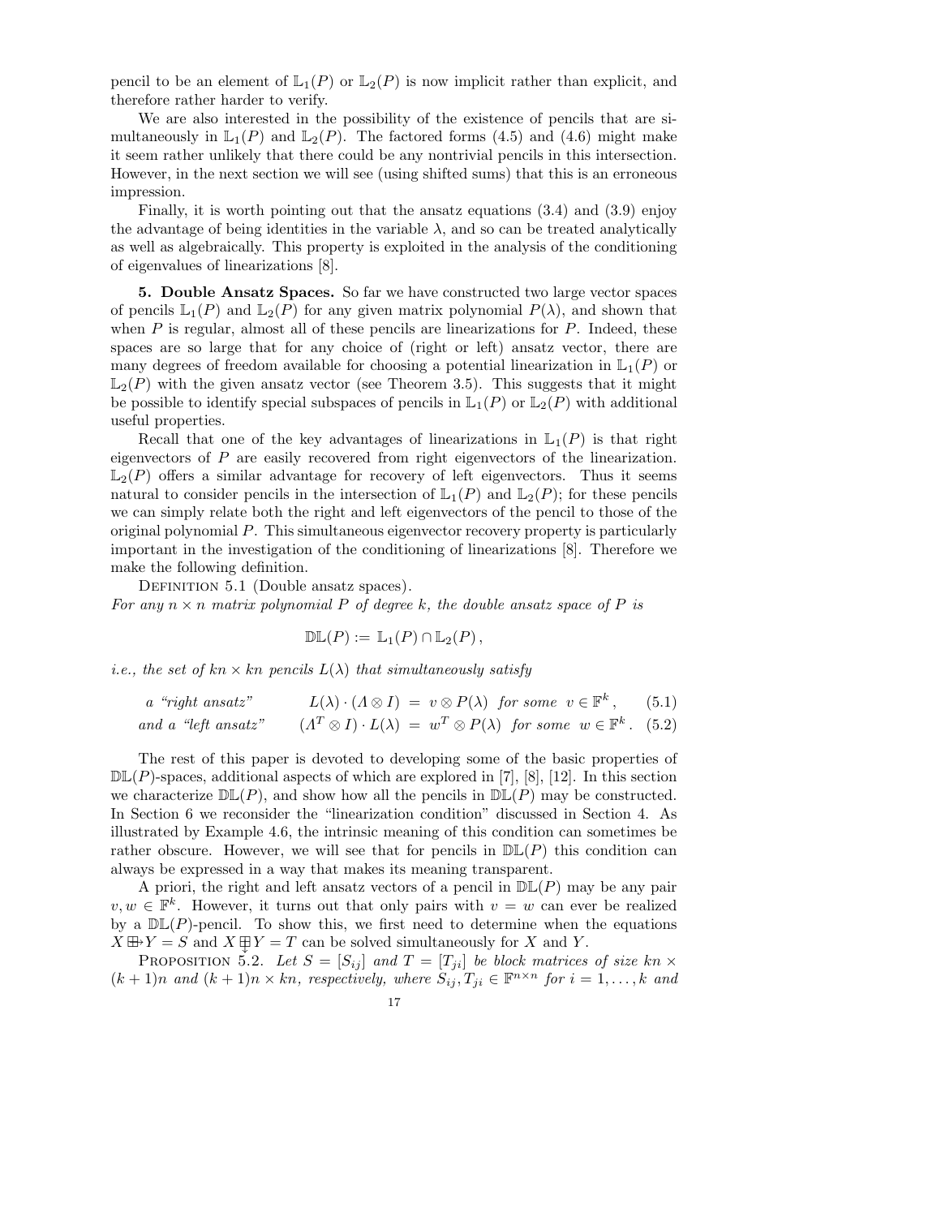pencil to be an element of $\mathbb{L}_1(P)$ or $\mathbb{L}_2(P)$ is now implicit rather than explicit, and therefore rather harder to verify.

We are also interested in the possibility of the existence of pencils that are simultaneously in $\mathbb{L}_1(P)$ and $\mathbb{L}_2(P)$. The factored forms (4.5) and (4.6) might make it seem rather unlikely that there could be any nontrivial pencils in this intersection. However, in the next section we will see (using shifted sums) that this is an erroneous impression.

Finally, it is worth pointing out that the ansatz equations (3.4) and (3.9) enjoy the advantage of being identities in the variable $\lambda$, and so can be treated analytically as well as algebraically. This property is exploited in the analysis of the conditioning of eigenvalues of linearizations [8].

## 5. Double Ansatz Spaces.

So far we have constructed two large vector spaces of pencils $\mathbb{L}_1(P)$ and $\mathbb{L}_2(P)$ for any given matrix polynomial $P(\lambda)$, and shown that when $P$ is regular, almost all of these pencils are linearizations for $P$. Indeed, these spaces are so large that for any choice of (right or left) ansatz vector, there are many degrees of freedom available for choosing a potential linearization in $\mathbb{L}_1(P)$ or $\mathbb{L}_2(P)$ with the given ansatz vector (see Theorem 3.5). This suggests that it might be possible to identify special subspaces of pencils in $\mathbb{L}_1(P)$ or $\mathbb{L}_2(P)$ with additional useful properties.

Recall that one of the key advantages of linearizations in $\mathbb{L}_1(P)$ is that right eigenvectors of $P$ are easily recovered from right eigenvectors of the linearization. $\mathbb{L}_2(P)$ offers a similar advantage for recovery of left eigenvectors. Thus it seems natural to consider pencils in the intersection of $\mathbb{L}_1(P)$ and $\mathbb{L}_2(P)$; for these pencils we can simply relate both the right and left eigenvectors of the pencil to those of the original polynomial $P$. This simultaneous eigenvector recovery property is particularly important in the investigation of the conditioning of linearizations [8]. Therefore we make the following definition.

Definition 5.1 (Double ansatz spaces).
*For any $n \times n$ matrix polynomial $P$ of degree $k$, the double ansatz space of $P$ is*

$$\mathbb{DL}(P) := \mathbb{L}_1(P) \cap \mathbb{L}_2(P)\,,$$

*i.e., the set of $kn \times kn$ pencils $L(\lambda)$ that simultaneously satisfy*

$$\text{a "right ansatz"} \qquad L(\lambda)\cdot(\Lambda \otimes I) \;=\; v \otimes P(\lambda) \;\; \text{for some } \; v \in \mathbb{F}^k\,, \qquad (5.1)$$

$$\text{and a "left ansatz"} \qquad (\Lambda^T \otimes I)\cdot L(\lambda) \;=\; w^T \otimes P(\lambda) \;\; \text{for some } \; w \in \mathbb{F}^k\,. \qquad (5.2)$$

The rest of this paper is devoted to developing some of the basic properties of $\mathbb{DL}(P)$-spaces, additional aspects of which are explored in [7], [8], [12]. In this section we characterize $\mathbb{DL}(P)$, and show how all the pencils in $\mathbb{DL}(P)$ may be constructed. In Section 6 we reconsider the "linearization condition" discussed in Section 4. As illustrated by Example 4.6, the intrinsic meaning of this condition can sometimes be rather obscure. However, we will see that for pencils in $\mathbb{DL}(P)$ this condition can always be expressed in a way that makes its meaning transparent.

A priori, the right and left ansatz vectors of a pencil in $\mathbb{DL}(P)$ may be any pair $v, w \in \mathbb{F}^k$. However, it turns out that only pairs with $v = w$ can ever be realized by a $\mathbb{DL}(P)$-pencil. To show this, we first need to determine when the equations $X \boxplus\!\!\rightarrow Y = S$ and $X \,\underset{\downarrow}{\boxplus}\, Y = T$ can be solved simultaneously for $X$ and $Y$.

Proposition 5.2. *Let $S = [S_{ij}]$ and $T = [T_{ji}]$ be block matrices of size $kn \times (k+1)n$ and $(k+1)n \times kn$, respectively, where $S_{ij}, T_{ji} \in \mathbb{F}^{n \times n}$ for $i = 1, \ldots, k$ and*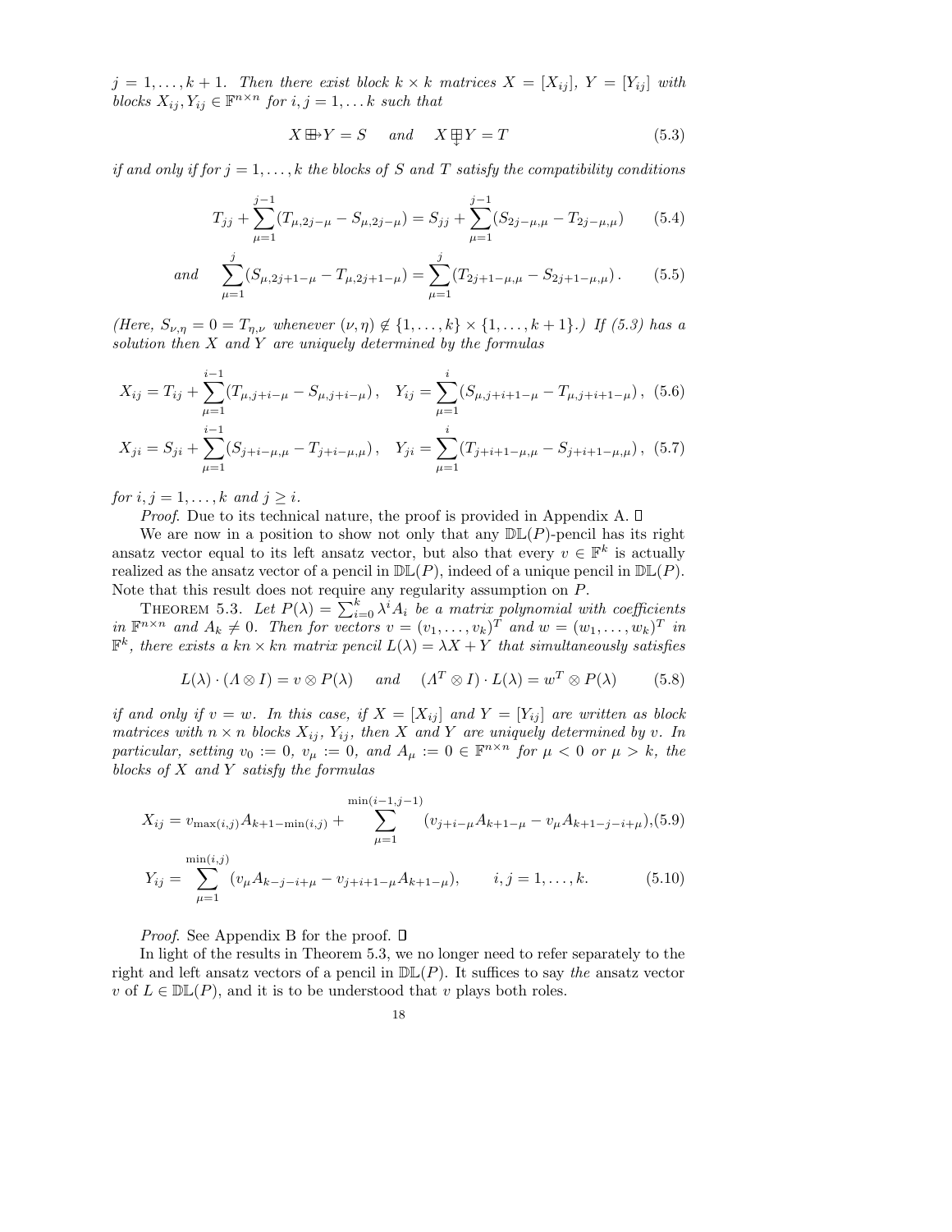$j = 1, \ldots, k+1$. *Then there exist block $k \times k$ matrices $X = [X_{ij}]$, $Y = [Y_{ij}]$ with blocks $X_{ij}, Y_{ij} \in \mathbb{F}^{n \times n}$ for $i, j = 1, \ldots k$ such that*

$$X \boxplus\!\!\rightarrow Y = S \quad \text{and} \quad X \,\underset{\downarrow}{\boxplus}\, Y = T \tag{5.3}$$

*if and only if for $j = 1, \ldots, k$ the blocks of $S$ and $T$ satisfy the compatibility conditions*

$$T_{jj} + \sum_{\mu=1}^{j-1} (T_{\mu,2j-\mu} - S_{\mu,2j-\mu}) = S_{jj} + \sum_{\mu=1}^{j-1} (S_{2j-\mu,\mu} - T_{2j-\mu,\mu}) \tag{5.4}$$

$$\text{and} \quad \sum_{\mu=1}^{j} (S_{\mu,2j+1-\mu} - T_{\mu,2j+1-\mu}) = \sum_{\mu=1}^{j} (T_{2j+1-\mu,\mu} - S_{2j+1-\mu,\mu}) \,. \tag{5.5}$$

*(Here, $S_{\nu,\eta} = 0 = T_{\eta,\nu}$ whenever $(\nu, \eta) \notin \{1, \ldots, k\} \times \{1, \ldots, k+1\}$.) If (5.3) has a solution then $X$ and $Y$ are uniquely determined by the formulas*

$$X_{ij} = T_{ij} + \sum_{\mu=1}^{i-1} (T_{\mu,j+i-\mu} - S_{\mu,j+i-\mu}) \,, \quad Y_{ij} = \sum_{\mu=1}^{i} (S_{\mu,j+i+1-\mu} - T_{\mu,j+i+1-\mu}) \,, \tag{5.6}$$

$$X_{ji} = S_{ji} + \sum_{\mu=1}^{i-1} (S_{j+i-\mu,\mu} - T_{j+i-\mu,\mu}) \,, \quad Y_{ji} = \sum_{\mu=1}^{i} (T_{j+i+1-\mu,\mu} - S_{j+i+1-\mu,\mu}) \,, \tag{5.7}$$

*for $i, j = 1, \ldots, k$ and $j \geq i$.*

*Proof.* Due to its technical nature, the proof is provided in Appendix A. ◻

We are now in a position to show not only that any $\mathbb{DL}(P)$-pencil has its right ansatz vector equal to its left ansatz vector, but also that every $v \in \mathbb{F}^k$ is actually realized as the ansatz vector of a pencil in $\mathbb{DL}(P)$, indeed of a unique pencil in $\mathbb{DL}(P)$. Note that this result does not require any regularity assumption on $P$.

THEOREM 5.3. *Let $P(\lambda) = \sum_{i=0}^{k} \lambda^i A_i$ be a matrix polynomial with coefficients in $\mathbb{F}^{n \times n}$ and $A_k \neq 0$. Then for vectors $v = (v_1, \ldots, v_k)^T$ and $w = (w_1, \ldots, w_k)^T$ in $\mathbb{F}^k$, there exists a $kn \times kn$ matrix pencil $L(\lambda) = \lambda X + Y$ that simultaneously satisfies*

$$L(\lambda) \cdot (\Lambda \otimes I) = v \otimes P(\lambda) \quad \text{and} \quad (\Lambda^T \otimes I) \cdot L(\lambda) = w^T \otimes P(\lambda) \tag{5.8}$$

*if and only if $v = w$. In this case, if $X = [X_{ij}]$ and $Y = [Y_{ij}]$ are written as block matrices with $n \times n$ blocks $X_{ij}$, $Y_{ij}$, then $X$ and $Y$ are uniquely determined by $v$. In particular, setting $v_0 := 0$, $v_\mu := 0$, and $A_\mu := 0 \in \mathbb{F}^{n \times n}$ for $\mu < 0$ or $\mu > k$, the blocks of $X$ and $Y$ satisfy the formulas*

$$X_{ij} = v_{\max(i,j)} A_{k+1-\min(i,j)} + \sum_{\mu=1}^{\min(i-1,j-1)} (v_{j+i-\mu} A_{k+1-\mu} - v_\mu A_{k+1-j-i+\mu}), \tag{5.9}$$

$$Y_{ij} = \sum_{\mu=1}^{\min(i,j)} (v_\mu A_{k-j-i+\mu} - v_{j+i+1-\mu} A_{k+1-\mu}), \qquad i, j = 1, \ldots, k. \tag{5.10}$$

*Proof.* See Appendix B for the proof. ◻

In light of the results in Theorem 5.3, we no longer need to refer separately to the right and left ansatz vectors of a pencil in $\mathbb{DL}(P)$. It suffices to say *the* ansatz vector $v$ of $L \in \mathbb{DL}(P)$, and it is to be understood that $v$ plays both roles.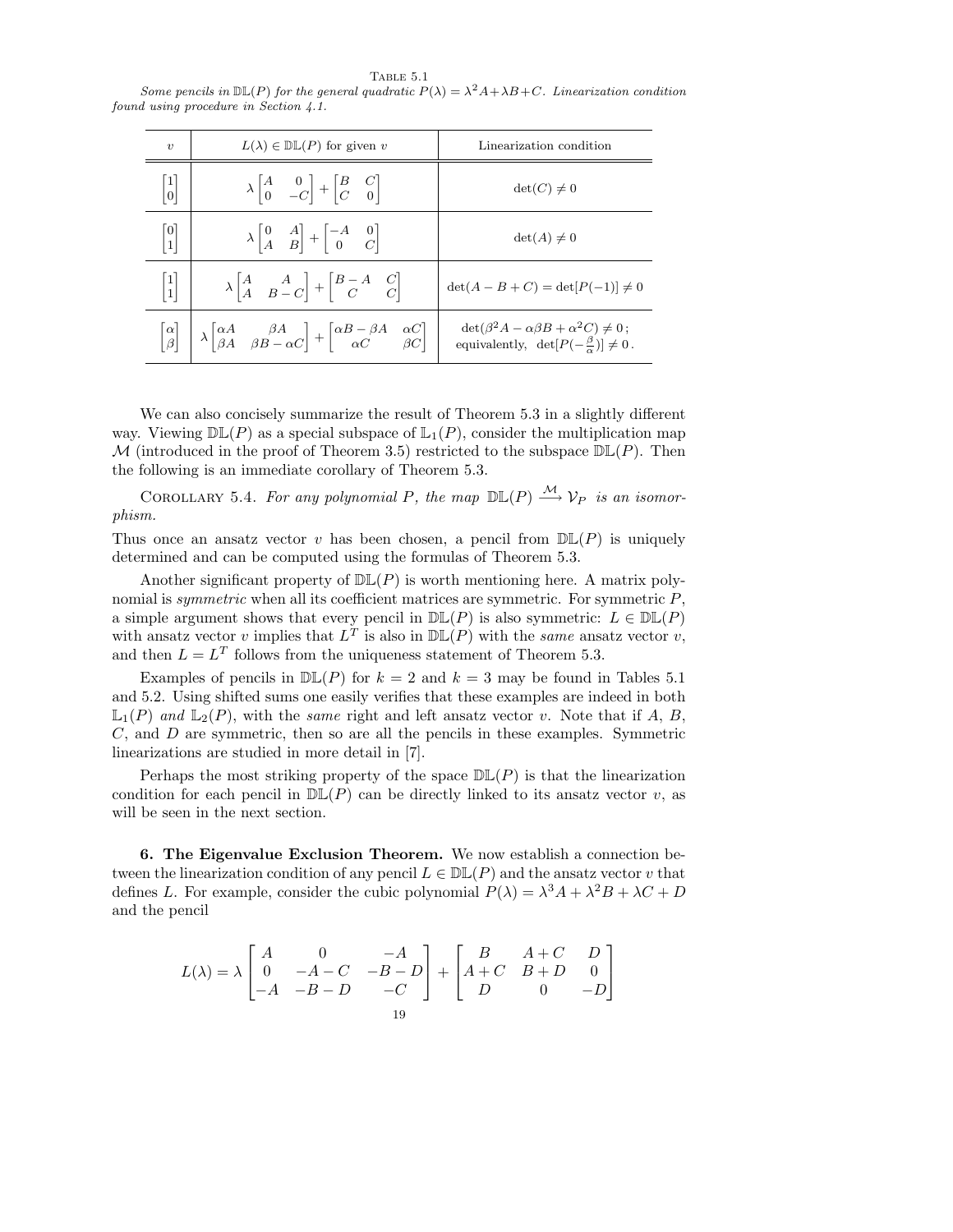Table 5.1

*Some pencils in $\mathbb{DL}(P)$ for the general quadratic $P(\lambda) = \lambda^2 A + \lambda B + C$. Linearization condition found using procedure in Section 4.1.*

| $v$ | $L(\lambda) \in \mathbb{DL}(P)$ for given $v$ | Linearization condition |
|---|---|---|
| $\begin{bmatrix}1\\0\end{bmatrix}$ | $\lambda \begin{bmatrix}A & 0\\ 0 & -C\end{bmatrix} + \begin{bmatrix}B & C\\ C & 0\end{bmatrix}$ | $\det(C) \neq 0$ |
| $\begin{bmatrix}0\\1\end{bmatrix}$ | $\lambda \begin{bmatrix}0 & A\\ A & B\end{bmatrix} + \begin{bmatrix}-A & 0\\ 0 & C\end{bmatrix}$ | $\det(A) \neq 0$ |
| $\begin{bmatrix}1\\1\end{bmatrix}$ | $\lambda \begin{bmatrix}A & A\\ A & B-C\end{bmatrix} + \begin{bmatrix}B-A & C\\ C & C\end{bmatrix}$ | $\det(A - B + C) = \det[P(-1)] \neq 0$ |
| $\begin{bmatrix}\alpha\\ \beta\end{bmatrix}$ | $\lambda \begin{bmatrix}\alpha A & \beta A\\ \beta A & \beta B - \alpha C\end{bmatrix} + \begin{bmatrix}\alpha B - \beta A & \alpha C\\ \alpha C & \beta C\end{bmatrix}$ | $\det(\beta^2 A - \alpha\beta B + \alpha^2 C) \neq 0$; equivalently, $\det[P(-\frac{\beta}{\alpha})] \neq 0$. |

We can also concisely summarize the result of Theorem 5.3 in a slightly different way. Viewing $\mathbb{DL}(P)$ as a special subspace of $\mathbb{L}_1(P)$, consider the multiplication map $\mathcal{M}$ (introduced in the proof of Theorem 3.5) restricted to the subspace $\mathbb{DL}(P)$. Then the following is an immediate corollary of Theorem 5.3.

Corollary 5.4. *For any polynomial $P$, the map $\mathbb{DL}(P) \xrightarrow{\mathcal{M}} \mathcal{V}_P$ is an isomorphism.*

Thus once an ansatz vector $v$ has been chosen, a pencil from $\mathbb{DL}(P)$ is uniquely determined and can be computed using the formulas of Theorem 5.3.

Another significant property of $\mathbb{DL}(P)$ is worth mentioning here. A matrix polynomial is *symmetric* when all its coefficient matrices are symmetric. For symmetric $P$, a simple argument shows that every pencil in $\mathbb{DL}(P)$ is also symmetric: $L \in \mathbb{DL}(P)$ with ansatz vector $v$ implies that $L^T$ is also in $\mathbb{DL}(P)$ with the *same* ansatz vector $v$, and then $L = L^T$ follows from the uniqueness statement of Theorem 5.3.

Examples of pencils in $\mathbb{DL}(P)$ for $k = 2$ and $k = 3$ may be found in Tables 5.1 and 5.2. Using shifted sums one easily verifies that these examples are indeed in both $\mathbb{L}_1(P)$ *and* $\mathbb{L}_2(P)$, with the *same* right and left ansatz vector $v$. Note that if $A$, $B$, $C$, and $D$ are symmetric, then so are all the pencils in these examples. Symmetric linearizations are studied in more detail in [7].

Perhaps the most striking property of the space $\mathbb{DL}(P)$ is that the linearization condition for each pencil in $\mathbb{DL}(P)$ can be directly linked to its ansatz vector $v$, as will be seen in the next section.

## 6. The Eigenvalue Exclusion Theorem.

We now establish a connection between the linearization condition of any pencil $L \in \mathbb{DL}(P)$ and the ansatz vector $v$ that defines $L$. For example, consider the cubic polynomial $P(\lambda) = \lambda^3 A + \lambda^2 B + \lambda C + D$ and the pencil

$$L(\lambda) = \lambda \begin{bmatrix} A & 0 & -A \\ 0 & -A-C & -B-D \\ -A & -B-D & -C \end{bmatrix} + \begin{bmatrix} B & A+C & D \\ A+C & B+D & 0 \\ D & 0 & -D \end{bmatrix}$$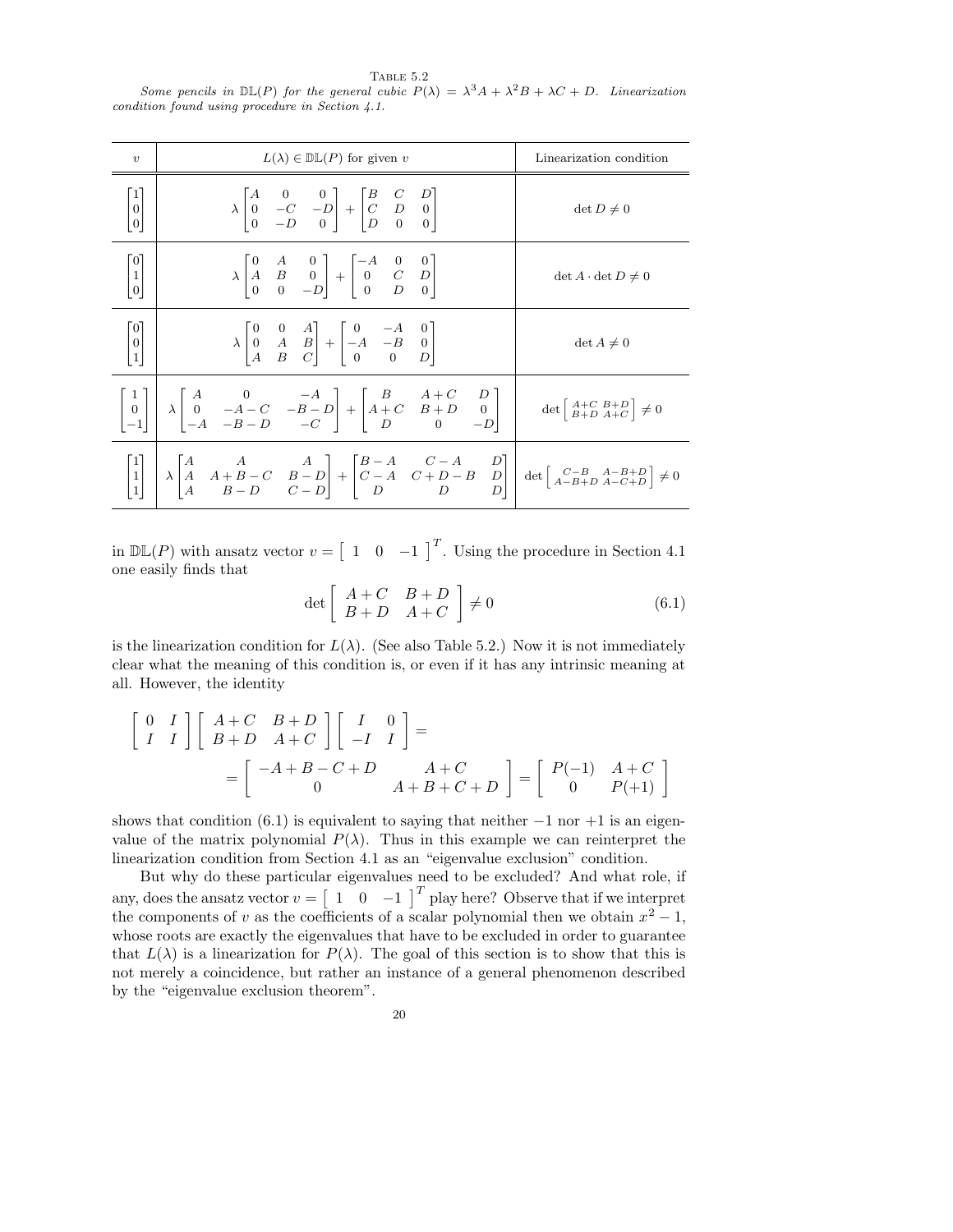TABLE 5.2

*Some pencils in $\mathbb{DL}(P)$ for the general cubic $P(\lambda) = \lambda^3 A + \lambda^2 B + \lambda C + D$. Linearization condition found using procedure in Section 4.1.*

| $v$ | $L(\lambda) \in \mathbb{DL}(P)$ for given $v$ | Linearization condition |
|---|---|---|
| $\begin{bmatrix}1\\0\\0\end{bmatrix}$ | $\lambda \begin{bmatrix} A & 0 & 0 \\ 0 & -C & -D \\ 0 & -D & 0 \end{bmatrix} + \begin{bmatrix} B & C & D \\ C & D & 0 \\ D & 0 & 0 \end{bmatrix}$ | $\det D \neq 0$ |
| $\begin{bmatrix}0\\1\\0\end{bmatrix}$ | $\lambda \begin{bmatrix} 0 & A & 0 \\ A & B & 0 \\ 0 & 0 & -D \end{bmatrix} + \begin{bmatrix} -A & 0 & 0 \\ 0 & C & D \\ 0 & D & 0 \end{bmatrix}$ | $\det A \cdot \det D \neq 0$ |
| $\begin{bmatrix}0\\0\\1\end{bmatrix}$ | $\lambda \begin{bmatrix} 0 & 0 & A \\ 0 & A & B \\ A & B & C \end{bmatrix} + \begin{bmatrix} 0 & -A & 0 \\ -A & -B & 0 \\ 0 & 0 & D \end{bmatrix}$ | $\det A \neq 0$ |
| $\begin{bmatrix}1\\0\\-1\end{bmatrix}$ | $\lambda \begin{bmatrix} A & 0 & -A \\ 0 & -A-C & -B-D \\ -A & -B-D & -C \end{bmatrix} + \begin{bmatrix} B & A+C & D \\ A+C & B+D & 0 \\ D & 0 & -D \end{bmatrix}$ | $\det \begin{bmatrix} A+C & B+D \\ B+D & A+C \end{bmatrix} \neq 0$ |
| $\begin{bmatrix}1\\1\\1\end{bmatrix}$ | $\lambda \begin{bmatrix} A & A & A \\ A & A+B-C & B-D \\ A & B-D & C-D \end{bmatrix} + \begin{bmatrix} B-A & C-A & D \\ C-A & C+D-B & D \\ D & D & D \end{bmatrix}$ | $\det \begin{bmatrix} C-B & A-B+D \\ A-B+D & A-C+D \end{bmatrix} \neq 0$ |

in $\mathbb{DL}(P)$ with ansatz vector $v = \begin{bmatrix} 1 & 0 & -1 \end{bmatrix}^T$. Using the procedure in Section 4.1 one easily finds that

$$\det \begin{bmatrix} A+C & B+D \\ B+D & A+C \end{bmatrix} \neq 0 \tag{6.1}$$

is the linearization condition for $L(\lambda)$. (See also Table 5.2.) Now it is not immediately clear what the meaning of this condition is, or even if it has any intrinsic meaning at all. However, the identity

$$\begin{bmatrix} 0 & I \\ I & I \end{bmatrix} \begin{bmatrix} A+C & B+D \\ B+D & A+C \end{bmatrix} \begin{bmatrix} I & 0 \\ -I & I \end{bmatrix} =$$
$$= \begin{bmatrix} -A+B-C+D & A+C \\ 0 & A+B+C+D \end{bmatrix} = \begin{bmatrix} P(-1) & A+C \\ 0 & P(+1) \end{bmatrix}$$

shows that condition (6.1) is equivalent to saying that neither $-1$ nor $+1$ is an eigenvalue of the matrix polynomial $P(\lambda)$. Thus in this example we can reinterpret the linearization condition from Section 4.1 as an "eigenvalue exclusion" condition.

But why do these particular eigenvalues need to be excluded? And what role, if any, does the ansatz vector $v = \begin{bmatrix} 1 & 0 & -1 \end{bmatrix}^T$ play here? Observe that if we interpret the components of $v$ as the coefficients of a scalar polynomial then we obtain $x^2 - 1$, whose roots are exactly the eigenvalues that have to be excluded in order to guarantee that $L(\lambda)$ is a linearization for $P(\lambda)$. The goal of this section is to show that this is not merely a coincidence, but rather an instance of a general phenomenon described by the "eigenvalue exclusion theorem".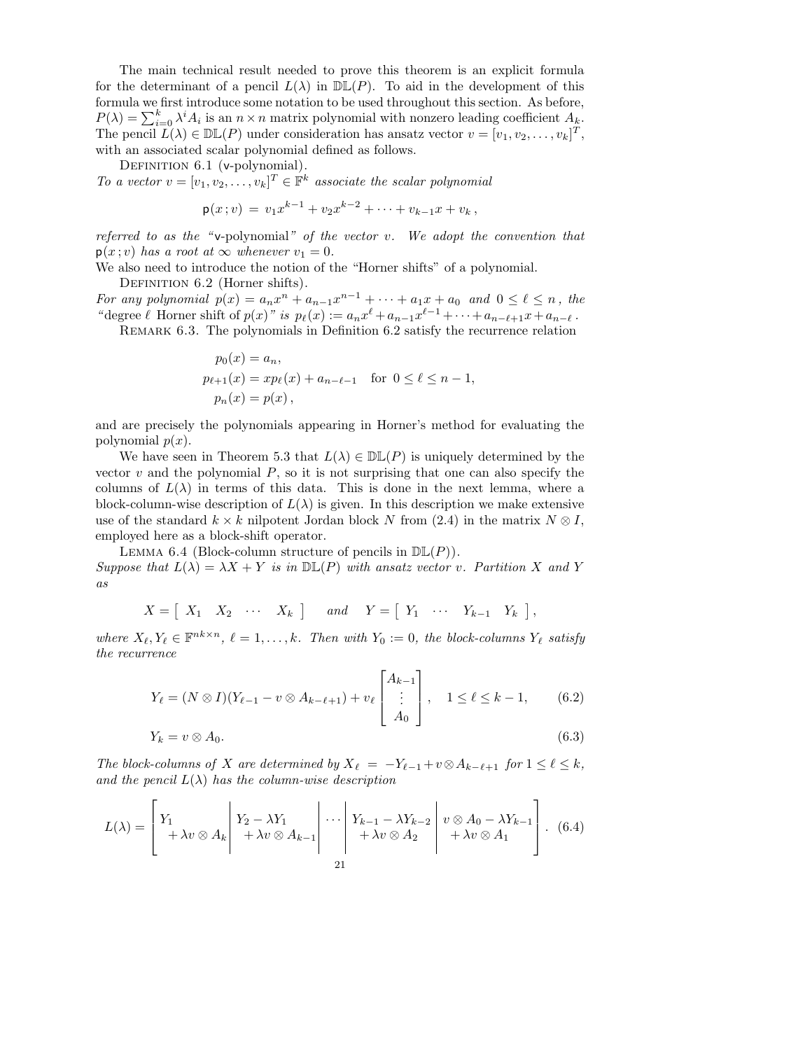The main technical result needed to prove this theorem is an explicit formula for the determinant of a pencil $L(\lambda)$ in $\mathbb{DL}(P)$. To aid in the development of this formula we first introduce some notation to be used throughout this section. As before, $P(\lambda) = \sum_{i=0}^{k} \lambda^i A_i$ is an $n \times n$ matrix polynomial with nonzero leading coefficient $A_k$. The pencil $L(\lambda) \in \mathbb{DL}(P)$ under consideration has ansatz vector $v = [v_1, v_2, \ldots, v_k]^T$, with an associated scalar polynomial defined as follows.

Definition 6.1 ($\mathsf{v}$-polynomial).
*To a vector $v = [v_1, v_2, \ldots, v_k]^T \in \mathbb{F}^k$ associate the scalar polynomial*

$$\mathsf{p}(x\,; v) \;=\; v_1 x^{k-1} + v_2 x^{k-2} + \cdots + v_{k-1}x + v_k \,,$$

*referred to as the "*$\mathsf{v}$-polynomial*" of the vector $v$. We adopt the convention that $\mathsf{p}(x\,;v)$ has a root at $\infty$ whenever $v_1 = 0$.*

We also need to introduce the notion of the "Horner shifts" of a polynomial.

Definition 6.2 (Horner shifts).
*For any polynomial $p(x) = a_n x^n + a_{n-1}x^{n-1} + \cdots + a_1 x + a_0$ and $0 \le \ell \le n$, the "degree $\ell$ Horner shift of $p(x)$" is $p_\ell(x) := a_n x^\ell + a_{n-1}x^{\ell-1} + \cdots + a_{n-\ell+1}x + a_{n-\ell}$.*

Remark 6.3. The polynomials in Definition 6.2 satisfy the recurrence relation

$$\begin{aligned} p_0(x) &= a_n, \\ p_{\ell+1}(x) &= x p_\ell(x) + a_{n-\ell-1} \quad \text{for } 0 \le \ell \le n-1, \\ p_n(x) &= p(x)\,, \end{aligned}$$

and are precisely the polynomials appearing in Horner's method for evaluating the polynomial $p(x)$.

We have seen in Theorem 5.3 that $L(\lambda) \in \mathbb{DL}(P)$ is uniquely determined by the vector $v$ and the polynomial $P$, so it is not surprising that one can also specify the columns of $L(\lambda)$ in terms of this data. This is done in the next lemma, where a block-column-wise description of $L(\lambda)$ is given. In this description we make extensive use of the standard $k \times k$ nilpotent Jordan block $N$ from (2.4) in the matrix $N \otimes I$, employed here as a block-shift operator.

Lemma 6.4 (Block-column structure of pencils in $\mathbb{DL}(P)$).
*Suppose that $L(\lambda) = \lambda X + Y$ is in $\mathbb{DL}(P)$ with ansatz vector $v$. Partition $X$ and $Y$ as*

$$X = \begin{bmatrix} X_1 & X_2 & \cdots & X_k \end{bmatrix} \quad \text{and} \quad Y = \begin{bmatrix} Y_1 & \cdots & Y_{k-1} & Y_k \end{bmatrix},$$

*where $X_\ell, Y_\ell \in \mathbb{F}^{nk \times n}$, $\ell = 1, \ldots, k$. Then with $Y_0 := 0$, the block-columns $Y_\ell$ satisfy the recurrence*

$$Y_\ell = (N \otimes I)(Y_{\ell-1} - v \otimes A_{k-\ell+1}) + v_\ell \begin{bmatrix} A_{k-1} \\ \vdots \\ A_0 \end{bmatrix}, \quad 1 \le \ell \le k-1, \tag{6.2}$$

$$Y_k = v \otimes A_0. \tag{6.3}$$

*The block-columns of $X$ are determined by $X_\ell = -Y_{\ell-1} + v \otimes A_{k-\ell+1}$ for $1 \le \ell \le k$, and the pencil $L(\lambda)$ has the column-wise description*

$$L(\lambda) = \left[ \begin{array}{c|c|c|c|c} Y_1 & Y_2 - \lambda Y_1 & \cdots & Y_{k-1} - \lambda Y_{k-2} & v \otimes A_0 - \lambda Y_{k-1} \\ \;+ \lambda v \otimes A_k & \;+ \lambda v \otimes A_{k-1} & & + \lambda v \otimes A_2 & + \lambda v \otimes A_1 \end{array} \right]. \tag{6.4}$$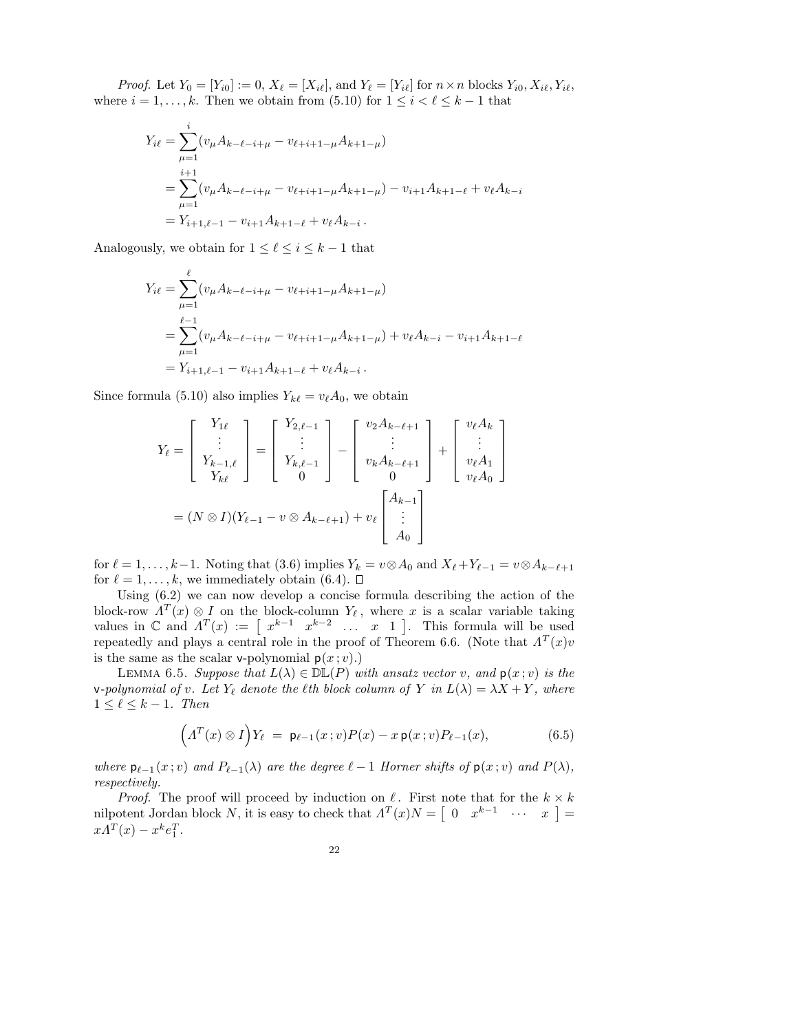*Proof*. Let $Y_0 = [Y_{i0}] := 0$, $X_\ell = [X_{i\ell}]$, and $Y_\ell = [Y_{i\ell}]$ for $n \times n$ blocks $Y_{i0}, X_{i\ell}, Y_{i\ell}$, where $i = 1, \ldots, k$. Then we obtain from (5.10) for $1 \le i < \ell \le k-1$ that

$$
\begin{aligned}
Y_{i\ell} &= \sum_{\mu=1}^{i} (v_\mu A_{k-\ell-i+\mu} - v_{\ell+i+1-\mu} A_{k+1-\mu}) \\
&= \sum_{\mu=1}^{i+1} (v_\mu A_{k-\ell-i+\mu} - v_{\ell+i+1-\mu} A_{k+1-\mu}) - v_{i+1} A_{k+1-\ell} + v_\ell A_{k-i} \\
&= Y_{i+1,\ell-1} - v_{i+1} A_{k+1-\ell} + v_\ell A_{k-i}\,.
\end{aligned}
$$

Analogously, we obtain for $1 \le \ell \le i \le k-1$ that

$$
\begin{aligned}
Y_{i\ell} &= \sum_{\mu=1}^{\ell} (v_\mu A_{k-\ell-i+\mu} - v_{\ell+i+1-\mu} A_{k+1-\mu}) \\
&= \sum_{\mu=1}^{\ell-1} (v_\mu A_{k-\ell-i+\mu} - v_{\ell+i+1-\mu} A_{k+1-\mu}) + v_\ell A_{k-i} - v_{i+1} A_{k+1-\ell} \\
&= Y_{i+1,\ell-1} - v_{i+1} A_{k+1-\ell} + v_\ell A_{k-i}\,.
\end{aligned}
$$

Since formula (5.10) also implies $Y_{k\ell} = v_\ell A_0$, we obtain

$$
\begin{aligned}
Y_\ell = \begin{bmatrix} Y_{1\ell} \\ \vdots \\ Y_{k-1,\ell} \\ Y_{k\ell} \end{bmatrix} &= \begin{bmatrix} Y_{2,\ell-1} \\ \vdots \\ Y_{k,\ell-1} \\ 0 \end{bmatrix} - \begin{bmatrix} v_2 A_{k-\ell+1} \\ \vdots \\ v_k A_{k-\ell+1} \\ 0 \end{bmatrix} + \begin{bmatrix} v_\ell A_k \\ \vdots \\ v_\ell A_1 \\ v_\ell A_0 \end{bmatrix} \\
&= (N \otimes I)(Y_{\ell-1} - v \otimes A_{k-\ell+1}) + v_\ell \begin{bmatrix} A_{k-1} \\ \vdots \\ A_0 \end{bmatrix}
\end{aligned}
$$

for $\ell = 1, \ldots, k-1$. Noting that (3.6) implies $Y_k = v \otimes A_0$ and $X_\ell + Y_{\ell-1} = v \otimes A_{k-\ell+1}$ for $\ell = 1, \ldots, k$, we immediately obtain (6.4). $\square$

Using (6.2) we can now develop a concise formula describing the action of the block-row $\Lambda^T(x) \otimes I$ on the block-column $Y_\ell$, where $x$ is a scalar variable taking values in $\mathbb{C}$ and $\Lambda^T(x) := \begin{bmatrix} x^{k-1} & x^{k-2} & \ldots & x & 1 \end{bmatrix}$. This formula will be used repeatedly and plays a central role in the proof of Theorem 6.6. (Note that $\Lambda^T(x) v$ is the same as the scalar v-polynomial $\mathsf{p}(x\,;v)$.)

Lemma 6.5. *Suppose that $L(\lambda) \in \mathbb{DL}(P)$ with ansatz vector $v$, and $\mathsf{p}(x\,;v)$ is the* v*-polynomial of $v$. Let $Y_\ell$ denote the $\ell$th block column of $Y$ in $L(\lambda) = \lambda X + Y$, where $1 \le \ell \le k-1$. Then*

$$
\Big(\Lambda^T(x) \otimes I\Big) Y_\ell \;=\; \mathsf{p}_{\ell-1}(x\,;v) P(x) - x\, \mathsf{p}(x\,;v) P_{\ell-1}(x), \tag{6.5}
$$

*where $\mathsf{p}_{\ell-1}(x\,;v)$ and $P_{\ell-1}(\lambda)$ are the degree $\ell-1$ Horner shifts of $\mathsf{p}(x\,;v)$ and $P(\lambda)$, respectively.*

*Proof*. The proof will proceed by induction on $\ell$. First note that for the $k \times k$ nilpotent Jordan block $N$, it is easy to check that $\Lambda^T(x) N = \begin{bmatrix} 0 & x^{k-1} & \cdots & x \end{bmatrix} = x\Lambda^T(x) - x^k e_1^T$.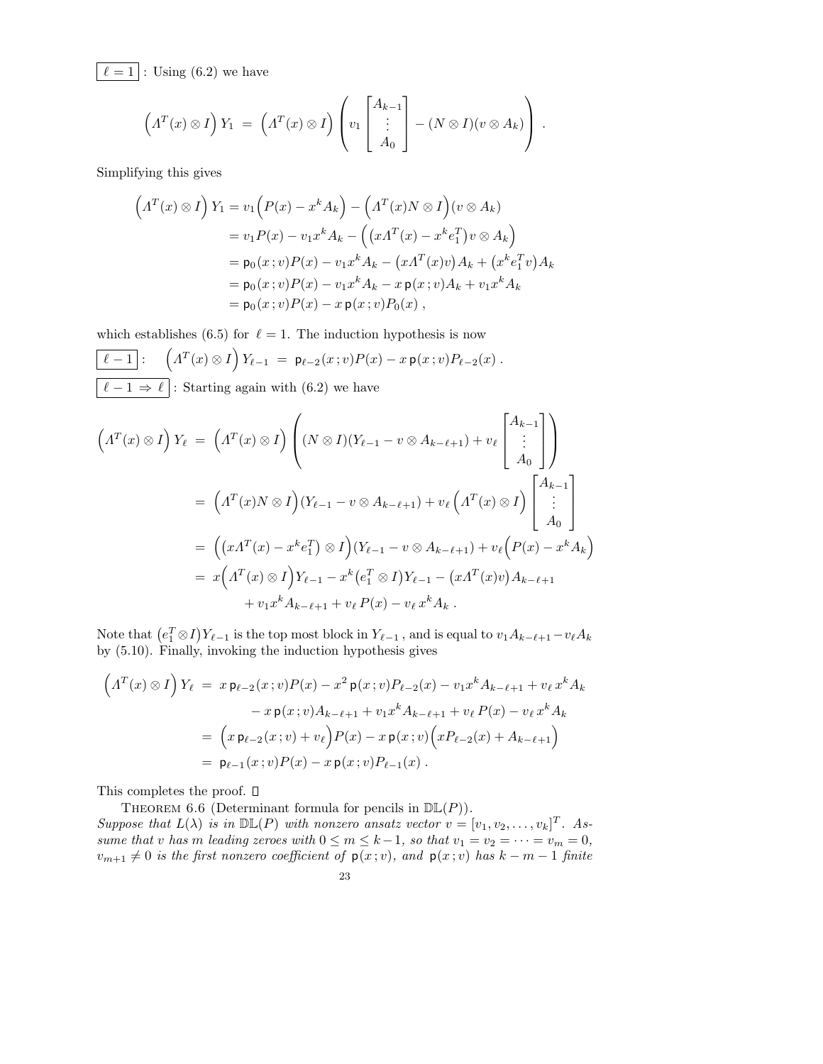$\boxed{\ell = 1}$ : Using (6.2) we have

$$\Big(\Lambda^T(x) \otimes I\Big)\, Y_1 \;=\; \Big(\Lambda^T(x) \otimes I\Big) \left( v_1 \begin{bmatrix} A_{k-1} \\ \vdots \\ A_0 \end{bmatrix} - (N \otimes I)(v \otimes A_k) \right) .$$

Simplifying this gives

$$\begin{aligned}
\Big(\Lambda^T(x) \otimes I\Big)\, Y_1 &= v_1 \Big(P(x) - x^k A_k\Big) - \Big(\Lambda^T(x) N \otimes I\Big)(v \otimes A_k) \\
&= v_1 P(x) - v_1 x^k A_k - \Big(\big(x\Lambda^T(x) - x^k e_1^T\big) v \otimes A_k\Big) \\
&= \mathsf{p}_0(x\,;v) P(x) - v_1 x^k A_k - \big(x\Lambda^T(x) v\big) A_k + \big(x^k e_1^T v\big) A_k \\
&= \mathsf{p}_0(x\,;v) P(x) - v_1 x^k A_k - x\,\mathsf{p}(x\,;v) A_k + v_1 x^k A_k \\
&= \mathsf{p}_0(x\,;v) P(x) - x\,\mathsf{p}(x\,;v) P_0(x)\ ,
\end{aligned}$$

which establishes (6.5) for $\ell = 1$. The induction hypothesis is now

$\boxed{\ell - 1}$ : $\quad \Big(\Lambda^T(x) \otimes I\Big)\, Y_{\ell-1} \;=\; \mathsf{p}_{\ell-2}(x\,;v) P(x) - x\,\mathsf{p}(x\,;v) P_{\ell-2}(x)\ .$

$\boxed{\ell - 1 \;\Rightarrow\; \ell}$ : Starting again with (6.2) we have

$$\begin{aligned}
\Big(\Lambda^T(x) \otimes I\Big)\, Y_\ell \;&=\; \Big(\Lambda^T(x) \otimes I\Big) \left( (N \otimes I)(Y_{\ell-1} - v \otimes A_{k-\ell+1}) + v_\ell \begin{bmatrix} A_{k-1} \\ \vdots \\ A_0 \end{bmatrix} \right) \\
&=\; \Big(\Lambda^T(x) N \otimes I\Big)(Y_{\ell-1} - v \otimes A_{k-\ell+1}) + v_\ell \Big(\Lambda^T(x) \otimes I\Big) \begin{bmatrix} A_{k-1} \\ \vdots \\ A_0 \end{bmatrix} \\
&=\; \Big(\big(x\Lambda^T(x) - x^k e_1^T\big) \otimes I\Big)(Y_{\ell-1} - v \otimes A_{k-\ell+1}) + v_\ell \Big(P(x) - x^k A_k\Big) \\
&=\; x \Big(\Lambda^T(x) \otimes I\Big) Y_{\ell-1} - x^k \big(e_1^T \otimes I\big) Y_{\ell-1} - \big(x\Lambda^T(x) v\big) A_{k-\ell+1} \\
&\qquad + v_1 x^k A_{k-\ell+1} + v_\ell\, P(x) - v_\ell\, x^k A_k\ .
\end{aligned}$$

Note that $\big(e_1^T \otimes I\big) Y_{\ell-1}$ is the top most block in $Y_{\ell-1}$, and is equal to $v_1 A_{k-\ell+1} - v_\ell A_k$ by (5.10). Finally, invoking the induction hypothesis gives

$$\begin{aligned}
\Big(\Lambda^T(x) \otimes I\Big)\, Y_\ell \;&=\; x\,\mathsf{p}_{\ell-2}(x\,;v) P(x) - x^2\,\mathsf{p}(x\,;v) P_{\ell-2}(x) - v_1 x^k A_{k-\ell+1} + v_\ell\, x^k A_k \\
&\qquad - x\,\mathsf{p}(x\,;v) A_{k-\ell+1} + v_1 x^k A_{k-\ell+1} + v_\ell\, P(x) - v_\ell\, x^k A_k \\
&=\; \Big(x\,\mathsf{p}_{\ell-2}(x\,;v) + v_\ell\Big) P(x) - x\,\mathsf{p}(x\,;v) \Big(x P_{\ell-2}(x) + A_{k-\ell+1}\Big) \\
&=\; \mathsf{p}_{\ell-1}(x\,;v) P(x) - x\,\mathsf{p}(x\,;v) P_{\ell-1}(x)\ .
\end{aligned}$$

This completes the proof. □

THEOREM 6.6 (Determinant formula for pencils in $\mathbb{DL}(P)$).
*Suppose that $L(\lambda)$ is in $\mathbb{DL}(P)$ with nonzero ansatz vector $v = [v_1, v_2, \ldots, v_k]^T$. Assume that $v$ has $m$ leading zeroes with $0 \le m \le k-1$, so that $v_1 = v_2 = \cdots = v_m = 0$, $v_{m+1} \neq 0$ is the first nonzero coefficient of $\mathsf{p}(x\,;v)$, and $\mathsf{p}(x\,;v)$ has $k - m - 1$ finite*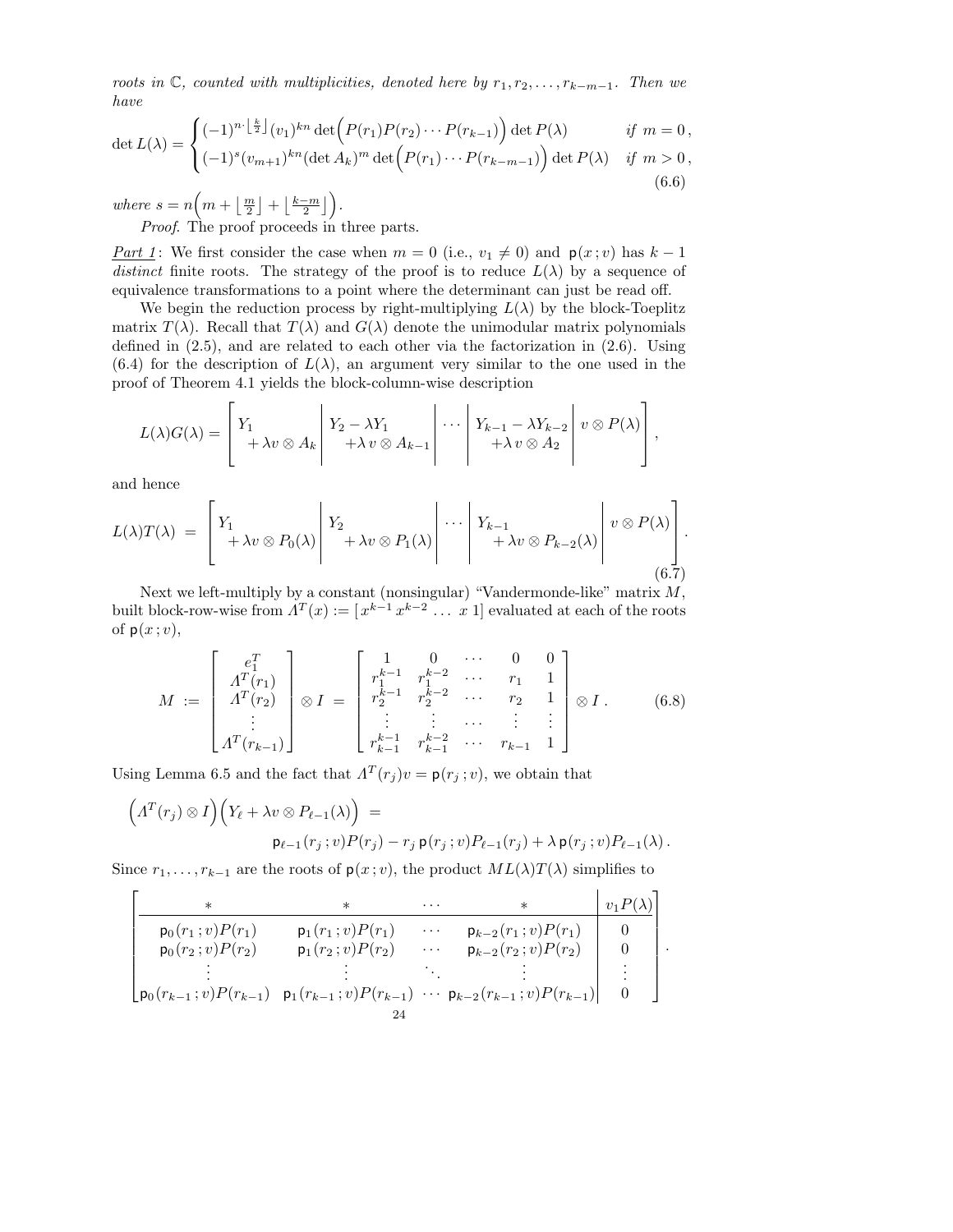*roots in* $\mathbb{C}$*, counted with multiplicities, denoted here by* $r_1, r_2, \ldots, r_{k-m-1}$*. Then we have*

$$\det L(\lambda) = \begin{cases} (-1)^{n \cdot \lfloor \frac{k}{2} \rfloor} (v_1)^{kn} \det\Big(P(r_1)P(r_2)\cdots P(r_{k-1})\Big) \det P(\lambda) & \text{if } m = 0\,, \\ (-1)^{s} (v_{m+1})^{kn} (\det A_k)^m \det\Big(P(r_1)\cdots P(r_{k-m-1})\Big) \det P(\lambda) & \text{if } m > 0\,, \end{cases} \tag{6.6}$$

*where* $s = n\Big(m + \lfloor \frac{m}{2} \rfloor + \lfloor \frac{k-m}{2} \rfloor\Big)$*.*

*Proof.* The proof proceeds in three parts.

<u>*Part 1*</u>: We first consider the case when $m = 0$ (i.e., $v_1 \neq 0$) and $\mathsf{p}(x\,; v)$ has $k-1$ *distinct* finite roots. The strategy of the proof is to reduce $L(\lambda)$ by a sequence of equivalence transformations to a point where the determinant can just be read off.

We begin the reduction process by right-multiplying $L(\lambda)$ by the block-Toeplitz matrix $T(\lambda)$. Recall that $T(\lambda)$ and $G(\lambda)$ denote the unimodular matrix polynomials defined in (2.5), and are related to each other via the factorization in (2.6). Using (6.4) for the description of $L(\lambda)$, an argument very similar to the one used in the proof of Theorem 4.1 yields the block-column-wise description

$$L(\lambda)G(\lambda) = \left[ \begin{array}{c|c|c|c|c} \begin{array}{l} Y_1 \\ \quad + \lambda v \otimes A_k \end{array} & \begin{array}{l} Y_2 - \lambda Y_1 \\ \quad + \lambda\, v \otimes A_{k-1} \end{array} & \cdots & \begin{array}{l} Y_{k-1} - \lambda Y_{k-2} \\ \quad + \lambda\, v \otimes A_2 \end{array} & v \otimes P(\lambda) \end{array} \right],$$

and hence

$$L(\lambda)T(\lambda) \;=\; \left[ \begin{array}{c|c|c|c|c} \begin{array}{l} Y_1 \\ \quad + \lambda v \otimes P_0(\lambda) \end{array} & \begin{array}{l} Y_2 \\ \quad + \lambda v \otimes P_1(\lambda) \end{array} & \cdots & \begin{array}{l} Y_{k-1} \\ \quad + \lambda v \otimes P_{k-2}(\lambda) \end{array} & v \otimes P(\lambda) \end{array} \right]. \tag{6.7}$$

Next we left-multiply by a constant (nonsingular) "Vandermonde-like" matrix $M$, built block-row-wise from $\Lambda^T(x) := [\,x^{k-1}\, x^{k-2}\, \ldots\, x\ 1]$ evaluated at each of the roots of $\mathsf{p}(x\,; v)$,

$$M \;:=\; \begin{bmatrix} e_1^T \\ \Lambda^T(r_1) \\ \Lambda^T(r_2) \\ \vdots \\ \Lambda^T(r_{k-1}) \end{bmatrix} \otimes I \;=\; \begin{bmatrix} 1 & 0 & \cdots & 0 & 0 \\ r_1^{k-1} & r_1^{k-2} & \cdots & r_1 & 1 \\ r_2^{k-1} & r_2^{k-2} & \cdots & r_2 & 1 \\ \vdots & \vdots & \cdots & \vdots & \vdots \\ r_{k-1}^{k-1} & r_{k-1}^{k-2} & \cdots & r_{k-1} & 1 \end{bmatrix} \otimes I\,. \tag{6.8}$$

Using Lemma 6.5 and the fact that $\Lambda^T(r_j)v = \mathsf{p}(r_j\,; v)$, we obtain that

$$\Big(\Lambda^T(r_j) \otimes I\Big)\Big(Y_\ell + \lambda v \otimes P_{\ell-1}(\lambda)\Big) \;=\; \mathsf{p}_{\ell-1}(r_j\,; v)P(r_j) - r_j\, \mathsf{p}(r_j\,; v)P_{\ell-1}(r_j) + \lambda\, \mathsf{p}(r_j\,; v)P_{\ell-1}(\lambda)\,.$$

Since $r_1, \ldots, r_{k-1}$ are the roots of $\mathsf{p}(x\,; v)$, the product $ML(\lambda)T(\lambda)$ simplifies to

$$\left[ \begin{array}{cccc|c} * & * & \cdots & * & v_1 P(\lambda) \\ \hline \mathsf{p}_0(r_1\,; v)P(r_1) & \mathsf{p}_1(r_1\,; v)P(r_1) & \cdots & \mathsf{p}_{k-2}(r_1\,; v)P(r_1) & 0 \\ \mathsf{p}_0(r_2\,; v)P(r_2) & \mathsf{p}_1(r_2\,; v)P(r_2) & \cdots & \mathsf{p}_{k-2}(r_2\,; v)P(r_2) & 0 \\ \vdots & \vdots & \ddots & \vdots & \vdots \\ \mathsf{p}_0(r_{k-1}\,; v)P(r_{k-1}) & \mathsf{p}_1(r_{k-1}\,; v)P(r_{k-1}) & \cdots & \mathsf{p}_{k-2}(r_{k-1}\,; v)P(r_{k-1}) & 0 \end{array} \right].$$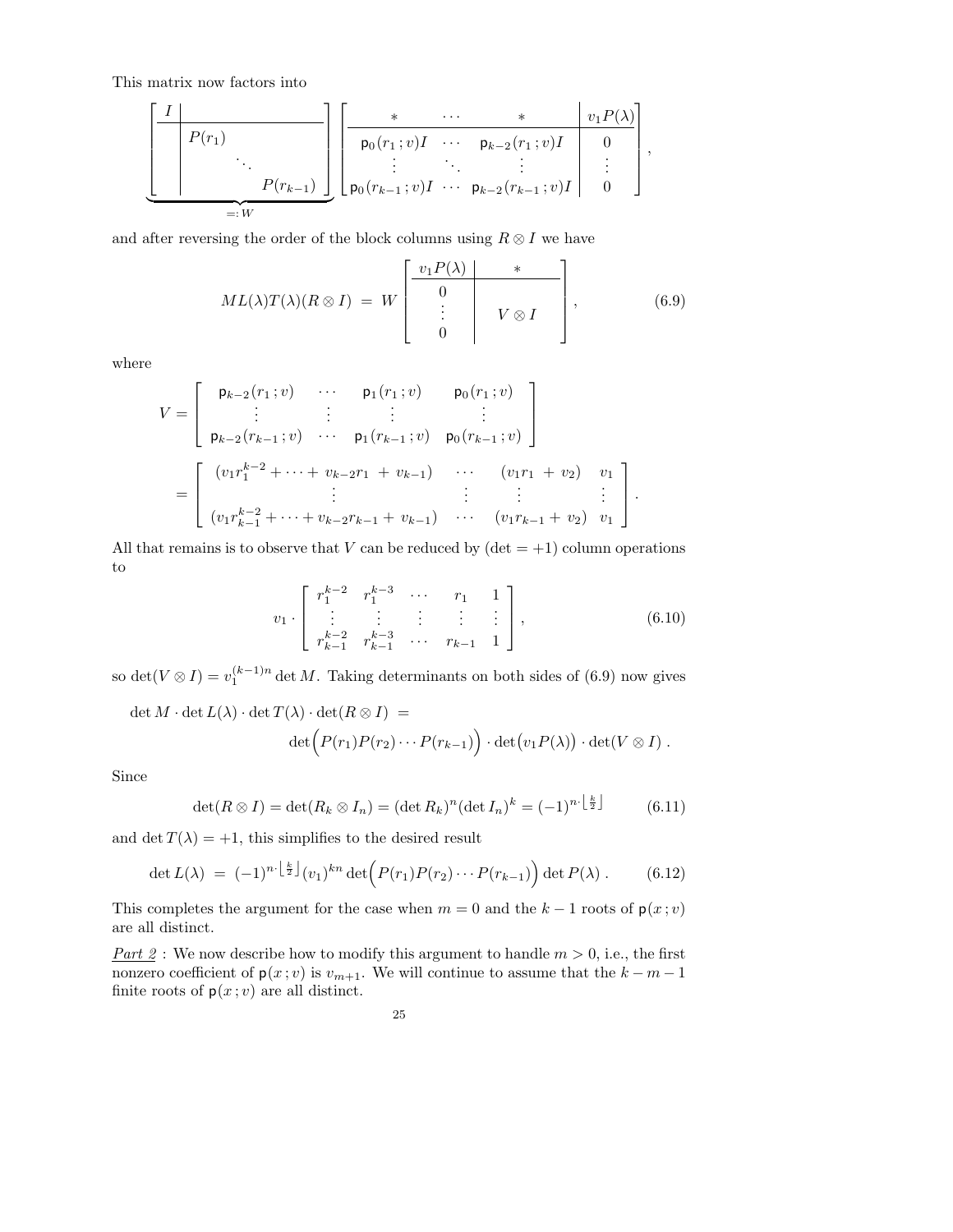This matrix now factors into

$$
\underbrace{\left[\begin{array}{c|ccc} I & & & \\ \hline & P(r_1) & & \\ & & \ddots & \\ & & & P(r_{k-1}) \end{array}\right]}_{=:W}
\left[\begin{array}{ccc|c} * & \cdots & * & v_1 P(\lambda) \\ \hline \mathsf{p}_0(r_1\,;v)I & \cdots & \mathsf{p}_{k-2}(r_1\,;v)I & 0 \\ \vdots & \ddots & \vdots & \vdots \\ \mathsf{p}_0(r_{k-1}\,;v)I & \cdots & \mathsf{p}_{k-2}(r_{k-1}\,;v)I & 0 \end{array}\right],
$$

and after reversing the order of the block columns using $R \otimes I$ we have

$$
ML(\lambda)T(\lambda)(R\otimes I) \;=\; W \left[\begin{array}{c|c} v_1 P(\lambda) & * \\ \hline 0 & \\ \vdots & V \otimes I \\ 0 & \end{array}\right], \tag{6.9}
$$

where

$$
V = \left[\begin{array}{cccc} \mathsf{p}_{k-2}(r_1\,;v) & \cdots & \mathsf{p}_1(r_1\,;v) & \mathsf{p}_0(r_1\,;v) \\ \vdots & \vdots & \vdots & \vdots \\ \mathsf{p}_{k-2}(r_{k-1}\,;v) & \cdots & \mathsf{p}_1(r_{k-1}\,;v) & \mathsf{p}_0(r_{k-1}\,;v) \end{array}\right]
$$

$$
= \left[\begin{array}{cccc} (v_1 r_1^{k-2} + \cdots + v_{k-2}r_1 \;+\; v_{k-1}) & \cdots & (v_1 r_1 \;+\; v_2) & v_1 \\ \vdots & \vdots & \vdots & \vdots \\ (v_1 r_{k-1}^{k-2} + \cdots + v_{k-2}r_{k-1} \;+\; v_{k-1}) & \cdots & (v_1 r_{k-1} + v_2) & v_1 \end{array}\right].
$$

All that remains is to observe that $V$ can be reduced by $(\det = +1)$ column operations to

$$
v_1 \cdot \left[\begin{array}{ccccc} r_1^{k-2} & r_1^{k-3} & \cdots & r_1 & 1 \\ \vdots & \vdots & \vdots & \vdots & \vdots \\ r_{k-1}^{k-2} & r_{k-1}^{k-3} & \cdots & r_{k-1} & 1 \end{array}\right], \tag{6.10}
$$

so $\det(V\otimes I) = v_1^{(k-1)n} \det M$. Taking determinants on both sides of (6.9) now gives

$$
\det M \cdot \det L(\lambda) \cdot \det T(\lambda) \cdot \det(R\otimes I) \;=\;
$$
$$
\det\Big(P(r_1)P(r_2)\cdots P(r_{k-1})\Big) \cdot \det\big(v_1 P(\lambda)\big) \cdot \det(V\otimes I)\;.
$$

Since

$$
\det(R\otimes I) = \det(R_k \otimes I_n) = (\det R_k)^n (\det I_n)^k = (-1)^{n\cdot\left\lfloor \frac{k}{2}\right\rfloor} \tag{6.11}
$$

and $\det T(\lambda) = +1$, this simplifies to the desired result

$$
\det L(\lambda) \;=\; (-1)^{n\cdot\left\lfloor \frac{k}{2}\right\rfloor} (v_1)^{kn} \det\Big(P(r_1)P(r_2)\cdots P(r_{k-1})\Big) \det P(\lambda)\;. \tag{6.12}
$$

This completes the argument for the case when $m = 0$ and the $k-1$ roots of $\mathsf{p}(x\,;v)$ are all distinct.

*Part 2* : We now describe how to modify this argument to handle $m > 0$, i.e., the first nonzero coefficient of $\mathsf{p}(x\,;v)$ is $v_{m+1}$. We will continue to assume that the $k-m-1$ finite roots of $\mathsf{p}(x\,;v)$ are all distinct.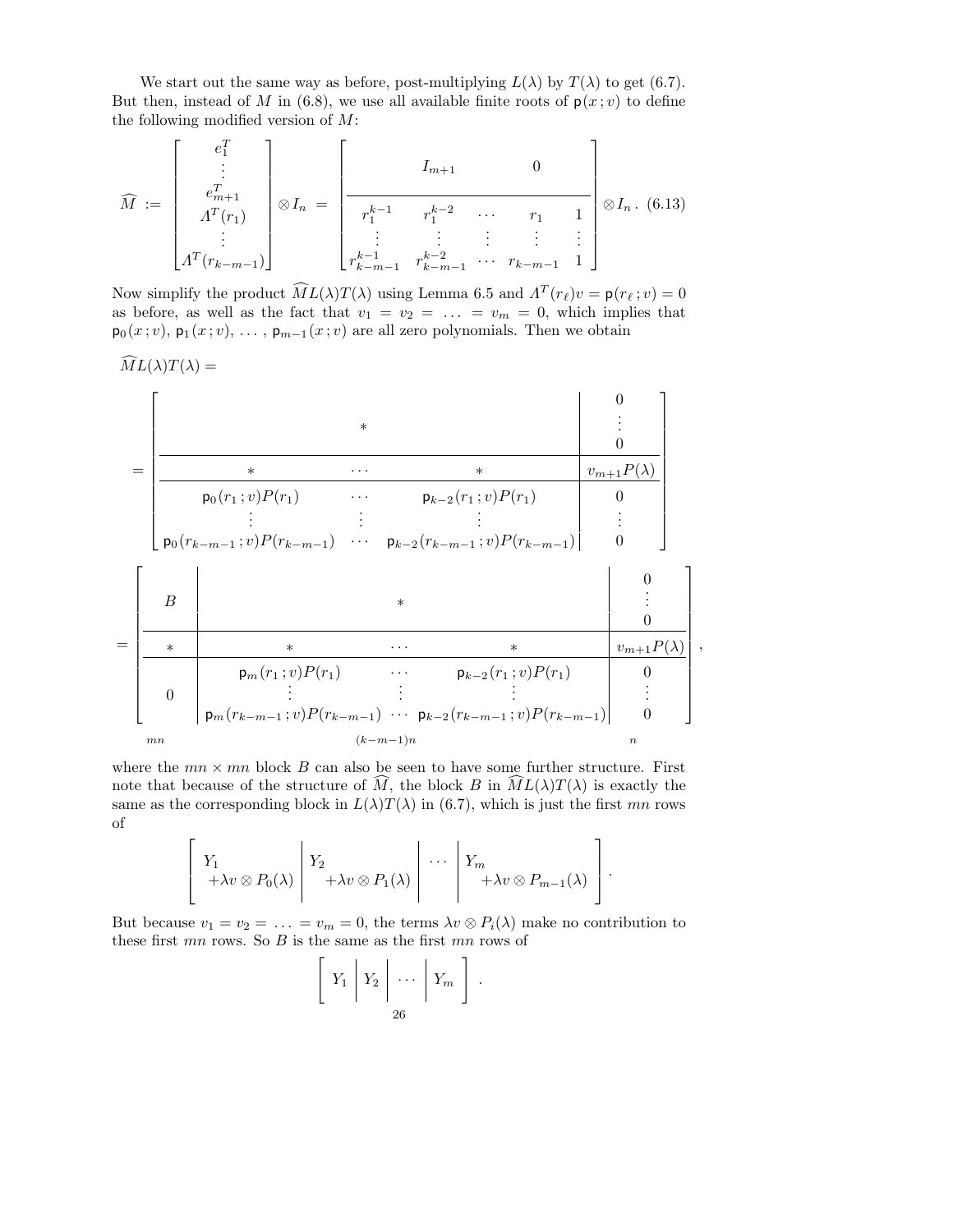We start out the same way as before, post-multiplying $L(\lambda)$ by $T(\lambda)$ to get (6.7). But then, instead of $M$ in (6.8), we use all available finite roots of $\mathsf{p}(x\,;v)$ to define the following modified version of $M$:

$$
\widehat{M} := \begin{bmatrix} e_1^T \\ \vdots \\ e_{m+1}^T \\ \Lambda^T(r_1) \\ \vdots \\ \Lambda^T(r_{k-m-1}) \end{bmatrix} \otimes I_n = \left[\begin{array}{ccccc} & & I_{m+1} & & 0 \\ \hline r_1^{k-1} & r_1^{k-2} & \cdots & r_1 & 1 \\ \vdots & \vdots & \vdots & \vdots & \vdots \\ r_{k-m-1}^{k-1} & r_{k-m-1}^{k-2} & \cdots & r_{k-m-1} & 1 \end{array}\right] \otimes I_n \,. \quad (6.13)
$$

Now simplify the product $\widehat{M}L(\lambda)T(\lambda)$ using Lemma 6.5 and $\Lambda^T(r_\ell)v = \mathsf{p}(r_\ell\,;v) = 0$ as before, as well as the fact that $v_1 = v_2 = \ldots = v_m = 0$, which implies that $\mathsf{p}_0(x\,;v)$, $\mathsf{p}_1(x\,;v)$, $\ldots$ , $\mathsf{p}_{m-1}(x\,;v)$ are all zero polynomials. Then we obtain

$$
\widehat{M}L(\lambda)T(\lambda) =
$$

$$
= \left[\begin{array}{ccc|c} & * & & \begin{matrix} 0 \\ \vdots \\ 0 \end{matrix} \\ \hline * & \cdots & * & v_{m+1}P(\lambda) \\ \hline \mathsf{p}_0(r_1\,;v)P(r_1) & \cdots & \mathsf{p}_{k-2}(r_1\,;v)P(r_1) & 0 \\ \vdots & \vdots & \vdots & \vdots \\ \mathsf{p}_0(r_{k-m-1}\,;v)P(r_{k-m-1}) & \cdots & \mathsf{p}_{k-2}(r_{k-m-1}\,;v)P(r_{k-m-1}) & 0 \end{array}\right]
$$

$$
= \left[\begin{array}{c|ccc|c} B & & * & & \begin{matrix} 0 \\ \vdots \\ 0 \end{matrix} \\ \hline * & * & \cdots & * & v_{m+1}P(\lambda) \\ \hline 0 & \begin{matrix} \mathsf{p}_m(r_1\,;v)P(r_1) \\ \vdots \\ \mathsf{p}_m(r_{k-m-1}\,;v)P(r_{k-m-1}) \end{matrix} & \begin{matrix} \cdots \\ \vdots \\ \cdots \end{matrix} & \begin{matrix} \mathsf{p}_{k-2}(r_1\,;v)P(r_1) \\ \vdots \\ \mathsf{p}_{k-2}(r_{k-m-1}\,;v)P(r_{k-m-1}) \end{matrix} & \begin{matrix} 0 \\ \vdots \\ 0 \end{matrix} \end{array}\right],
$$

with column block widths $mn$, $(k-m-1)n$, and $n$, where the $mn \times mn$ block $B$ can also be seen to have some further structure. First note that because of the structure of $\widehat{M}$, the block $B$ in $\widehat{M}L(\lambda)T(\lambda)$ is exactly the same as the corresponding block in $L(\lambda)T(\lambda)$ in (6.7), which is just the first $mn$ rows of

$$
\left[\begin{array}{c|c|c|c} \begin{matrix} Y_1 \\ \quad +\lambda v \otimes P_0(\lambda) \end{matrix} & \begin{matrix} Y_2 \\ \quad +\lambda v \otimes P_1(\lambda) \end{matrix} & \cdots & \begin{matrix} Y_m \\ \quad +\lambda v \otimes P_{m-1}(\lambda) \end{matrix} \end{array}\right].
$$

But because $v_1 = v_2 = \ldots = v_m = 0$, the terms $\lambda v \otimes P_i(\lambda)$ make no contribution to these first $mn$ rows. So $B$ is the same as the first $mn$ rows of

$$
\left[\begin{array}{c|c|c|c} Y_1 & Y_2 & \cdots & Y_m \end{array}\right].
$$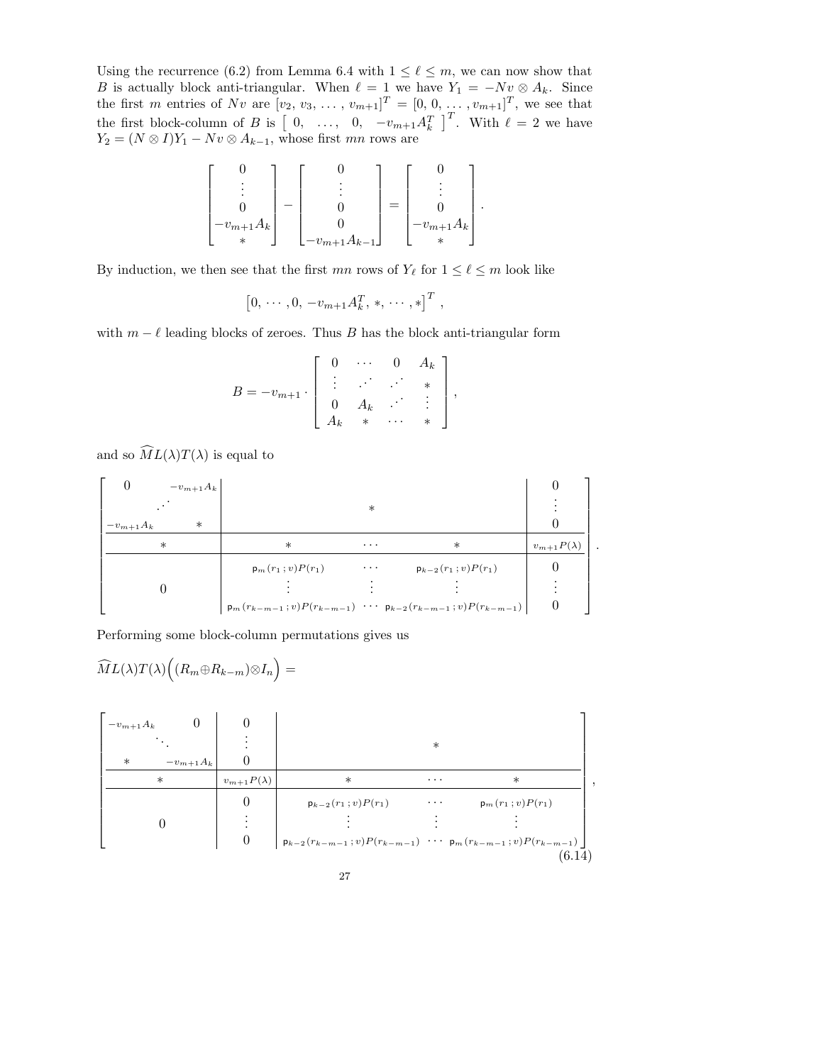Using the recurrence (6.2) from Lemma 6.4 with $1 \le \ell \le m$, we can now show that $B$ is actually block anti-triangular. When $\ell = 1$ we have $Y_1 = -Nv \otimes A_k$. Since the first $m$ entries of $Nv$ are $[v_2, v_3, \dots, v_{m+1}]^T = [0, 0, \dots, v_{m+1}]^T$, we see that the first block-column of $B$ is $\begin{bmatrix} 0, & \dots, & 0, & -v_{m+1}A_k^T \end{bmatrix}^T$. With $\ell = 2$ we have $Y_2 = (N \otimes I)Y_1 - Nv \otimes A_{k-1}$, whose first $mn$ rows are

$$\begin{bmatrix} 0 \\ \vdots \\ 0 \\ -v_{m+1}A_k \\ * \end{bmatrix} - \begin{bmatrix} 0 \\ \vdots \\ 0 \\ 0 \\ -v_{m+1}A_{k-1} \end{bmatrix} = \begin{bmatrix} 0 \\ \vdots \\ 0 \\ -v_{m+1}A_k \\ * \end{bmatrix}.$$

By induction, we then see that the first $mn$ rows of $Y_\ell$ for $1 \le \ell \le m$ look like

$$\left[0, \cdots, 0, -v_{m+1}A_k^T, *, \cdots, *\right]^T,$$

with $m - \ell$ leading blocks of zeroes. Thus $B$ has the block anti-triangular form

$$B = -v_{m+1} \cdot \begin{bmatrix} 0 & \cdots & 0 & A_k \\ \vdots & \iddots & \iddots & * \\ 0 & A_k & \iddots & \vdots \\ A_k & * & \cdots & * \end{bmatrix},$$

and so $\widehat{M}L(\lambda)T(\lambda)$ is equal to

$$\left[\begin{array}{c|ccc|c} \begin{matrix} 0 & & -v_{m+1}A_k \\ & \iddots & \\ -v_{m+1}A_k & & * \end{matrix} & & * & & \begin{matrix} 0 \\ \vdots \\ 0 \end{matrix} \\ \hline * & * & \cdots & * & v_{m+1}P(\lambda) \\ \hline 0 & \begin{matrix} \mathsf{p}_m(r_1\,;v)P(r_1) \\ \vdots \\ \mathsf{p}_m(r_{k-m-1}\,;v)P(r_{k-m-1}) \end{matrix} & \begin{matrix} \cdots \\ \vdots \\ \cdots \end{matrix} & \begin{matrix} \mathsf{p}_{k-2}(r_1\,;v)P(r_1) \\ \vdots \\ \mathsf{p}_{k-2}(r_{k-m-1}\,;v)P(r_{k-m-1}) \end{matrix} & \begin{matrix} 0 \\ \vdots \\ 0 \end{matrix} \end{array}\right].$$

Performing some block-column permutations gives us

$$\widehat{M}L(\lambda)T(\lambda)\Big((R_m \oplus R_{k-m}) \otimes I_n\Big) =$$

$$\left[\begin{array}{c|c|ccc} \begin{matrix} -v_{m+1}A_k & & 0 \\ & \ddots & \\ * & & -v_{m+1}A_k \end{matrix} & \begin{matrix} 0 \\ \vdots \\ 0 \end{matrix} & & * & \\ \hline * & v_{m+1}P(\lambda) & * & \cdots & * \\ \hline 0 & \begin{matrix} 0 \\ \vdots \\ 0 \end{matrix} & \begin{matrix} \mathsf{p}_{k-2}(r_1\,;v)P(r_1) \\ \vdots \\ \mathsf{p}_{k-2}(r_{k-m-1}\,;v)P(r_{k-m-1}) \end{matrix} & \begin{matrix} \cdots \\ \vdots \\ \cdots \end{matrix} & \begin{matrix} \mathsf{p}_m(r_1\,;v)P(r_1) \\ \vdots \\ \mathsf{p}_m(r_{k-m-1}\,;v)P(r_{k-m-1}) \end{matrix} \end{array}\right], \tag{6.14}$$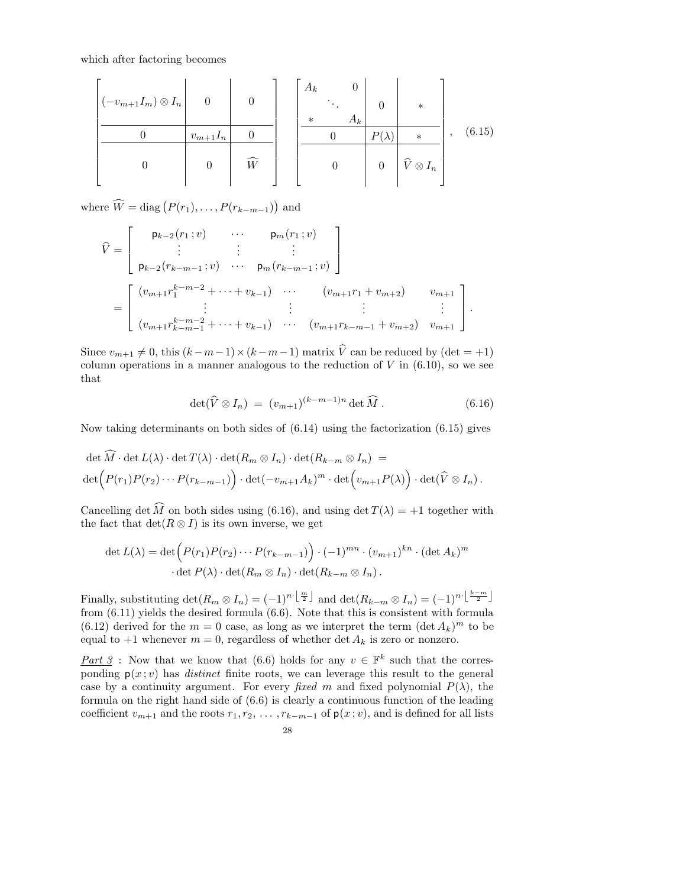which after factoring becomes

$$
\left[\begin{array}{c|c|c}
(-v_{m+1}I_m)\otimes I_n & 0 & 0 \\
\hline
0 & v_{m+1}I_n & 0 \\
\hline
0 & 0 & \widehat{W}
\end{array}\right]
\left[\begin{array}{ccc|c|c}
A_k & & 0 & & \\
 & \ddots & & 0 & * \\
* & & A_k & & \\
\hline
 & 0 & & P(\lambda) & * \\
\hline
 & 0 & & 0 & \widehat{V}\otimes I_n
\end{array}\right], \tag{6.15}
$$

where $\widehat{W} = \operatorname{diag}\big(P(r_1), \ldots, P(r_{k-m-1})\big)$ and

$$
\widehat{V} = \begin{bmatrix} \mathsf{p}_{k-2}(r_1\,;v) & \cdots & \mathsf{p}_m(r_1\,;v) \\ \vdots & \vdots & \vdots \\ \mathsf{p}_{k-2}(r_{k-m-1}\,;v) & \cdots & \mathsf{p}_m(r_{k-m-1}\,;v) \end{bmatrix}
$$

$$
= \begin{bmatrix} (v_{m+1}r_1^{k-m-2} + \cdots + v_{k-1}) & \cdots & (v_{m+1}r_1 + v_{m+2}) & v_{m+1} \\ \vdots & \vdots & \vdots & \vdots \\ (v_{m+1}r_{k-m-1}^{k-m-2} + \cdots + v_{k-1}) & \cdots & (v_{m+1}r_{k-m-1} + v_{m+2}) & v_{m+1} \end{bmatrix}.
$$

Since $v_{m+1} \neq 0$, this $(k-m-1)\times(k-m-1)$ matrix $\widehat{V}$ can be reduced by ($\det = +1$) column operations in a manner analogous to the reduction of $V$ in (6.10), so we see that

$$
\det(\widehat{V}\otimes I_n) \;=\; (v_{m+1})^{(k-m-1)n}\det\widehat{M}\,. \tag{6.16}
$$

Now taking determinants on both sides of (6.14) using the factorization (6.15) gives

$$
\begin{aligned}
&\det\widehat{M}\cdot\det L(\lambda)\cdot\det T(\lambda)\cdot\det(R_m\otimes I_n)\cdot\det(R_{k-m}\otimes I_n) \;= \\
&\det\Big(P(r_1)P(r_2)\cdots P(r_{k-m-1})\Big)\cdot\det(-v_{m+1}A_k)^m\cdot\det\Big(v_{m+1}P(\lambda)\Big)\cdot\det(\widehat{V}\otimes I_n)\,.
\end{aligned}
$$

Cancelling $\det\widehat{M}$ on both sides using (6.16), and using $\det T(\lambda) = +1$ together with the fact that $\det(R\otimes I)$ is its own inverse, we get

$$
\begin{aligned}
\det L(\lambda) = \det\Big(P(r_1)P(r_2)\cdots P(r_{k-m-1})\Big)\cdot(-1)^{mn}\cdot(v_{m+1})^{kn}\cdot(\det A_k)^m \\
\cdot\det P(\lambda)\cdot\det(R_m\otimes I_n)\cdot\det(R_{k-m}\otimes I_n)\,.
\end{aligned}
$$

Finally, substituting $\det(R_m\otimes I_n) = (-1)^{n\cdot\lfloor\frac{m}{2}\rfloor}$ and $\det(R_{k-m}\otimes I_n) = (-1)^{n\cdot\lfloor\frac{k-m}{2}\rfloor}$ from (6.11) yields the desired formula (6.6). Note that this is consistent with formula (6.12) derived for the $m=0$ case, as long as we interpret the term $(\det A_k)^m$ to be equal to $+1$ whenever $m=0$, regardless of whether $\det A_k$ is zero or nonzero.

<u>*Part 3*</u> : Now that we know that (6.6) holds for any $v\in\mathbb{F}^k$ such that the corresponding $\mathsf{p}(x\,;v)$ has *distinct* finite roots, we can leverage this result to the general case by a continuity argument. For every *fixed* $m$ and fixed polynomial $P(\lambda)$, the formula on the right hand side of (6.6) is clearly a continuous function of the leading coefficient $v_{m+1}$ and the roots $r_1, r_2, \ldots, r_{k-m-1}$ of $\mathsf{p}(x\,;v)$, and is defined for all lists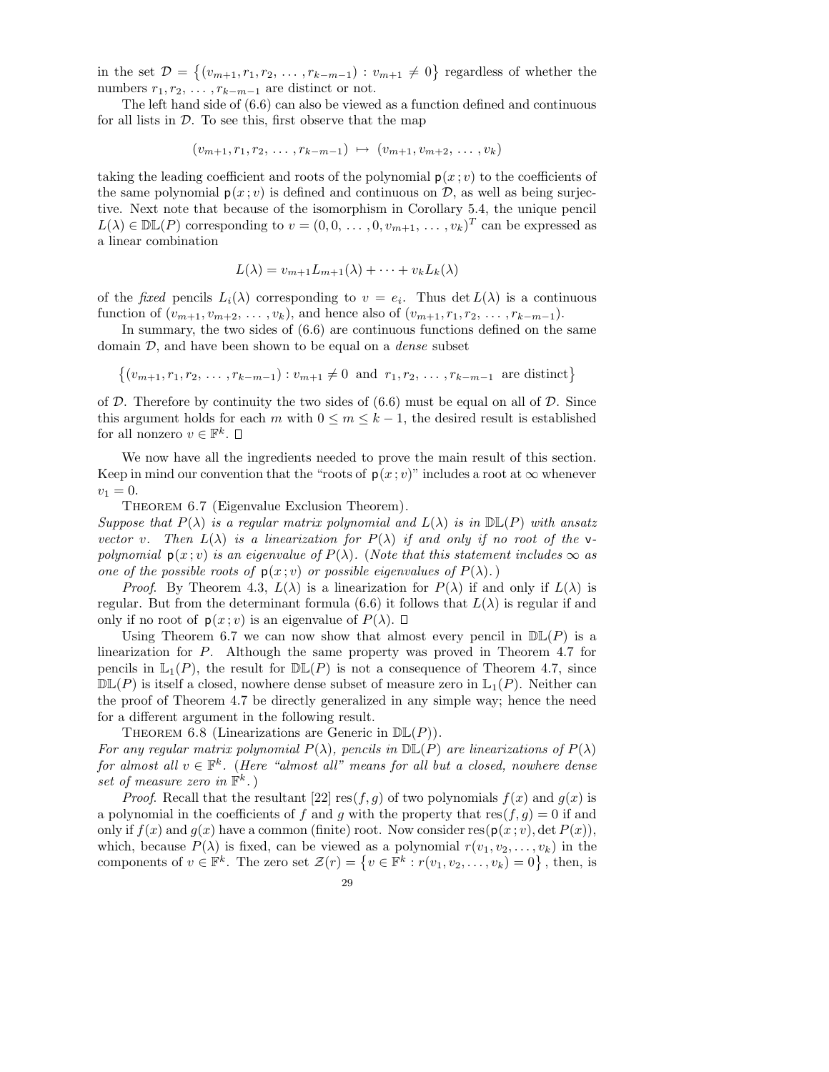in the set $\mathcal{D} = \{(v_{m+1}, r_1, r_2, \ldots, r_{k-m-1}) : v_{m+1} \neq 0\}$ regardless of whether the numbers $r_1, r_2, \ldots, r_{k-m-1}$ are distinct or not.

The left hand side of (6.6) can also be viewed as a function defined and continuous for all lists in $\mathcal{D}$. To see this, first observe that the map

$$(v_{m+1}, r_1, r_2, \ldots, r_{k-m-1}) \mapsto (v_{m+1}, v_{m+2}, \ldots, v_k)$$

taking the leading coefficient and roots of the polynomial $\mathsf{p}(x\,;v)$ to the coefficients of the same polynomial $\mathsf{p}(x\,;v)$ is defined and continuous on $\mathcal{D}$, as well as being surjective. Next note that because of the isomorphism in Corollary 5.4, the unique pencil $L(\lambda) \in \mathbb{DL}(P)$ corresponding to $v = (0, 0, \ldots, 0, v_{m+1}, \ldots, v_k)^T$ can be expressed as a linear combination

$$L(\lambda) = v_{m+1}L_{m+1}(\lambda) + \cdots + v_k L_k(\lambda)$$

of the *fixed* pencils $L_i(\lambda)$ corresponding to $v = e_i$. Thus $\det L(\lambda)$ is a continuous function of $(v_{m+1}, v_{m+2}, \ldots, v_k)$, and hence also of $(v_{m+1}, r_1, r_2, \ldots, r_{k-m-1})$.

In summary, the two sides of (6.6) are continuous functions defined on the same domain $\mathcal{D}$, and have been shown to be equal on a *dense* subset

$$\{(v_{m+1}, r_1, r_2, \ldots, r_{k-m-1}) : v_{m+1} \neq 0 \text{ and } r_1, r_2, \ldots, r_{k-m-1} \text{ are distinct}\}$$

of $\mathcal{D}$. Therefore by continuity the two sides of (6.6) must be equal on all of $\mathcal{D}$. Since this argument holds for each $m$ with $0 \leq m \leq k-1$, the desired result is established for all nonzero $v \in \mathbb{F}^k$. $\square$

We now have all the ingredients needed to prove the main result of this section. Keep in mind our convention that the "roots of $\mathsf{p}(x\,;v)$" includes a root at $\infty$ whenever $v_1 = 0$.

Theorem 6.7 (Eigenvalue Exclusion Theorem). *Suppose that $P(\lambda)$ is a regular matrix polynomial and $L(\lambda)$ is in $\mathbb{DL}(P)$ with ansatz vector $v$. Then $L(\lambda)$ is a linearization for $P(\lambda)$ if and only if no root of the* $\mathsf{v}$*-polynomial $\mathsf{p}(x\,;v)$ is an eigenvalue of $P(\lambda)$. (Note that this statement includes $\infty$ as one of the possible roots of $\mathsf{p}(x\,;v)$ or possible eigenvalues of $P(\lambda)$.)*

*Proof.* By Theorem 4.3, $L(\lambda)$ is a linearization for $P(\lambda)$ if and only if $L(\lambda)$ is regular. But from the determinant formula (6.6) it follows that $L(\lambda)$ is regular if and only if no root of $\mathsf{p}(x\,;v)$ is an eigenvalue of $P(\lambda)$. $\square$

Using Theorem 6.7 we can now show that almost every pencil in $\mathbb{DL}(P)$ is a linearization for $P$. Although the same property was proved in Theorem 4.7 for pencils in $\mathbb{L}_1(P)$, the result for $\mathbb{DL}(P)$ is not a consequence of Theorem 4.7, since $\mathbb{DL}(P)$ is itself a closed, nowhere dense subset of measure zero in $\mathbb{L}_1(P)$. Neither can the proof of Theorem 4.7 be directly generalized in any simple way; hence the need for a different argument in the following result.

Theorem 6.8 (Linearizations are Generic in $\mathbb{DL}(P)$). *For any regular matrix polynomial $P(\lambda)$, pencils in $\mathbb{DL}(P)$ are linearizations of $P(\lambda)$ for almost all $v \in \mathbb{F}^k$. (Here "almost all" means for all but a closed, nowhere dense set of measure zero in $\mathbb{F}^k$.)*

*Proof.* Recall that the resultant [22] $\operatorname{res}(f, g)$ of two polynomials $f(x)$ and $g(x)$ is a polynomial in the coefficients of $f$ and $g$ with the property that $\operatorname{res}(f, g) = 0$ if and only if $f(x)$ and $g(x)$ have a common (finite) root. Now consider $\operatorname{res}(\mathsf{p}(x\,;v), \det P(x))$, which, because $P(\lambda)$ is fixed, can be viewed as a polynomial $r(v_1, v_2, \ldots, v_k)$ in the components of $v \in \mathbb{F}^k$. The zero set $\mathcal{Z}(r) = \{v \in \mathbb{F}^k : r(v_1, v_2, \ldots, v_k) = 0\}$, then, is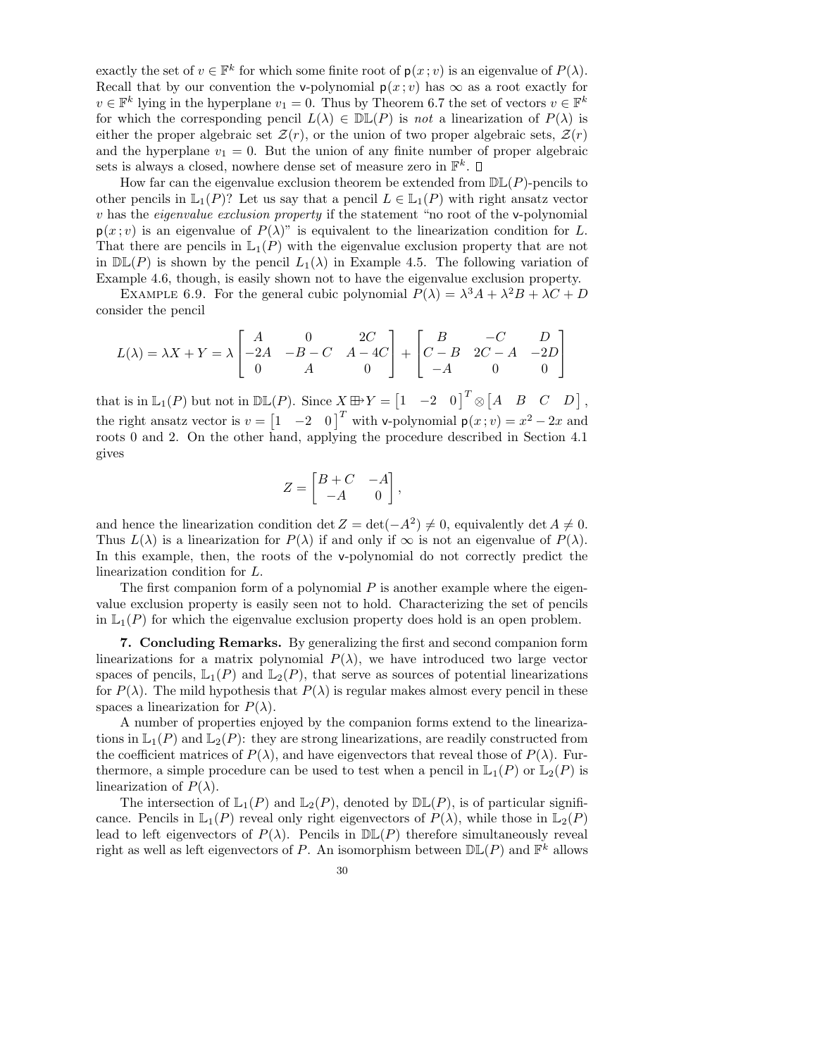exactly the set of $v \in \mathbb{F}^k$ for which some finite root of $\mathsf{p}(x\,;v)$ is an eigenvalue of $P(\lambda)$. Recall that by our convention the $\mathsf{v}$-polynomial $\mathsf{p}(x\,;v)$ has $\infty$ as a root exactly for $v \in \mathbb{F}^k$ lying in the hyperplane $v_1 = 0$. Thus by Theorem 6.7 the set of vectors $v \in \mathbb{F}^k$ for which the corresponding pencil $L(\lambda) \in \mathbb{DL}(P)$ is *not* a linearization of $P(\lambda)$ is either the proper algebraic set $\mathcal{Z}(r)$, or the union of two proper algebraic sets, $\mathcal{Z}(r)$ and the hyperplane $v_1 = 0$. But the union of any finite number of proper algebraic sets is always a closed, nowhere dense set of measure zero in $\mathbb{F}^k$. $\square$

How far can the eigenvalue exclusion theorem be extended from $\mathbb{DL}(P)$-pencils to other pencils in $\mathbb{L}_1(P)$? Let us say that a pencil $L \in \mathbb{L}_1(P)$ with right ansatz vector $v$ has the *eigenvalue exclusion property* if the statement "no root of the $\mathsf{v}$-polynomial $\mathsf{p}(x\,;v)$ is an eigenvalue of $P(\lambda)$" is equivalent to the linearization condition for $L$. That there are pencils in $\mathbb{L}_1(P)$ with the eigenvalue exclusion property that are not in $\mathbb{DL}(P)$ is shown by the pencil $L_1(\lambda)$ in Example 4.5. The following variation of Example 4.6, though, is easily shown not to have the eigenvalue exclusion property.

EXAMPLE 6.9. For the general cubic polynomial $P(\lambda) = \lambda^3 A + \lambda^2 B + \lambda C + D$ consider the pencil

$$L(\lambda) = \lambda X + Y = \lambda \begin{bmatrix} A & 0 & 2C \\ -2A & -B-C & A-4C \\ 0 & A & 0 \end{bmatrix} + \begin{bmatrix} B & -C & D \\ C-B & 2C-A & -2D \\ -A & 0 & 0 \end{bmatrix}$$

that is in $\mathbb{L}_1(P)$ but not in $\mathbb{DL}(P)$. Since $X \boxplus\!\!\rightarrow Y = \begin{bmatrix} 1 & -2 & 0 \end{bmatrix}^T \otimes \begin{bmatrix} A & B & C & D \end{bmatrix}$, the right ansatz vector is $v = \begin{bmatrix} 1 & -2 & 0 \end{bmatrix}^T$ with $\mathsf{v}$-polynomial $\mathsf{p}(x\,;v) = x^2 - 2x$ and roots 0 and 2. On the other hand, applying the procedure described in Section 4.1 gives

$$Z = \begin{bmatrix} B+C & -A \\ -A & 0 \end{bmatrix},$$

and hence the linearization condition $\det Z = \det(-A^2) \neq 0$, equivalently $\det A \neq 0$. Thus $L(\lambda)$ is a linearization for $P(\lambda)$ if and only if $\infty$ is not an eigenvalue of $P(\lambda)$. In this example, then, the roots of the $\mathsf{v}$-polynomial do not correctly predict the linearization condition for $L$.

The first companion form of a polynomial $P$ is another example where the eigenvalue exclusion property is easily seen not to hold. Characterizing the set of pencils in $\mathbb{L}_1(P)$ for which the eigenvalue exclusion property does hold is an open problem.

**7. Concluding Remarks.** By generalizing the first and second companion form linearizations for a matrix polynomial $P(\lambda)$, we have introduced two large vector spaces of pencils, $\mathbb{L}_1(P)$ and $\mathbb{L}_2(P)$, that serve as sources of potential linearizations for $P(\lambda)$. The mild hypothesis that $P(\lambda)$ is regular makes almost every pencil in these spaces a linearization for $P(\lambda)$.

A number of properties enjoyed by the companion forms extend to the linearizations in $\mathbb{L}_1(P)$ and $\mathbb{L}_2(P)$: they are strong linearizations, are readily constructed from the coefficient matrices of $P(\lambda)$, and have eigenvectors that reveal those of $P(\lambda)$. Furthermore, a simple procedure can be used to test when a pencil in $\mathbb{L}_1(P)$ or $\mathbb{L}_2(P)$ is linearization of $P(\lambda)$.

The intersection of $\mathbb{L}_1(P)$ and $\mathbb{L}_2(P)$, denoted by $\mathbb{DL}(P)$, is of particular significance. Pencils in $\mathbb{L}_1(P)$ reveal only right eigenvectors of $P(\lambda)$, while those in $\mathbb{L}_2(P)$ lead to left eigenvectors of $P(\lambda)$. Pencils in $\mathbb{DL}(P)$ therefore simultaneously reveal right as well as left eigenvectors of $P$. An isomorphism between $\mathbb{DL}(P)$ and $\mathbb{F}^k$ allows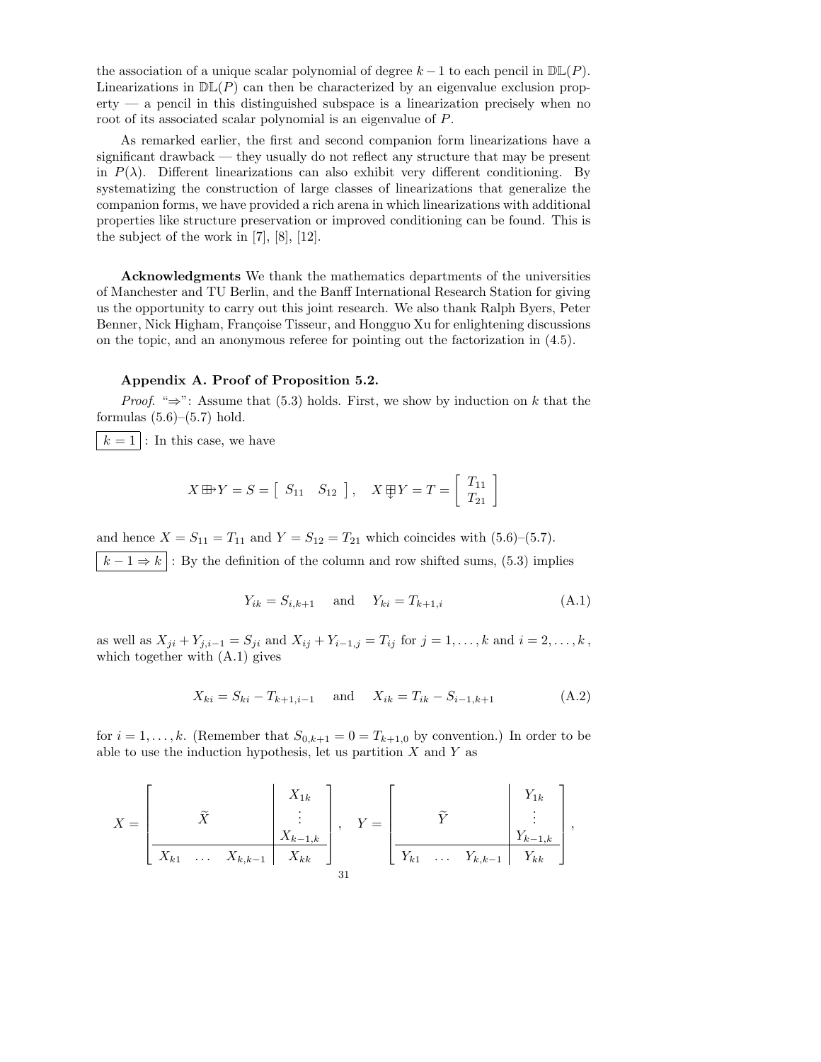the association of a unique scalar polynomial of degree $k-1$ to each pencil in $\mathbb{DL}(P)$. Linearizations in $\mathbb{DL}(P)$ can then be characterized by an eigenvalue exclusion property — a pencil in this distinguished subspace is a linearization precisely when no root of its associated scalar polynomial is an eigenvalue of $P$.

As remarked earlier, the first and second companion form linearizations have a significant drawback — they usually do not reflect any structure that may be present in $P(\lambda)$. Different linearizations can also exhibit very different conditioning. By systematizing the construction of large classes of linearizations that generalize the companion forms, we have provided a rich arena in which linearizations with additional properties like structure preservation or improved conditioning can be found. This is the subject of the work in [7], [8], [12].

**Acknowledgments** We thank the mathematics departments of the universities of Manchester and TU Berlin, and the Banff International Research Station for giving us the opportunity to carry out this joint research. We also thank Ralph Byers, Peter Benner, Nick Higham, Françoise Tisseur, and Hongguo Xu for enlightening discussions on the topic, and an anonymous referee for pointing out the factorization in (4.5).

### Appendix A. Proof of Proposition 5.2.

*Proof.* "$\Rightarrow$": Assume that (5.3) holds. First, we show by induction on $k$ that the formulas (5.6)–(5.7) hold.

$\boxed{k=1}$ : In this case, we have

$$X \boxplus\!\!\rightarrow Y = S = \begin{bmatrix} S_{11} & S_{12} \end{bmatrix}, \quad X \,\underset{\downarrow}{\boxplus}\, Y = T = \begin{bmatrix} T_{11} \\ T_{21} \end{bmatrix}$$

and hence $X = S_{11} = T_{11}$ and $Y = S_{12} = T_{21}$ which coincides with (5.6)–(5.7).

$\boxed{k-1 \Rightarrow k}$ : By the definition of the column and row shifted sums, (5.3) implies

$$Y_{ik} = S_{i,k+1} \quad \text{and} \quad Y_{ki} = T_{k+1,i} \tag{A.1}$$

as well as $X_{ji} + Y_{j,i-1} = S_{ji}$ and $X_{ij} + Y_{i-1,j} = T_{ij}$ for $j = 1, \ldots, k$ and $i = 2, \ldots, k$, which together with (A.1) gives

$$X_{ki} = S_{ki} - T_{k+1,i-1} \quad \text{and} \quad X_{ik} = T_{ik} - S_{i-1,k+1} \tag{A.2}$$

for $i = 1, \ldots, k$. (Remember that $S_{0,k+1} = 0 = T_{k+1,0}$ by convention.) In order to be able to use the induction hypothesis, let us partition $X$ and $Y$ as

$$X = \left[\begin{array}{ccc|c} & & & X_{1k} \\ & \widetilde{X} & & \vdots \\ & & & X_{k-1,k} \\ \hline X_{k1} & \ldots & X_{k,k-1} & X_{kk} \end{array}\right], \quad Y = \left[\begin{array}{ccc|c} & & & Y_{1k} \\ & \widetilde{Y} & & \vdots \\ & & & Y_{k-1,k} \\ \hline Y_{k1} & \ldots & Y_{k,k-1} & Y_{kk} \end{array}\right],$$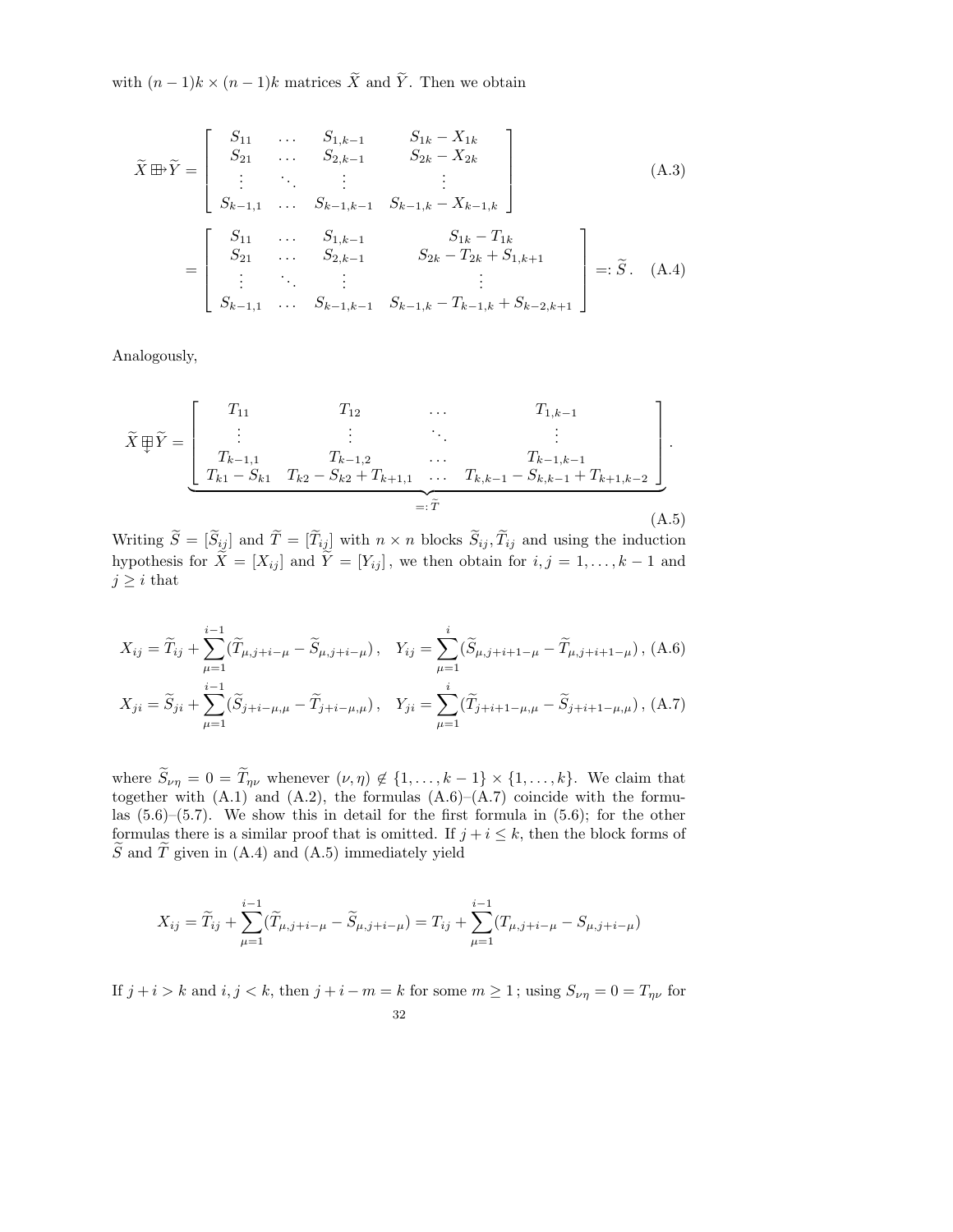with $(n-1)k \times (n-1)k$ matrices $\widetilde{X}$ and $\widetilde{Y}$. Then we obtain

$$
\widetilde{X} \boxplus\!\!\rightarrow \widetilde{Y} = \begin{bmatrix} S_{11} & \dots & S_{1,k-1} & S_{1k} - X_{1k} \\ S_{21} & \dots & S_{2,k-1} & S_{2k} - X_{2k} \\ \vdots & \ddots & \vdots & \vdots \\ S_{k-1,1} & \dots & S_{k-1,k-1} & S_{k-1,k} - X_{k-1,k} \end{bmatrix} \tag{A.3}
$$

$$
= \begin{bmatrix} S_{11} & \dots & S_{1,k-1} & S_{1k} - T_{1k} \\ S_{21} & \dots & S_{2,k-1} & S_{2k} - T_{2k} + S_{1,k+1} \\ \vdots & \ddots & \vdots & \vdots \\ S_{k-1,1} & \dots & S_{k-1,k-1} & S_{k-1,k} - T_{k-1,k} + S_{k-2,k+1} \end{bmatrix} =: \widetilde{S} \,. \tag{A.4}
$$

Analogously,

$$
\widetilde{X} \underset{\downarrow}{\boxplus} \widetilde{Y} = \underbrace{\begin{bmatrix} T_{11} & T_{12} & \dots & T_{1,k-1} \\ \vdots & \vdots & \ddots & \vdots \\ T_{k-1,1} & T_{k-1,2} & \dots & T_{k-1,k-1} \\ T_{k1} - S_{k1} & T_{k2} - S_{k2} + T_{k+1,1} & \dots & T_{k,k-1} - S_{k,k-1} + T_{k+1,k-2} \end{bmatrix}}_{=: \widetilde{T}} . \tag{A.5}
$$

Writing $\widetilde{S} = [\widetilde{S}_{ij}]$ and $\widetilde{T} = [\widetilde{T}_{ij}]$ with $n \times n$ blocks $\widetilde{S}_{ij}, \widetilde{T}_{ij}$ and using the induction hypothesis for $\widetilde{X} = [X_{ij}]$ and $\widetilde{Y} = [Y_{ij}]$, we then obtain for $i, j = 1, \dots, k-1$ and $j \geq i$ that

$$
X_{ij} = \widetilde{T}_{ij} + \sum_{\mu=1}^{i-1} (\widetilde{T}_{\mu,j+i-\mu} - \widetilde{S}_{\mu,j+i-\mu}) \,, \quad Y_{ij} = \sum_{\mu=1}^{i} (\widetilde{S}_{\mu,j+i+1-\mu} - \widetilde{T}_{\mu,j+i+1-\mu}) \,, \tag{A.6}
$$

$$
X_{ji} = \widetilde{S}_{ji} + \sum_{\mu=1}^{i-1} (\widetilde{S}_{j+i-\mu,\mu} - \widetilde{T}_{j+i-\mu,\mu}) \,, \quad Y_{ji} = \sum_{\mu=1}^{i} (\widetilde{T}_{j+i+1-\mu,\mu} - \widetilde{S}_{j+i+1-\mu,\mu}) \,, \tag{A.7}
$$

where $\widetilde{S}_{\nu\eta} = 0 = \widetilde{T}_{\eta\nu}$ whenever $(\nu, \eta) \notin \{1, \dots, k-1\} \times \{1, \dots, k\}$. We claim that together with (A.1) and (A.2), the formulas (A.6)–(A.7) coincide with the formulas (5.6)–(5.7). We show this in detail for the first formula in (5.6); for the other formulas there is a similar proof that is omitted. If $j + i \leq k$, then the block forms of $\widetilde{S}$ and $\widetilde{T}$ given in (A.4) and (A.5) immediately yield

$$
X_{ij} = \widetilde{T}_{ij} + \sum_{\mu=1}^{i-1} (\widetilde{T}_{\mu,j+i-\mu} - \widetilde{S}_{\mu,j+i-\mu}) = T_{ij} + \sum_{\mu=1}^{i-1} (T_{\mu,j+i-\mu} - S_{\mu,j+i-\mu})
$$

If $j + i > k$ and $i, j < k$, then $j + i - m = k$ for some $m \geq 1$; using $S_{\nu\eta} = 0 = T_{\eta\nu}$ for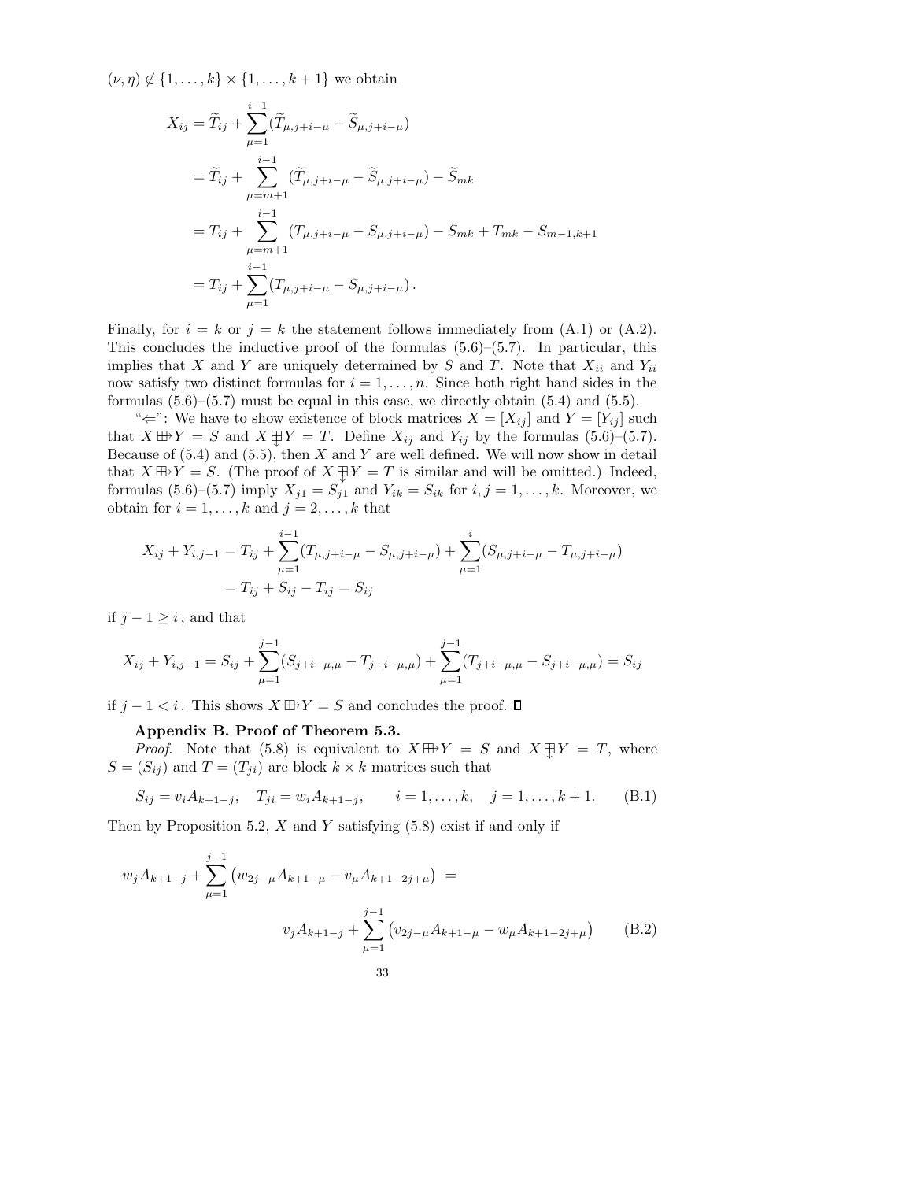$(\nu,\eta) \notin \{1,\dots,k\} \times \{1,\dots,k+1\}$ we obtain

$$
\begin{aligned}
X_{ij} &= \widetilde{T}_{ij} + \sum_{\mu=1}^{i-1} (\widetilde{T}_{\mu,j+i-\mu} - \widetilde{S}_{\mu,j+i-\mu}) \\
&= \widetilde{T}_{ij} + \sum_{\mu=m+1}^{i-1} (\widetilde{T}_{\mu,j+i-\mu} - \widetilde{S}_{\mu,j+i-\mu}) - \widetilde{S}_{mk} \\
&= T_{ij} + \sum_{\mu=m+1}^{i-1} (T_{\mu,j+i-\mu} - S_{\mu,j+i-\mu}) - S_{mk} + T_{mk} - S_{m-1,k+1} \\
&= T_{ij} + \sum_{\mu=1}^{i-1} (T_{\mu,j+i-\mu} - S_{\mu,j+i-\mu}) \,.
\end{aligned}
$$

Finally, for $i = k$ or $j = k$ the statement follows immediately from (A.1) or (A.2). This concludes the inductive proof of the formulas (5.6)–(5.7). In particular, this implies that $X$ and $Y$ are uniquely determined by $S$ and $T$. Note that $X_{ii}$ and $Y_{ii}$ now satisfy two distinct formulas for $i = 1,\dots,n$. Since both right hand sides in the formulas (5.6)–(5.7) must be equal in this case, we directly obtain (5.4) and (5.5).

"$\Leftarrow$": We have to show existence of block matrices $X = [X_{ij}]$ and $Y = [Y_{ij}]$ such that $X \boxplus\!\!\rightarrow Y = S$ and $X \underset{\downarrow}{\boxplus} Y = T$. Define $X_{ij}$ and $Y_{ij}$ by the formulas (5.6)–(5.7). Because of (5.4) and (5.5), then $X$ and $Y$ are well defined. We will now show in detail that $X \boxplus\!\!\rightarrow Y = S$. (The proof of $X \underset{\downarrow}{\boxplus} Y = T$ is similar and will be omitted.) Indeed, formulas (5.6)–(5.7) imply $X_{j1} = S_{j1}$ and $Y_{ik} = S_{ik}$ for $i,j = 1,\dots,k$. Moreover, we obtain for $i = 1,\dots,k$ and $j = 2,\dots,k$ that

$$
\begin{aligned}
X_{ij} + Y_{i,j-1} &= T_{ij} + \sum_{\mu=1}^{i-1} (T_{\mu,j+i-\mu} - S_{\mu,j+i-\mu}) + \sum_{\mu=1}^{i} (S_{\mu,j+i-\mu} - T_{\mu,j+i-\mu}) \\
&= T_{ij} + S_{ij} - T_{ij} = S_{ij}
\end{aligned}
$$

if $j - 1 \geq i$, and that

$$
X_{ij} + Y_{i,j-1} = S_{ij} + \sum_{\mu=1}^{j-1} (S_{j+i-\mu,\mu} - T_{j+i-\mu,\mu}) + \sum_{\mu=1}^{j-1} (T_{j+i-\mu,\mu} - S_{j+i-\mu,\mu}) = S_{ij}
$$

if $j - 1 < i$. This shows $X \boxplus\!\!\rightarrow Y = S$ and concludes the proof. $\square$

**Appendix B. Proof of Theorem 5.3.**

*Proof.* Note that (5.8) is equivalent to $X \boxplus\!\!\rightarrow Y = S$ and $X \underset{\downarrow}{\boxplus} Y = T$, where $S = (S_{ij})$ and $T = (T_{ji})$ are block $k \times k$ matrices such that

$$
S_{ij} = v_i A_{k+1-j}, \quad T_{ji} = w_i A_{k+1-j}, \qquad i = 1,\dots,k, \quad j = 1,\dots,k+1. \tag{B.1}
$$

Then by Proposition 5.2, $X$ and $Y$ satisfying (5.8) exist if and only if

$$
w_j A_{k+1-j} + \sum_{\mu=1}^{j-1} \left( w_{2j-\mu} A_{k+1-\mu} - v_\mu A_{k+1-2j+\mu} \right) = v_j A_{k+1-j} + \sum_{\mu=1}^{j-1} \left( v_{2j-\mu} A_{k+1-\mu} - w_\mu A_{k+1-2j+\mu} \right) \tag{B.2}
$$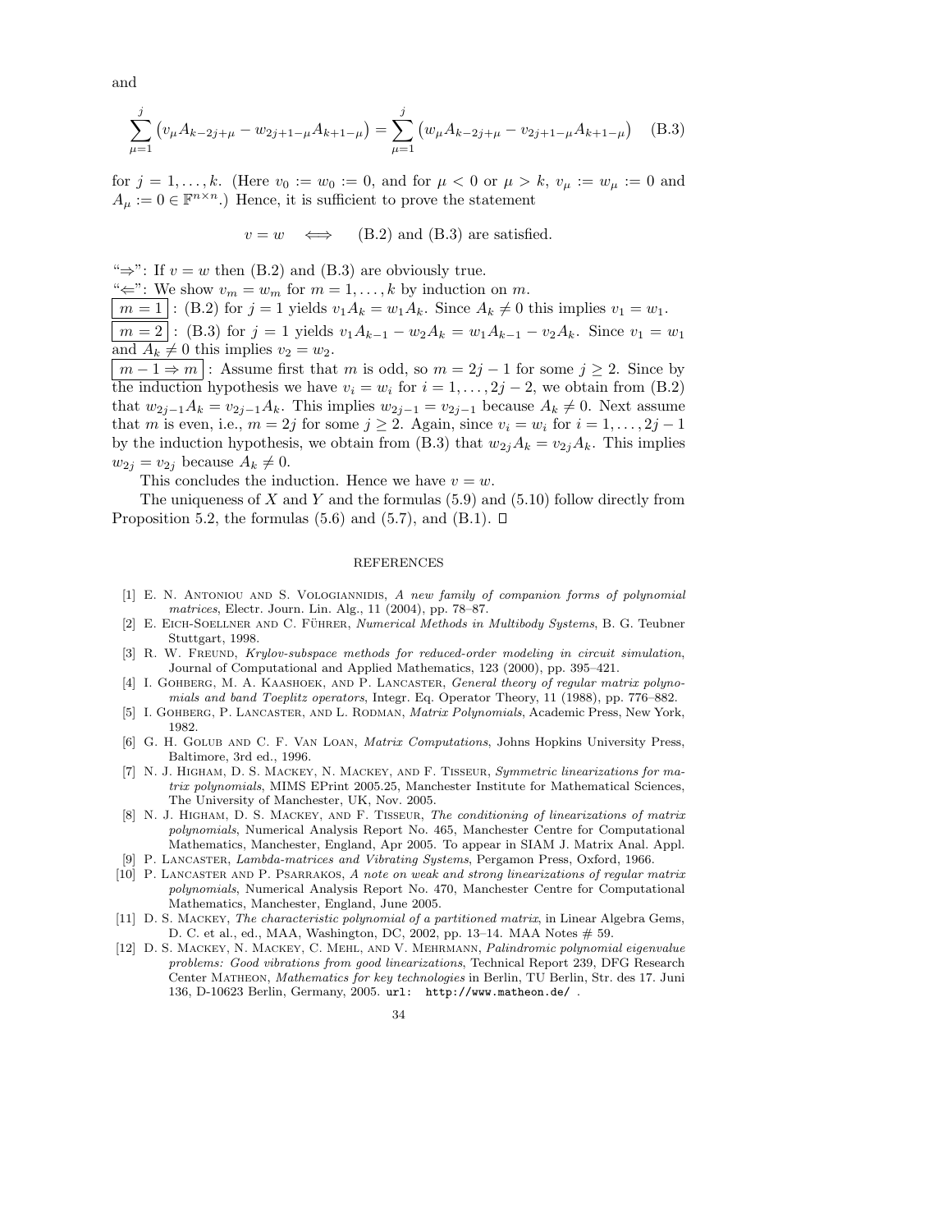and

$$\sum_{\mu=1}^{j} \left( v_\mu A_{k-2j+\mu} - w_{2j+1-\mu} A_{k+1-\mu} \right) = \sum_{\mu=1}^{j} \left( w_\mu A_{k-2j+\mu} - v_{2j+1-\mu} A_{k+1-\mu} \right) \quad \text{(B.3)}$$

for $j = 1, \ldots, k$. (Here $v_0 := w_0 := 0$, and for $\mu < 0$ or $\mu > k$, $v_\mu := w_\mu := 0$ and $A_\mu := 0 \in \mathbb{F}^{n \times n}$.) Hence, it is sufficient to prove the statement

$$v = w \quad \Longleftrightarrow \quad \text{(B.2) and (B.3) are satisfied.}$$

"$\Rightarrow$": If $v = w$ then (B.2) and (B.3) are obviously true.
"$\Leftarrow$": We show $v_m = w_m$ for $m = 1, \ldots, k$ by induction on $m$.
$\boxed{m = 1}$ : (B.2) for $j = 1$ yields $v_1 A_k = w_1 A_k$. Since $A_k \neq 0$ this implies $v_1 = w_1$.
$\boxed{m = 2}$ : (B.3) for $j = 1$ yields $v_1 A_{k-1} - w_2 A_k = w_1 A_{k-1} - v_2 A_k$. Since $v_1 = w_1$ and $A_k \neq 0$ this implies $v_2 = w_2$.
$\boxed{m - 1 \Rightarrow m}$ : Assume first that $m$ is odd, so $m = 2j - 1$ for some $j \geq 2$. Since by the induction hypothesis we have $v_i = w_i$ for $i = 1, \ldots, 2j - 2$, we obtain from (B.2) that $w_{2j-1} A_k = v_{2j-1} A_k$. This implies $w_{2j-1} = v_{2j-1}$ because $A_k \neq 0$. Next assume that $m$ is even, i.e., $m = 2j$ for some $j \geq 2$. Again, since $v_i = w_i$ for $i = 1, \ldots, 2j - 1$ by the induction hypothesis, we obtain from (B.3) that $w_{2j} A_k = v_{2j} A_k$. This implies $w_{2j} = v_{2j}$ because $A_k \neq 0$.

This concludes the induction. Hence we have $v = w$.

The uniqueness of $X$ and $Y$ and the formulas (5.9) and (5.10) follow directly from Proposition 5.2, the formulas (5.6) and (5.7), and (B.1). □

## REFERENCES

[1] E. N. Antoniou and S. Vologiannidis, *A new family of companion forms of polynomial matrices*, Electr. Journ. Lin. Alg., 11 (2004), pp. 78–87.

[2] E. Eich-Soellner and C. Führer, *Numerical Methods in Multibody Systems*, B. G. Teubner Stuttgart, 1998.

[3] R. W. Freund, *Krylov-subspace methods for reduced-order modeling in circuit simulation*, Journal of Computational and Applied Mathematics, 123 (2000), pp. 395–421.

[4] I. Gohberg, M. A. Kaashoek, and P. Lancaster, *General theory of regular matrix polynomials and band Toeplitz operators*, Integr. Eq. Operator Theory, 11 (1988), pp. 776–882.

[5] I. Gohberg, P. Lancaster, and L. Rodman, *Matrix Polynomials*, Academic Press, New York, 1982.

[6] G. H. Golub and C. F. Van Loan, *Matrix Computations*, Johns Hopkins University Press, Baltimore, 3rd ed., 1996.

[7] N. J. Higham, D. S. Mackey, N. Mackey, and F. Tisseur, *Symmetric linearizations for matrix polynomials*, MIMS EPrint 2005.25, Manchester Institute for Mathematical Sciences, The University of Manchester, UK, Nov. 2005.

[8] N. J. Higham, D. S. Mackey, and F. Tisseur, *The conditioning of linearizations of matrix polynomials*, Numerical Analysis Report No. 465, Manchester Centre for Computational Mathematics, Manchester, England, Apr 2005. To appear in SIAM J. Matrix Anal. Appl.

[9] P. Lancaster, *Lambda-matrices and Vibrating Systems*, Pergamon Press, Oxford, 1966.

[10] P. Lancaster and P. Psarrakos, *A note on weak and strong linearizations of regular matrix polynomials*, Numerical Analysis Report No. 470, Manchester Centre for Computational Mathematics, Manchester, England, June 2005.

[11] D. S. Mackey, *The characteristic polynomial of a partitioned matrix*, in Linear Algebra Gems, D. C. et al., ed., MAA, Washington, DC, 2002, pp. 13–14. MAA Notes # 59.

[12] D. S. Mackey, N. Mackey, C. Mehl, and V. Mehrmann, *Palindromic polynomial eigenvalue problems: Good vibrations from good linearizations*, Technical Report 239, DFG Research Center Matheon, *Mathematics for key technologies* in Berlin, TU Berlin, Str. des 17. Juni 136, D-10623 Berlin, Germany, 2005. `url: http://www.matheon.de/` .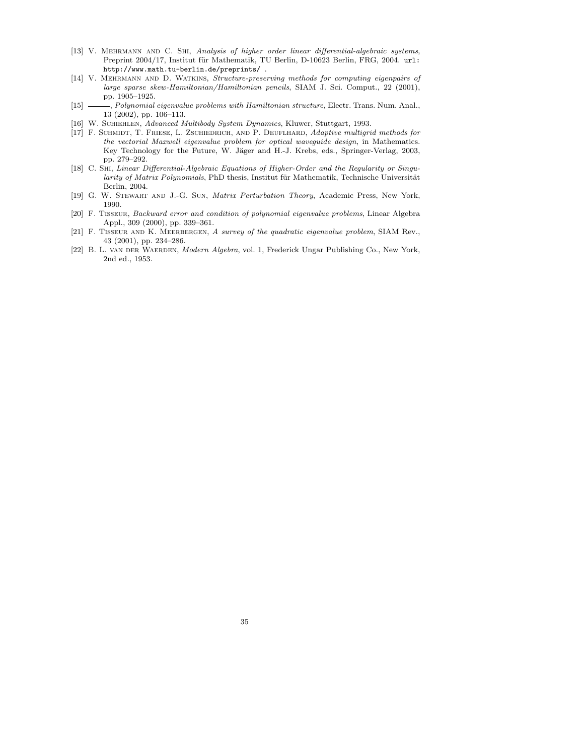[13] V. Mehrmann and C. Shi, *Analysis of higher order linear differential-algebraic systems*, Preprint 2004/17, Institut für Mathematik, TU Berlin, D-10623 Berlin, FRG, 2004. url: http://www.math.tu-berlin.de/preprints/ .

[14] V. Mehrmann and D. Watkins, *Structure-preserving methods for computing eigenpairs of large sparse skew-Hamiltonian/Hamiltonian pencils*, SIAM J. Sci. Comput., 22 (2001), pp. 1905–1925.

[15] ———, *Polynomial eigenvalue problems with Hamiltonian structure*, Electr. Trans. Num. Anal., 13 (2002), pp. 106–113.

[16] W. Schiehlen, *Advanced Multibody System Dynamics*, Kluwer, Stuttgart, 1993.

[17] F. Schmidt, T. Friese, L. Zschiedrich, and P. Deuflhard, *Adaptive multigrid methods for the vectorial Maxwell eigenvalue problem for optical waveguide design*, in Mathematics. Key Technology for the Future, W. Jäger and H.-J. Krebs, eds., Springer-Verlag, 2003, pp. 279–292.

[18] C. Shi, *Linear Differential-Algebraic Equations of Higher-Order and the Regularity or Singularity of Matrix Polynomials*, PhD thesis, Institut für Mathematik, Technische Universität Berlin, 2004.

[19] G. W. Stewart and J.-G. Sun, *Matrix Perturbation Theory*, Academic Press, New York, 1990.

[20] F. Tisseur, *Backward error and condition of polynomial eigenvalue problems*, Linear Algebra Appl., 309 (2000), pp. 339–361.

[21] F. Tisseur and K. Meerbergen, *A survey of the quadratic eigenvalue problem*, SIAM Rev., 43 (2001), pp. 234–286.

[22] B. L. van der Waerden, *Modern Algebra*, vol. 1, Frederick Ungar Publishing Co., New York, 2nd ed., 1953.